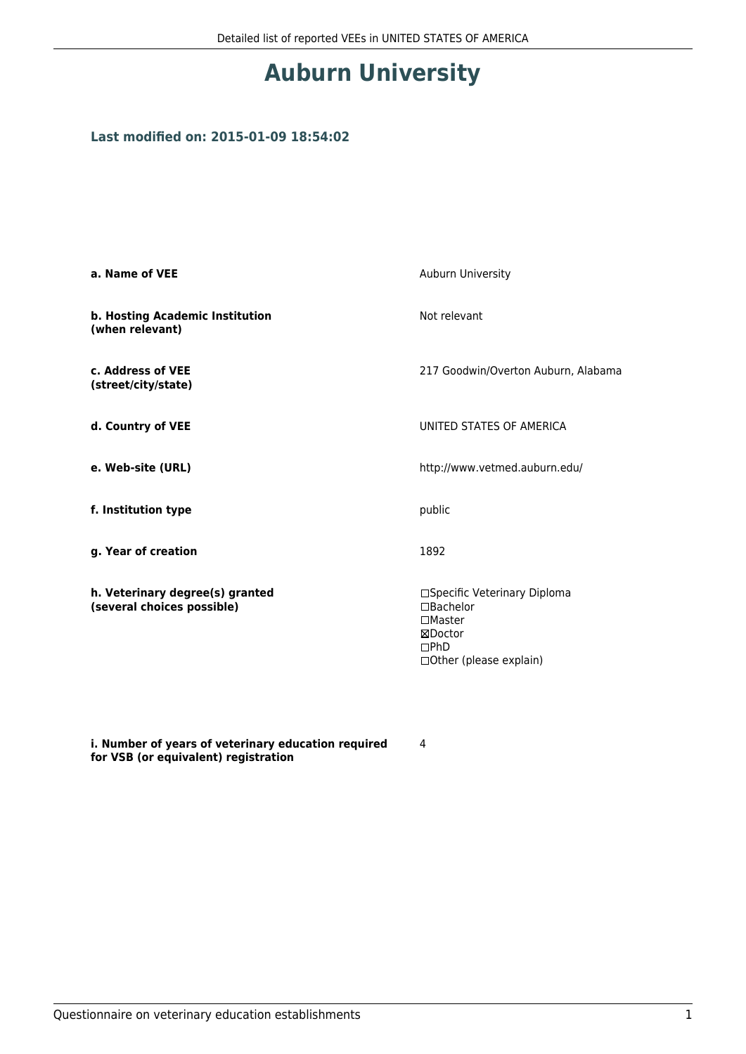# Auburn University

### Last modified on: 2015-01-09 18:54:02

| | |
|---|---|
| **a. Name of VEE** | Auburn University |
| **b. Hosting Academic Institution (when relevant)** | Not relevant |
| **c. Address of VEE (street/city/state)** | 217 Goodwin/Overton Auburn, Alabama |
| **d. Country of VEE** | UNITED STATES OF AMERICA |
| **e. Web-site (URL)** | http://www.vetmed.auburn.edu/ |
| **f. Institution type** | public |
| **g. Year of creation** | 1892 |
| **h. Veterinary degree(s) granted (several choices possible)** | ☐Specific Veterinary Diploma<br>☐Bachelor<br>☐Master<br>☒Doctor<br>☐PhD<br>☐Other (please explain) |
| **i. Number of years of veterinary education required for VSB (or equivalent) registration** | 4 |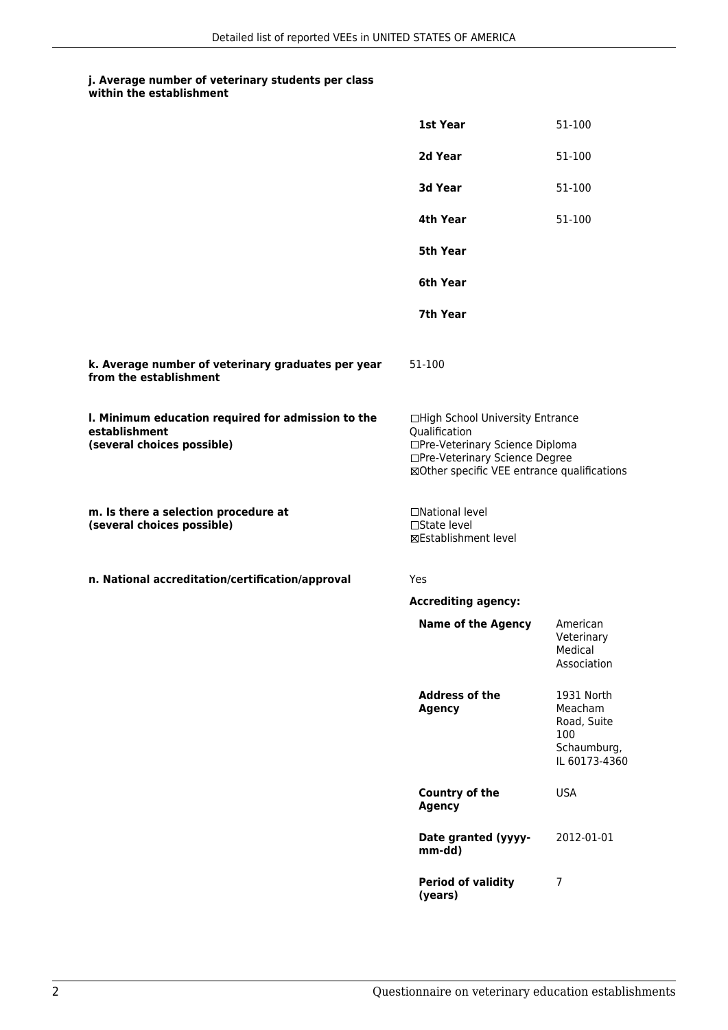**j. Average number of veterinary students per class within the establishment**

| | |
|---|---|
| **1st Year** | 51-100 |
| **2d Year** | 51-100 |
| **3d Year** | 51-100 |
| **4th Year** | 51-100 |
| **5th Year** | |
| **6th Year** | |
| **7th Year** | |

**k. Average number of veterinary graduates per year from the establishment**

51-100

**l. Minimum education required for admission to the establishment (several choices possible)**

☐High School University Entrance Qualification
☐Pre-Veterinary Science Diploma
☐Pre-Veterinary Science Degree
☒Other specific VEE entrance qualifications

**m. Is there a selection procedure at (several choices possible)**

☐National level
☐State level
☒Establishment level

**n. National accreditation/certification/approval**

Yes

**Accrediting agency:**

| | |
|---|---|
| **Name of the Agency** | American Veterinary Medical Association |
| **Address of the Agency** | 1931 North Meacham Road, Suite 100 Schaumburg, IL 60173-4360 |
| **Country of the Agency** | USA |
| **Date granted (yyyy-mm-dd)** | 2012-01-01 |
| **Period of validity (years)** | 7 |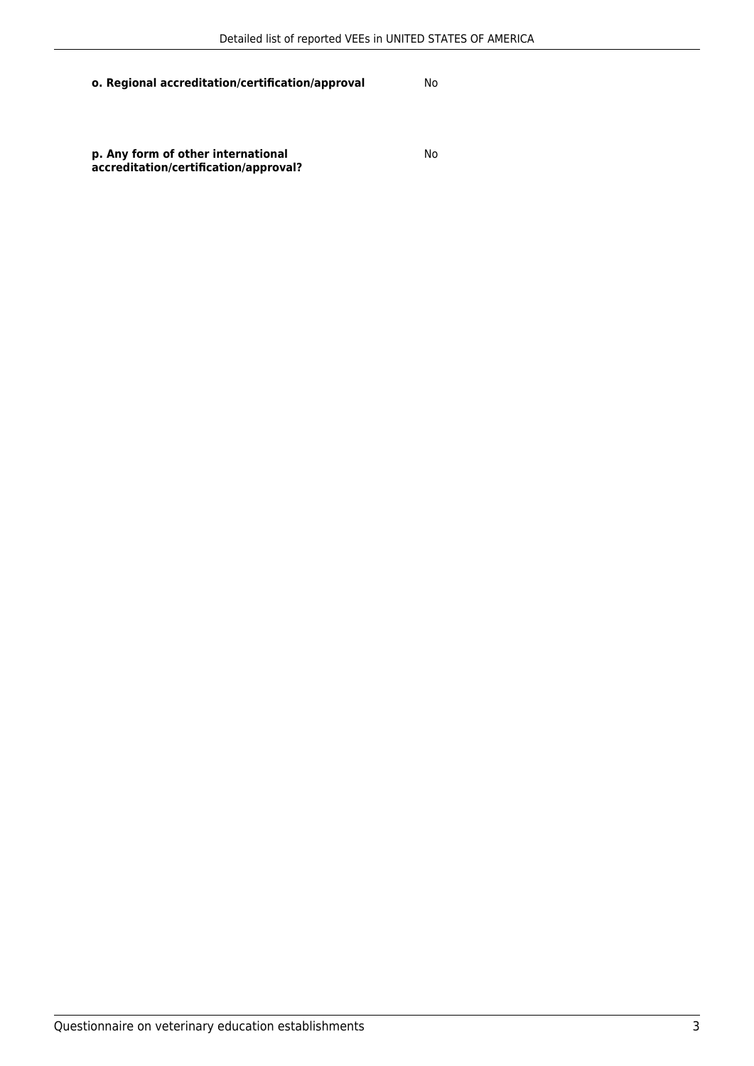| | |
|---|---|
| **o. Regional accreditation/certification/approval** | No |
| **p. Any form of other international accreditation/certification/approval?** | No |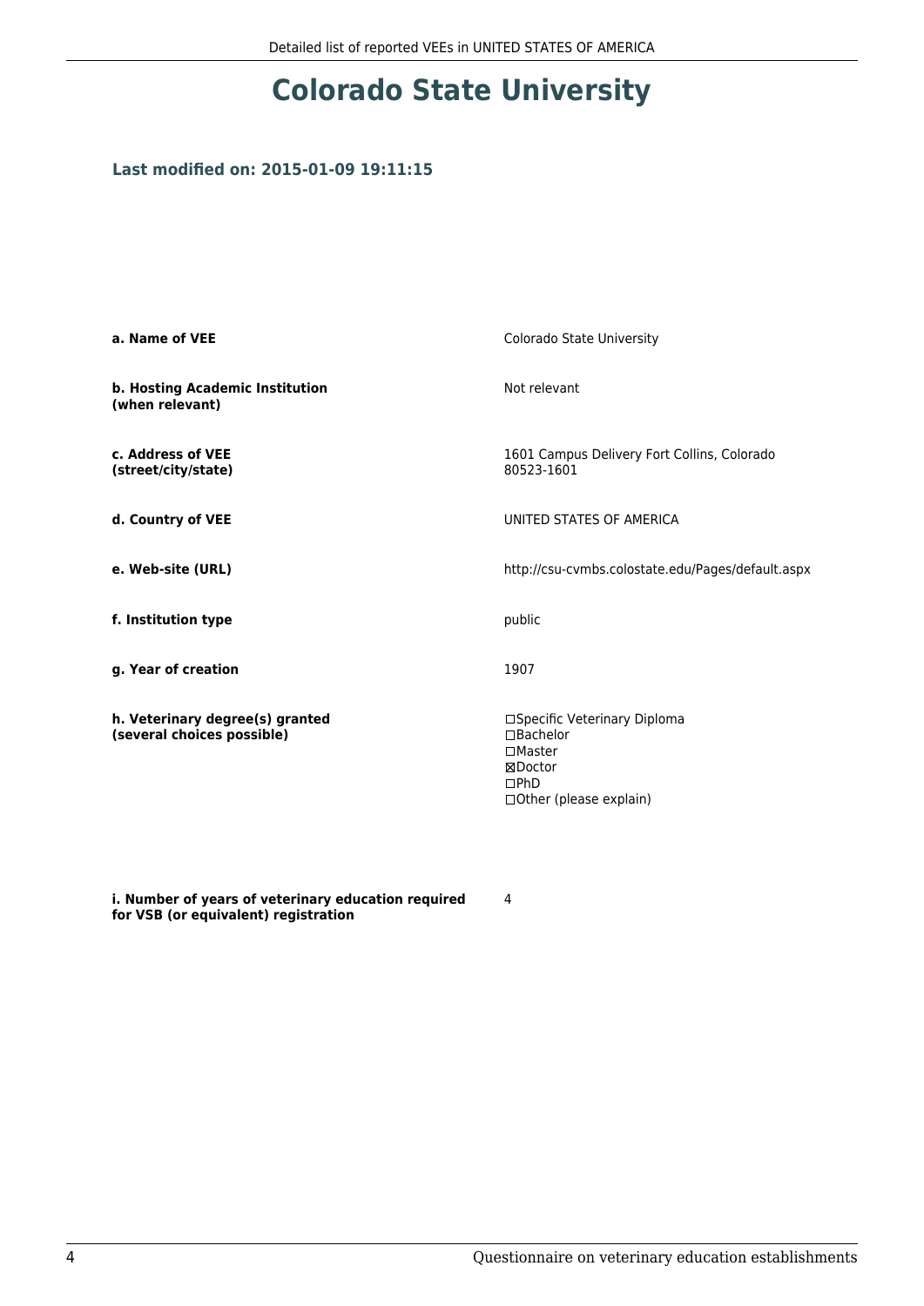# Colorado State University

### Last modified on: 2015-01-09 19:11:15

| | |
|---|---|
| **a. Name of VEE** | Colorado State University |
| **b. Hosting Academic Institution (when relevant)** | Not relevant |
| **c. Address of VEE (street/city/state)** | 1601 Campus Delivery Fort Collins, Colorado 80523-1601 |
| **d. Country of VEE** | UNITED STATES OF AMERICA |
| **e. Web-site (URL)** | http://csu-cvmbs.colostate.edu/Pages/default.aspx |
| **f. Institution type** | public |
| **g. Year of creation** | 1907 |
| **h. Veterinary degree(s) granted (several choices possible)** | ☐Specific Veterinary Diploma<br>☐Bachelor<br>☐Master<br>☒Doctor<br>☐PhD<br>☐Other (please explain) |
| **i. Number of years of veterinary education required for VSB (or equivalent) registration** | 4 |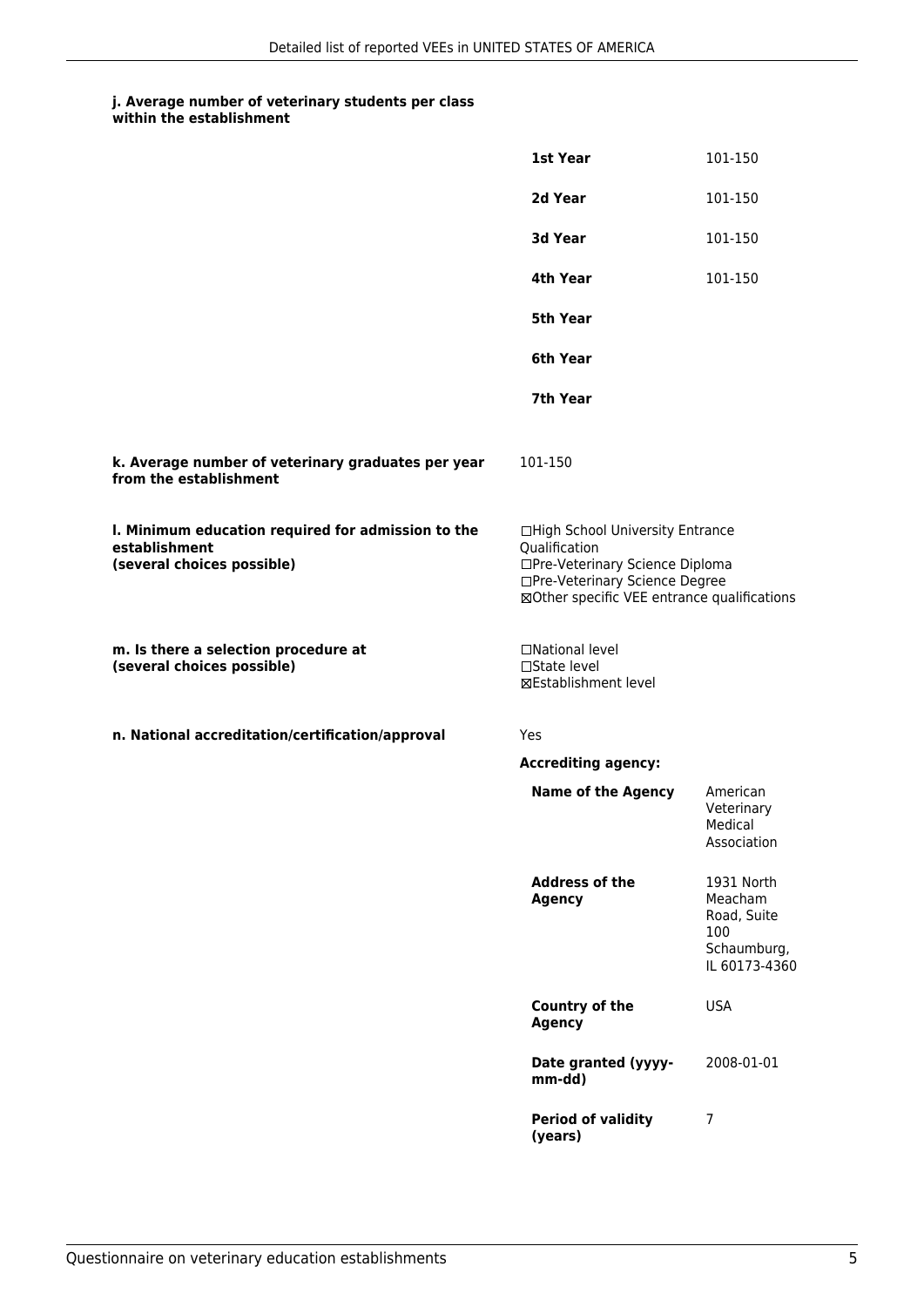**j. Average number of veterinary students per class within the establishment**

| | |
|---|---|
| **1st Year** | 101-150 |
| **2d Year** | 101-150 |
| **3d Year** | 101-150 |
| **4th Year** | 101-150 |
| **5th Year** | |
| **6th Year** | |
| **7th Year** | |

**k. Average number of veterinary graduates per year from the establishment**

101-150

**l. Minimum education required for admission to the establishment (several choices possible)**

☐High School University Entrance Qualification
☐Pre-Veterinary Science Diploma
☐Pre-Veterinary Science Degree
☒Other specific VEE entrance qualifications

**m. Is there a selection procedure at (several choices possible)**

☐National level
☐State level
☒Establishment level

**n. National accreditation/certification/approval**

Yes

**Accrediting agency:**

| | |
|---|---|
| **Name of the Agency** | American Veterinary Medical Association |
| **Address of the Agency** | 1931 North Meacham Road, Suite 100 Schaumburg, IL 60173-4360 |
| **Country of the Agency** | USA |
| **Date granted (yyyy-mm-dd)** | 2008-01-01 |
| **Period of validity (years)** | 7 |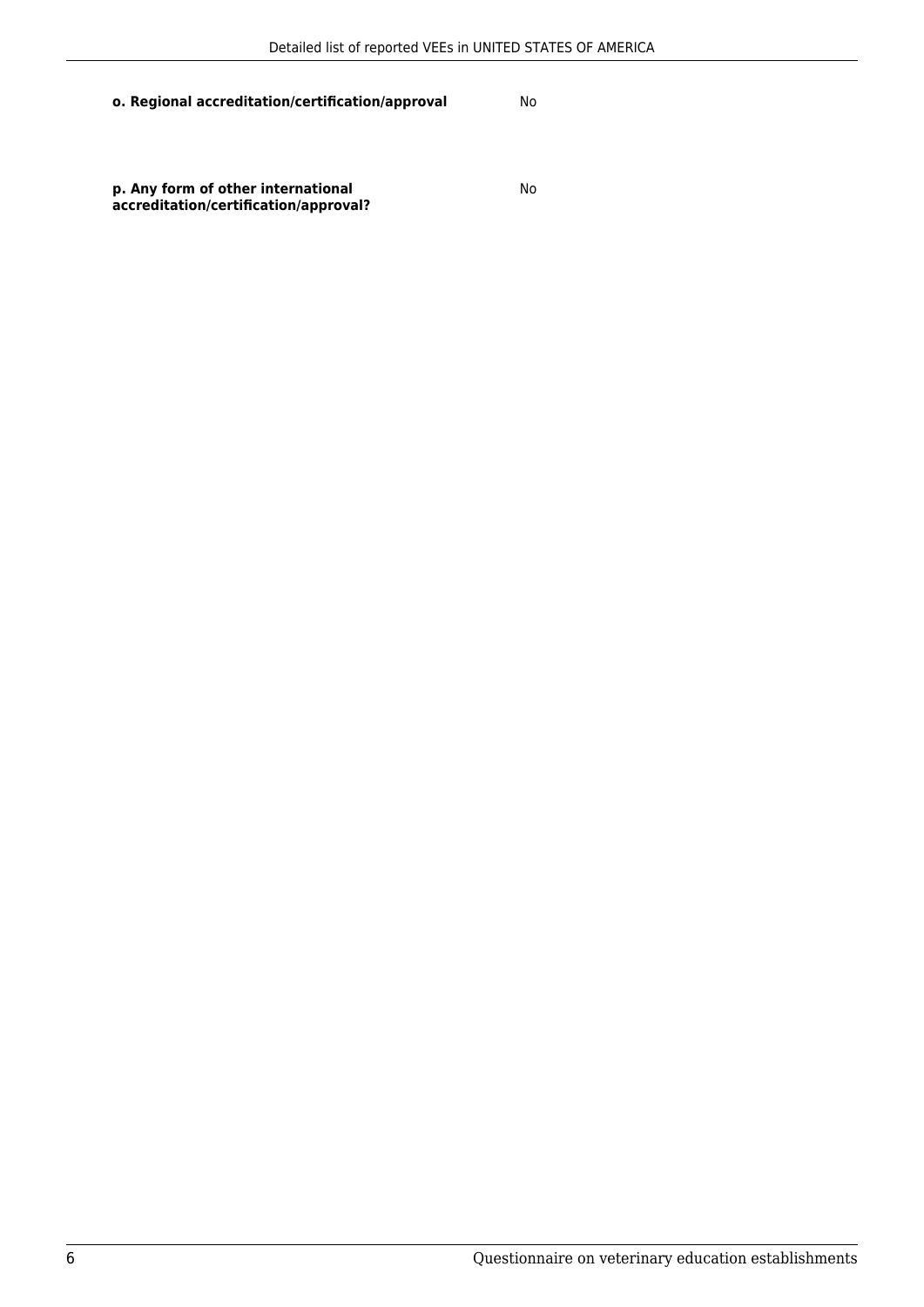| | |
|---|---|
| **o. Regional accreditation/certification/approval** | No |
| **p. Any form of other international accreditation/certification/approval?** | No |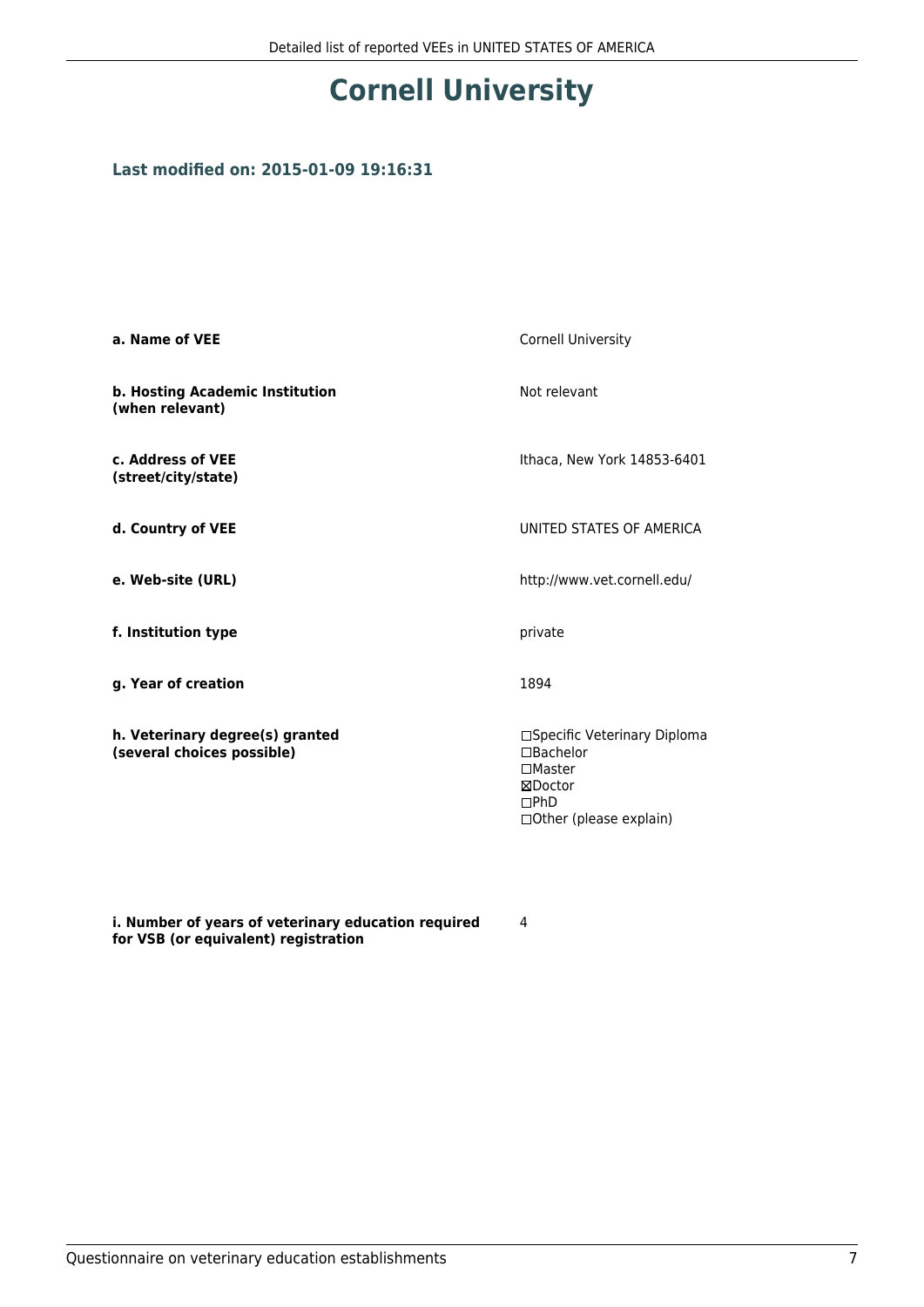# Cornell University

### Last modified on: 2015-01-09 19:16:31

| | |
|---|---|
| **a. Name of VEE** | Cornell University |
| **b. Hosting Academic Institution (when relevant)** | Not relevant |
| **c. Address of VEE (street/city/state)** | Ithaca, New York 14853-6401 |
| **d. Country of VEE** | UNITED STATES OF AMERICA |
| **e. Web-site (URL)** | http://www.vet.cornell.edu/ |
| **f. Institution type** | private |
| **g. Year of creation** | 1894 |
| **h. Veterinary degree(s) granted (several choices possible)** | ☐Specific Veterinary Diploma<br>☐Bachelor<br>☐Master<br>☒Doctor<br>☐PhD<br>☐Other (please explain) |
| **i. Number of years of veterinary education required for VSB (or equivalent) registration** | 4 |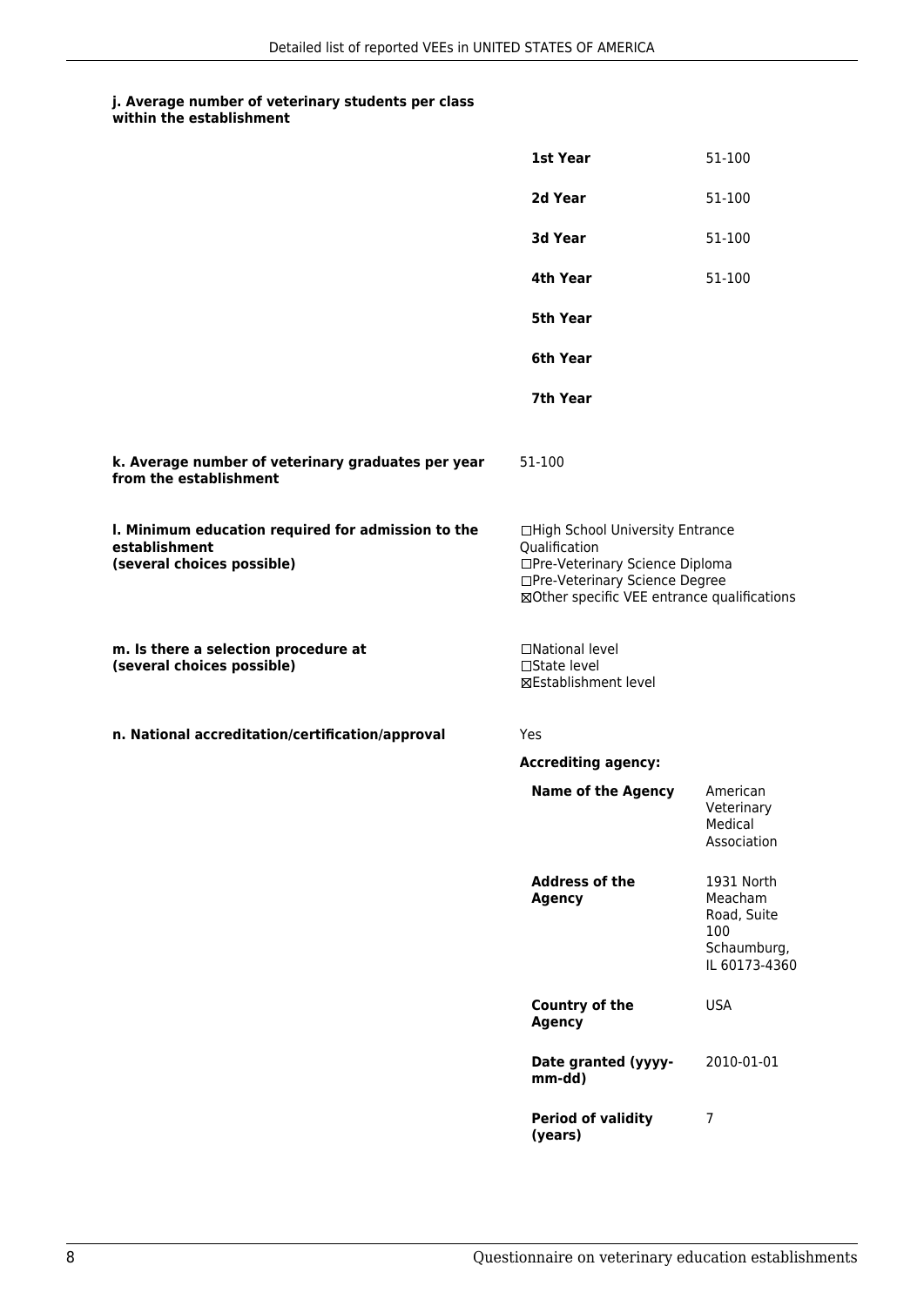**j. Average number of veterinary students per class within the establishment**

| | |
|---|---|
| **1st Year** | 51-100 |
| **2d Year** | 51-100 |
| **3d Year** | 51-100 |
| **4th Year** | 51-100 |
| **5th Year** | |
| **6th Year** | |
| **7th Year** | |

**k. Average number of veterinary graduates per year from the establishment**

51-100

**l. Minimum education required for admission to the establishment (several choices possible)**

☐High School University Entrance Qualification
☐Pre-Veterinary Science Diploma
☐Pre-Veterinary Science Degree
☒Other specific VEE entrance qualifications

**m. Is there a selection procedure at (several choices possible)**

☐National level
☐State level
☒Establishment level

**n. National accreditation/certification/approval**

Yes

**Accrediting agency:**

| | |
|---|---|
| **Name of the Agency** | American Veterinary Medical Association |
| **Address of the Agency** | 1931 North Meacham Road, Suite 100 Schaumburg, IL 60173-4360 |
| **Country of the Agency** | USA |
| **Date granted (yyyy-mm-dd)** | 2010-01-01 |
| **Period of validity (years)** | 7 |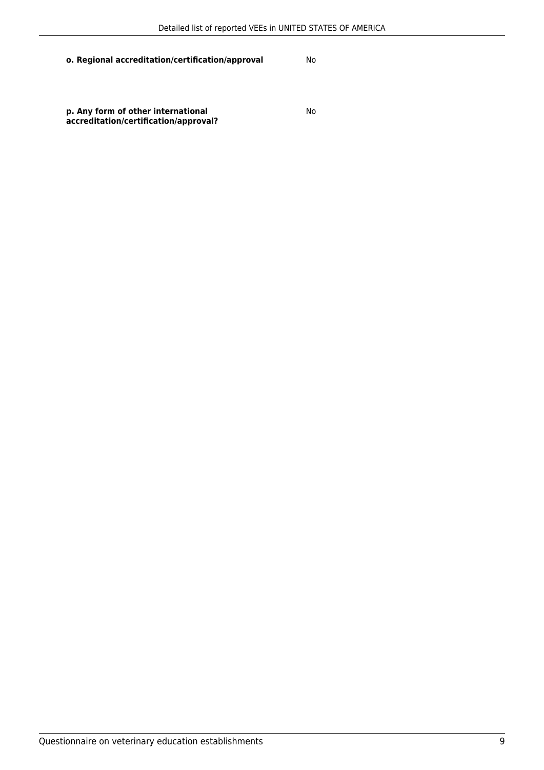**o. Regional accreditation/certification/approval** No

**p. Any form of other international accreditation/certification/approval?** No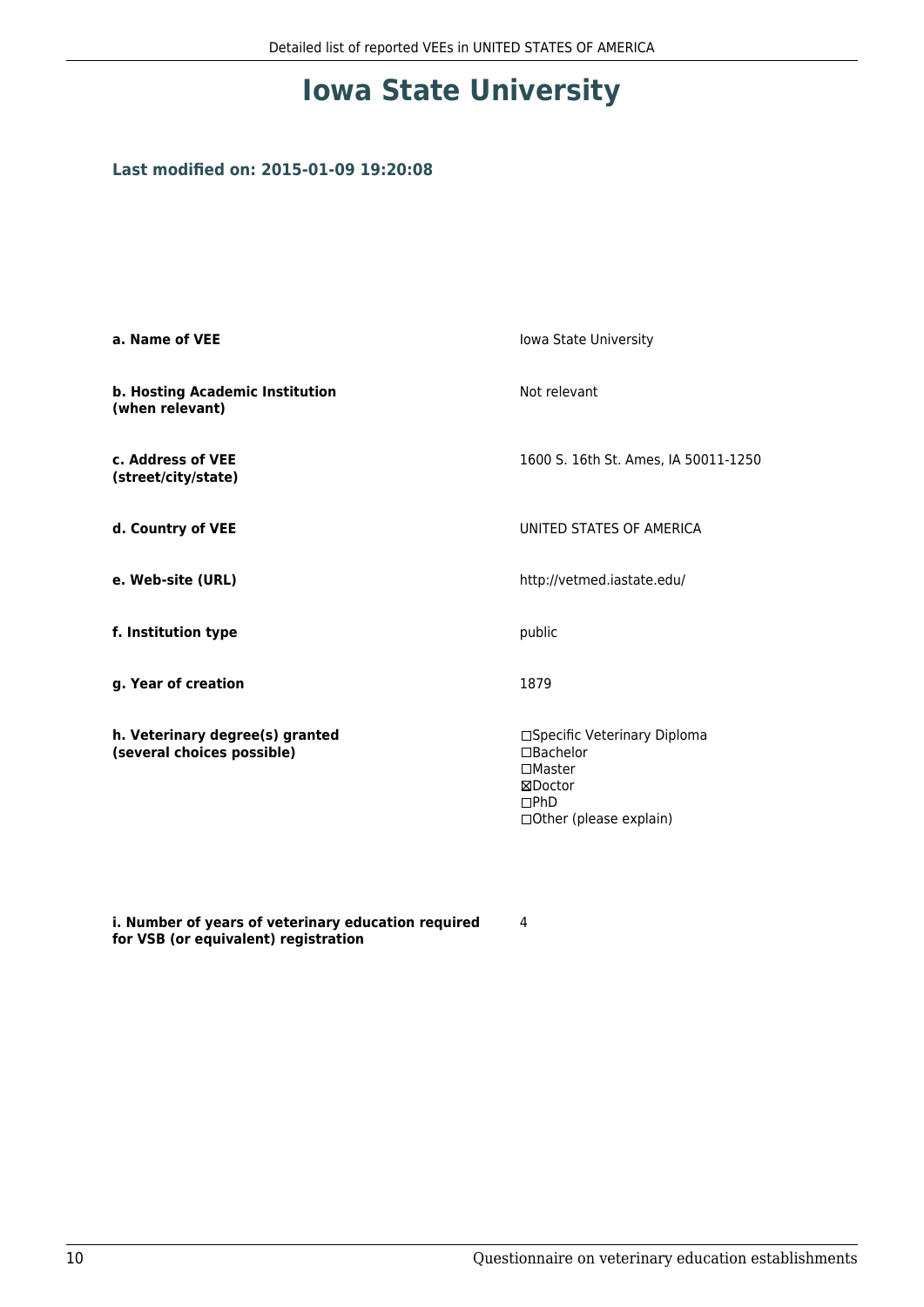# Iowa State University

### Last modified on: 2015-01-09 19:20:08

| | |
|---|---|
| **a. Name of VEE** | Iowa State University |
| **b. Hosting Academic Institution (when relevant)** | Not relevant |
| **c. Address of VEE (street/city/state)** | 1600 S. 16th St. Ames, IA 50011-1250 |
| **d. Country of VEE** | UNITED STATES OF AMERICA |
| **e. Web-site (URL)** | http://vetmed.iastate.edu/ |
| **f. Institution type** | public |
| **g. Year of creation** | 1879 |
| **h. Veterinary degree(s) granted (several choices possible)** | ☐Specific Veterinary Diploma<br>☐Bachelor<br>☐Master<br>☒Doctor<br>☐PhD<br>☐Other (please explain) |
| **i. Number of years of veterinary education required for VSB (or equivalent) registration** | 4 |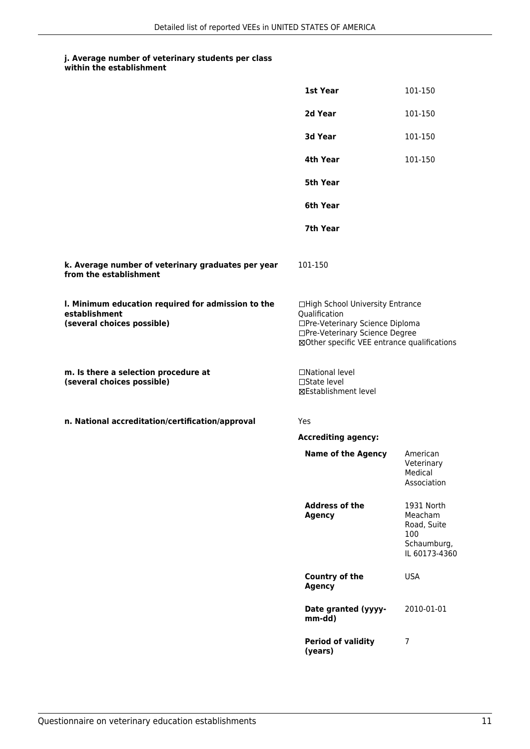**j. Average number of veterinary students per class within the establishment**

| | |
|---|---|
| **1st Year** | 101-150 |
| **2d Year** | 101-150 |
| **3d Year** | 101-150 |
| **4th Year** | 101-150 |
| **5th Year** | |
| **6th Year** | |
| **7th Year** | |

**k. Average number of veterinary graduates per year from the establishment**

101-150

**l. Minimum education required for admission to the establishment (several choices possible)**

☐High School University Entrance Qualification
☐Pre-Veterinary Science Diploma
☐Pre-Veterinary Science Degree
☒Other specific VEE entrance qualifications

**m. Is there a selection procedure at (several choices possible)**

☐National level
☐State level
☒Establishment level

**n. National accreditation/certification/approval**

Yes

**Accrediting agency:**

| | |
|---|---|
| **Name of the Agency** | American Veterinary Medical Association |
| **Address of the Agency** | 1931 North Meacham Road, Suite 100 Schaumburg, IL 60173-4360 |
| **Country of the Agency** | USA |
| **Date granted (yyyy-mm-dd)** | 2010-01-01 |
| **Period of validity (years)** | 7 |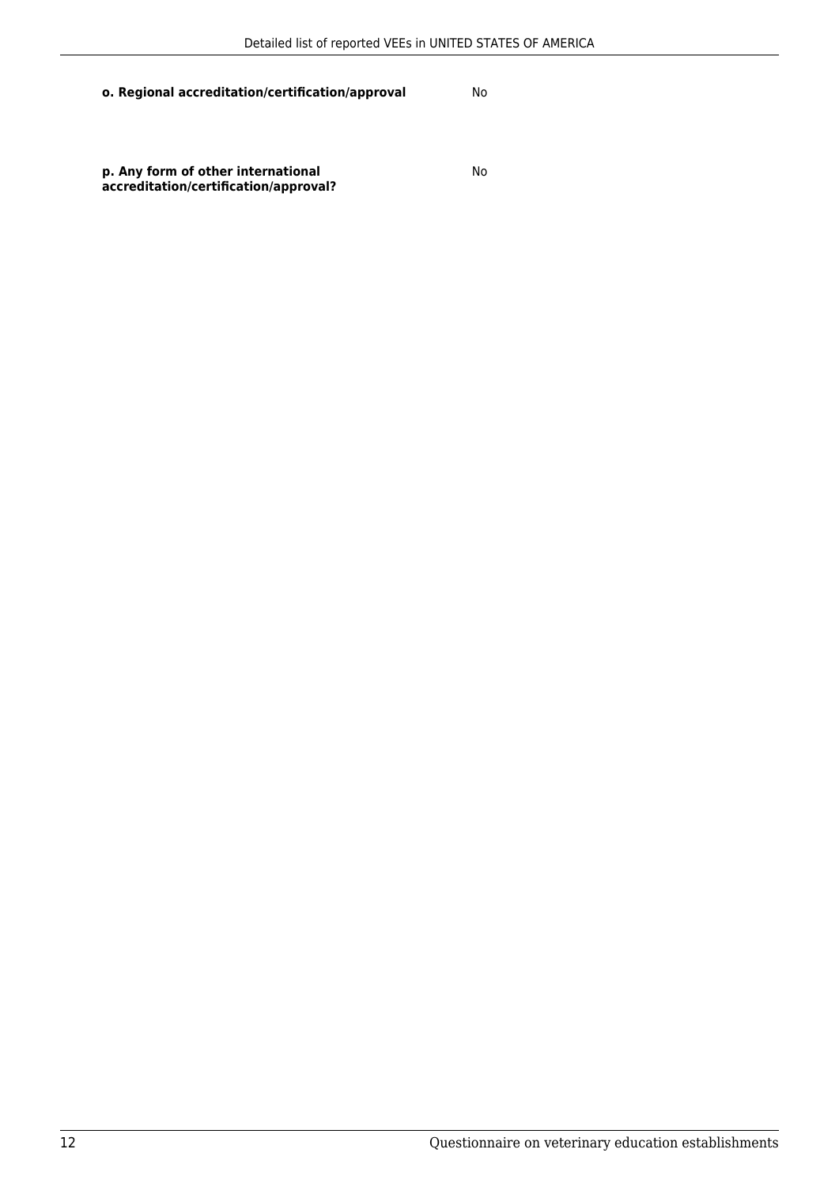**o. Regional accreditation/certification/approval** No

**p. Any form of other international accreditation/certification/approval?** No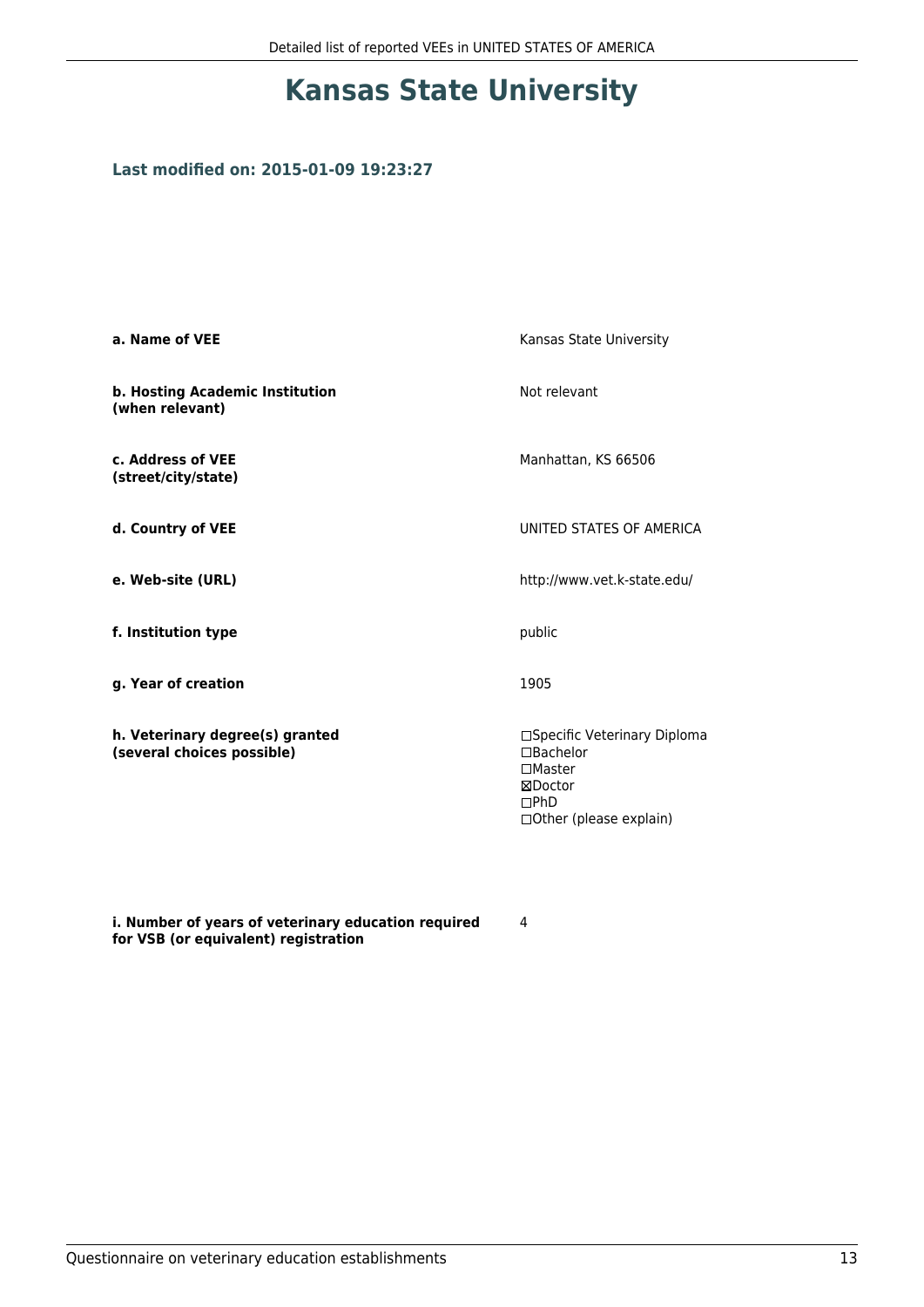# Kansas State University

### Last modified on: 2015-01-09 19:23:27

| | |
|---|---|
| **a. Name of VEE** | Kansas State University |
| **b. Hosting Academic Institution (when relevant)** | Not relevant |
| **c. Address of VEE (street/city/state)** | Manhattan, KS 66506 |
| **d. Country of VEE** | UNITED STATES OF AMERICA |
| **e. Web-site (URL)** | http://www.vet.k-state.edu/ |
| **f. Institution type** | public |
| **g. Year of creation** | 1905 |
| **h. Veterinary degree(s) granted (several choices possible)** | ☐Specific Veterinary Diploma<br>☐Bachelor<br>☐Master<br>☒Doctor<br>☐PhD<br>☐Other (please explain) |
| **i. Number of years of veterinary education required for VSB (or equivalent) registration** | 4 |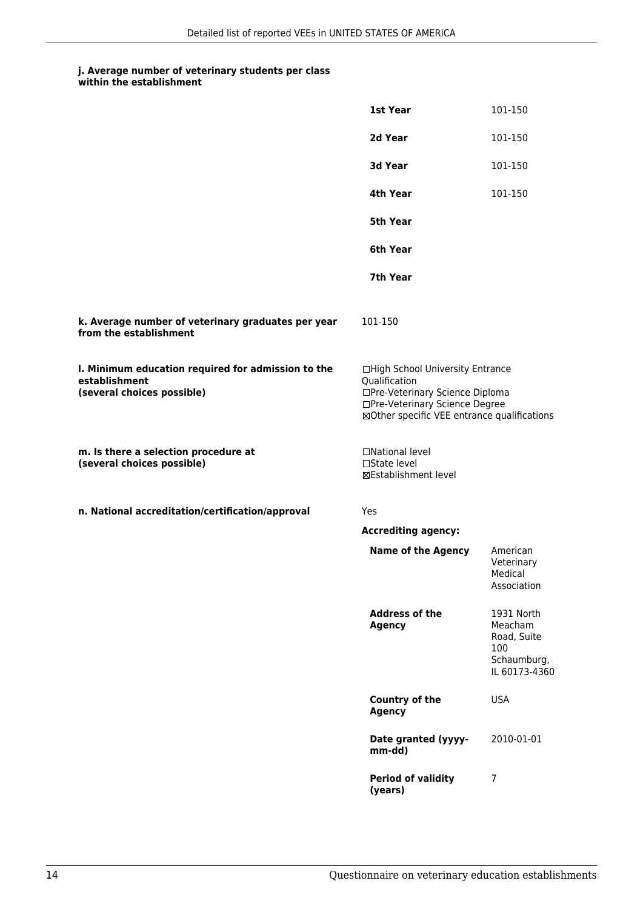**j. Average number of veterinary students per class within the establishment**

| | |
|---|---|
| **1st Year** | 101-150 |
| **2d Year** | 101-150 |
| **3d Year** | 101-150 |
| **4th Year** | 101-150 |
| **5th Year** | |
| **6th Year** | |
| **7th Year** | |

**k. Average number of veterinary graduates per year from the establishment**

101-150

**l. Minimum education required for admission to the establishment (several choices possible)**

☐High School University Entrance Qualification
☐Pre-Veterinary Science Diploma
☐Pre-Veterinary Science Degree
☒Other specific VEE entrance qualifications

**m. Is there a selection procedure at (several choices possible)**

☐National level
☐State level
☒Establishment level

**n. National accreditation/certification/approval**

Yes

**Accrediting agency:**

| | |
|---|---|
| **Name of the Agency** | American Veterinary Medical Association |
| **Address of the Agency** | 1931 North Meacham Road, Suite 100 Schaumburg, IL 60173-4360 |
| **Country of the Agency** | USA |
| **Date granted (yyyy-mm-dd)** | 2010-01-01 |
| **Period of validity (years)** | 7 |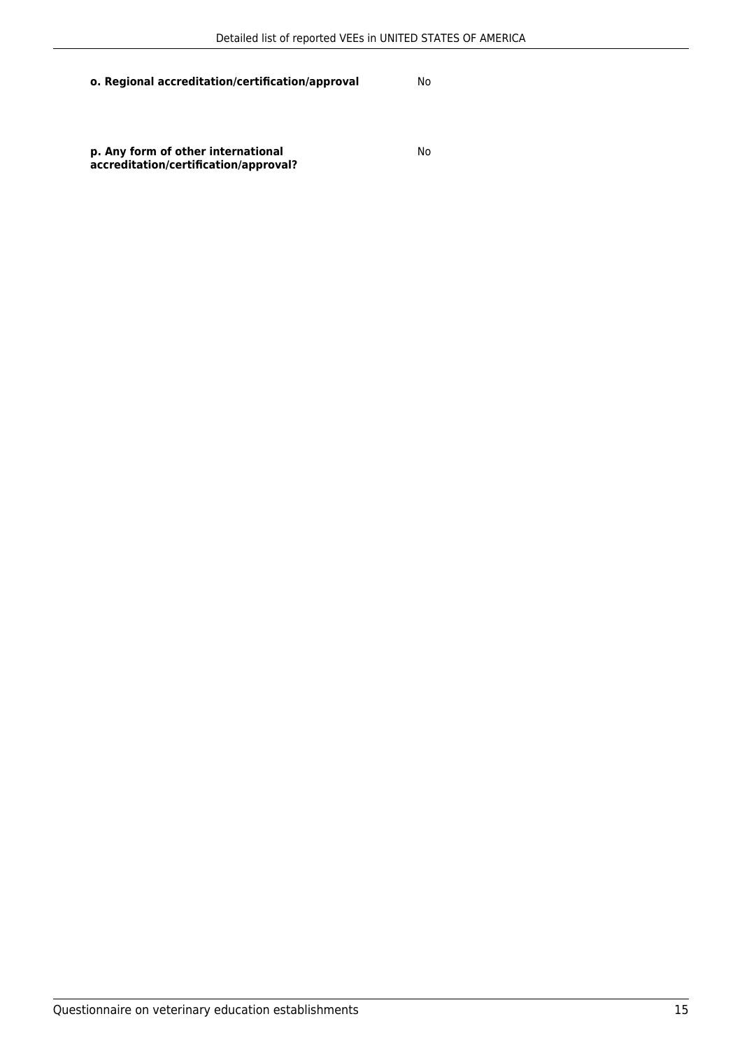| | |
|---|---|
| **o. Regional accreditation/certification/approval** | No |
| **p. Any form of other international accreditation/certification/approval?** | No |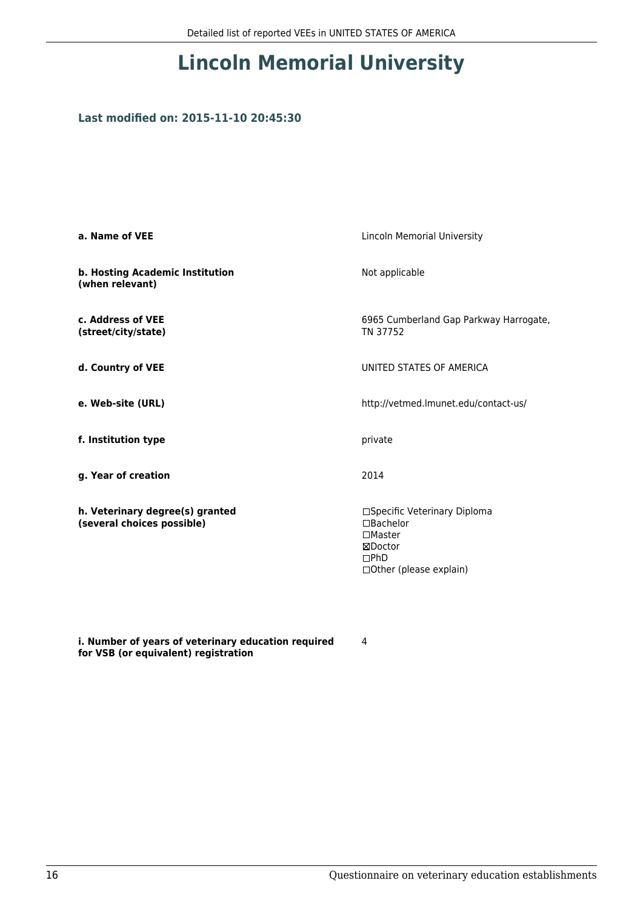# Lincoln Memorial University

### Last modified on: 2015-11-10 20:45:30

| | |
|---|---|
| **a. Name of VEE** | Lincoln Memorial University |
| **b. Hosting Academic Institution (when relevant)** | Not applicable |
| **c. Address of VEE (street/city/state)** | 6965 Cumberland Gap Parkway Harrogate, TN 37752 |
| **d. Country of VEE** | UNITED STATES OF AMERICA |
| **e. Web-site (URL)** | http://vetmed.lmunet.edu/contact-us/ |
| **f. Institution type** | private |
| **g. Year of creation** | 2014 |
| **h. Veterinary degree(s) granted (several choices possible)** | ☐Specific Veterinary Diploma<br>☐Bachelor<br>☐Master<br>☒Doctor<br>☐PhD<br>☐Other (please explain) |
| **i. Number of years of veterinary education required for VSB (or equivalent) registration** | 4 |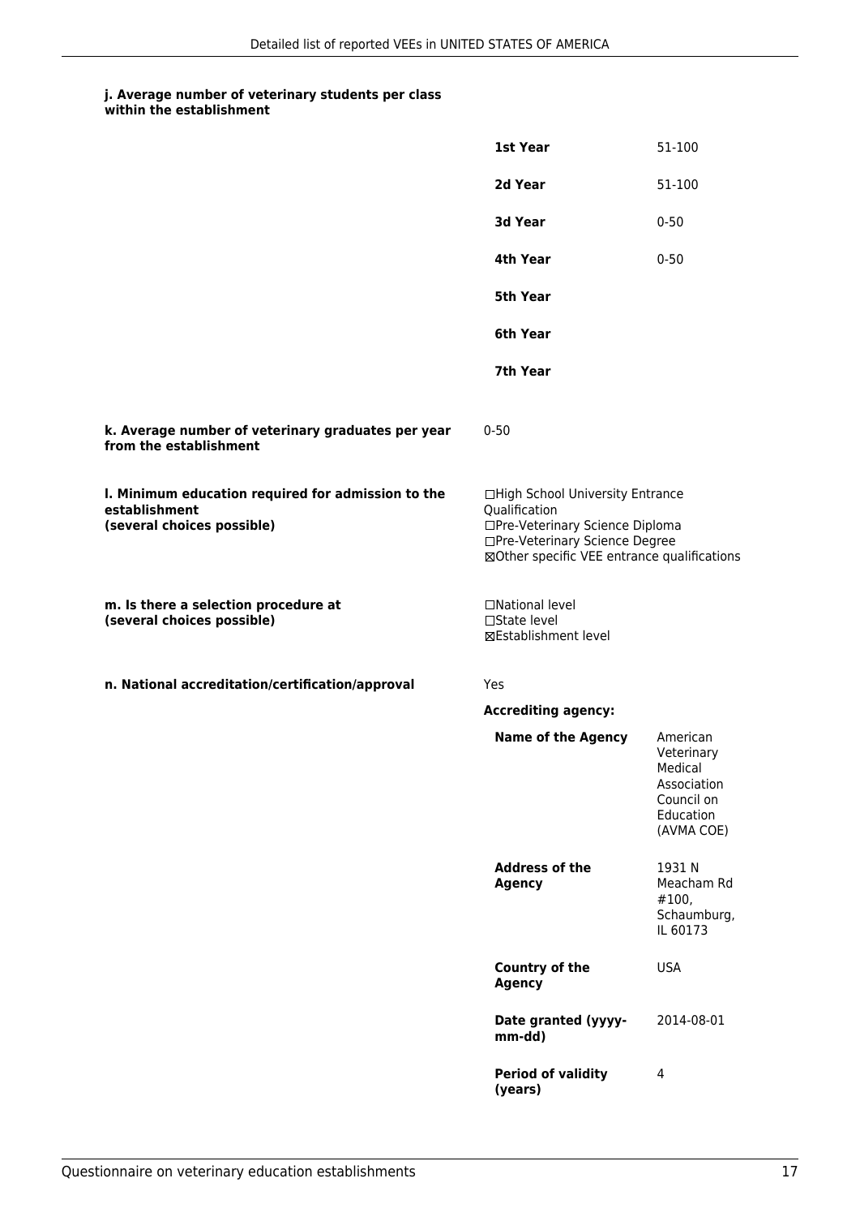**j. Average number of veterinary students per class within the establishment**

| | |
|---|---|
| **1st Year** | 51-100 |
| **2d Year** | 51-100 |
| **3d Year** | 0-50 |
| **4th Year** | 0-50 |
| **5th Year** | |
| **6th Year** | |
| **7th Year** | |

**k. Average number of veterinary graduates per year from the establishment**

0-50

**l. Minimum education required for admission to the establishment (several choices possible)**

☐High School University Entrance Qualification
☐Pre-Veterinary Science Diploma
☐Pre-Veterinary Science Degree
☒Other specific VEE entrance qualifications

**m. Is there a selection procedure at (several choices possible)**

☐National level
☐State level
☒Establishment level

**n. National accreditation/certification/approval**

Yes

**Accrediting agency:**

| | |
|---|---|
| **Name of the Agency** | American Veterinary Medical Association Council on Education (AVMA COE) |
| **Address of the Agency** | 1931 N Meacham Rd #100, Schaumburg, IL 60173 |
| **Country of the Agency** | USA |
| **Date granted (yyyy-mm-dd)** | 2014-08-01 |
| **Period of validity (years)** | 4 |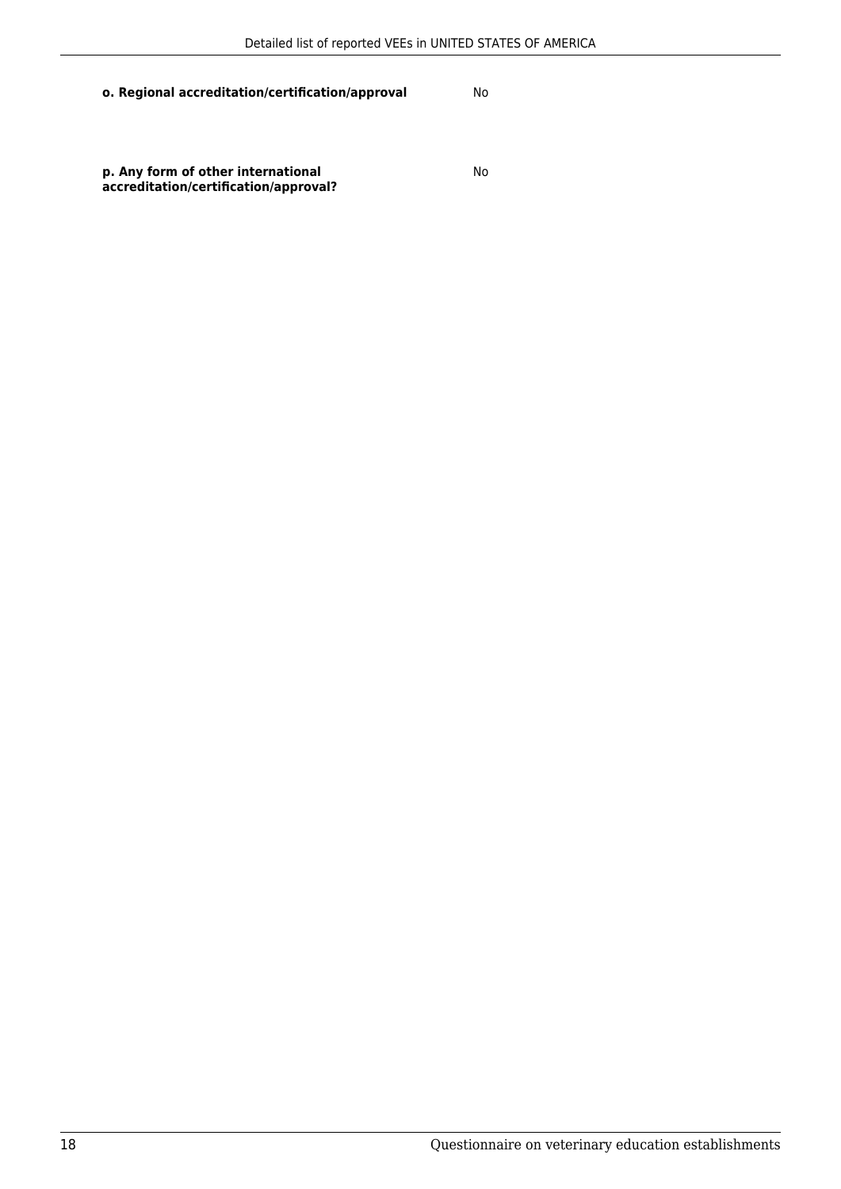**o. Regional accreditation/certification/approval** No

**p. Any form of other international accreditation/certification/approval?** No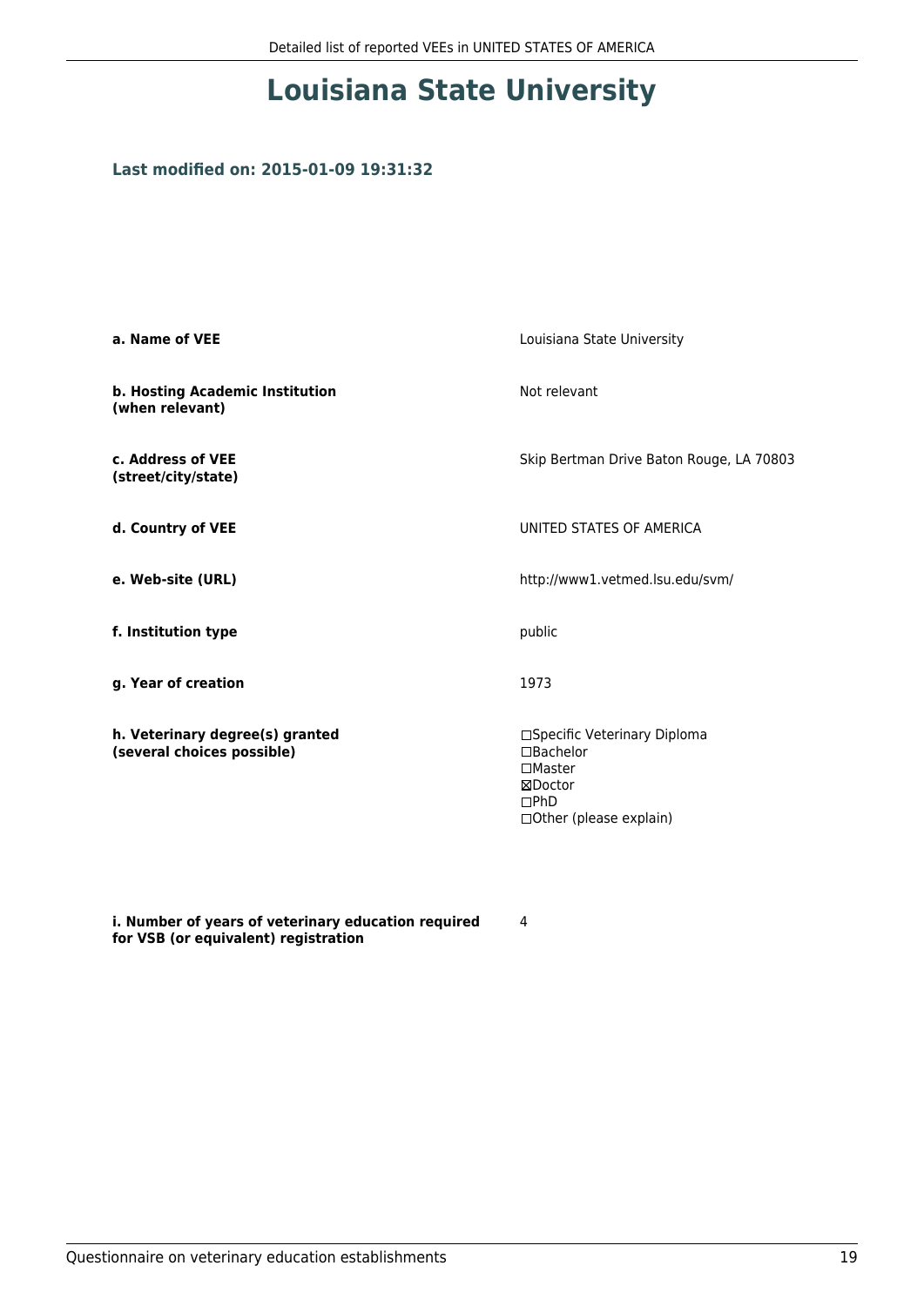# Louisiana State University

### Last modified on: 2015-01-09 19:31:32

| | |
|---|---|
| **a. Name of VEE** | Louisiana State University |
| **b. Hosting Academic Institution (when relevant)** | Not relevant |
| **c. Address of VEE (street/city/state)** | Skip Bertman Drive Baton Rouge, LA 70803 |
| **d. Country of VEE** | UNITED STATES OF AMERICA |
| **e. Web-site (URL)** | http://www1.vetmed.lsu.edu/svm/ |
| **f. Institution type** | public |
| **g. Year of creation** | 1973 |
| **h. Veterinary degree(s) granted (several choices possible)** | ☐Specific Veterinary Diploma<br>☐Bachelor<br>☐Master<br>☒Doctor<br>☐PhD<br>☐Other (please explain) |
| **i. Number of years of veterinary education required for VSB (or equivalent) registration** | 4 |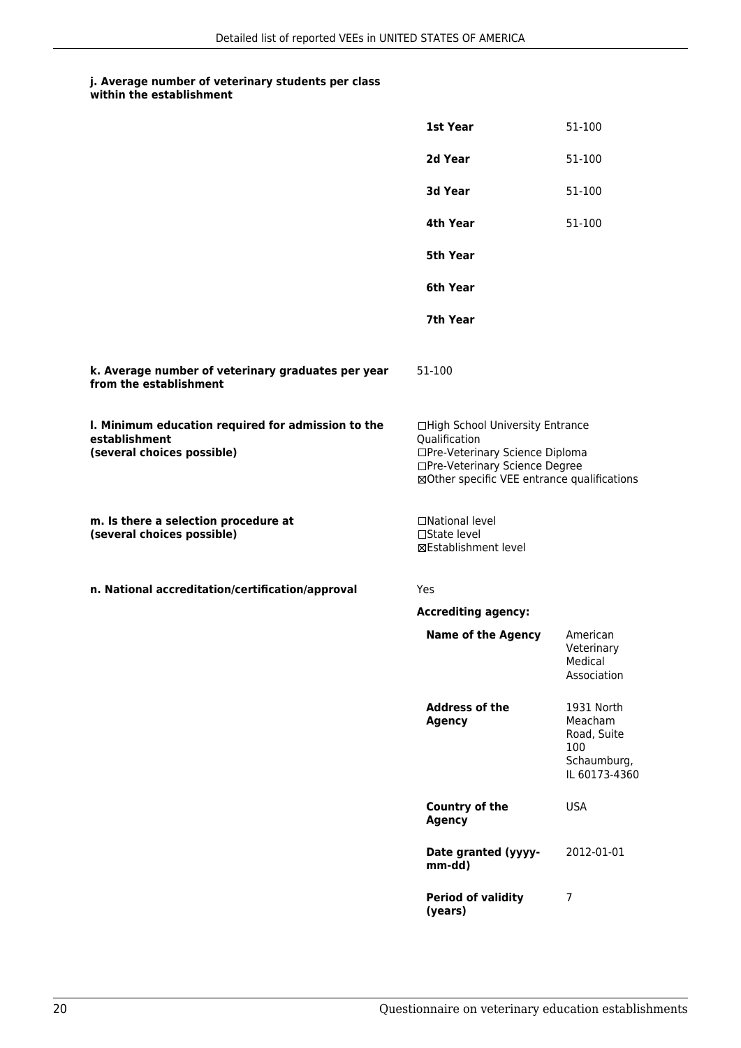#### j. Average number of veterinary students per class within the establishment

| | |
|---|---|
| **1st Year** | 51-100 |
| **2d Year** | 51-100 |
| **3d Year** | 51-100 |
| **4th Year** | 51-100 |
| **5th Year** | |
| **6th Year** | |
| **7th Year** | |

**k. Average number of veterinary graduates per year from the establishment**

51-100

**l. Minimum education required for admission to the establishment (several choices possible)**

☐High School University Entrance Qualification
☐Pre-Veterinary Science Diploma
☐Pre-Veterinary Science Degree
☒Other specific VEE entrance qualifications

**m. Is there a selection procedure at (several choices possible)**

☐National level
☐State level
☒Establishment level

**n. National accreditation/certification/approval**

Yes

**Accrediting agency:**

| | |
|---|---|
| **Name of the Agency** | American Veterinary Medical Association |
| **Address of the Agency** | 1931 North Meacham Road, Suite 100 Schaumburg, IL 60173-4360 |
| **Country of the Agency** | USA |
| **Date granted (yyyy-mm-dd)** | 2012-01-01 |
| **Period of validity (years)** | 7 |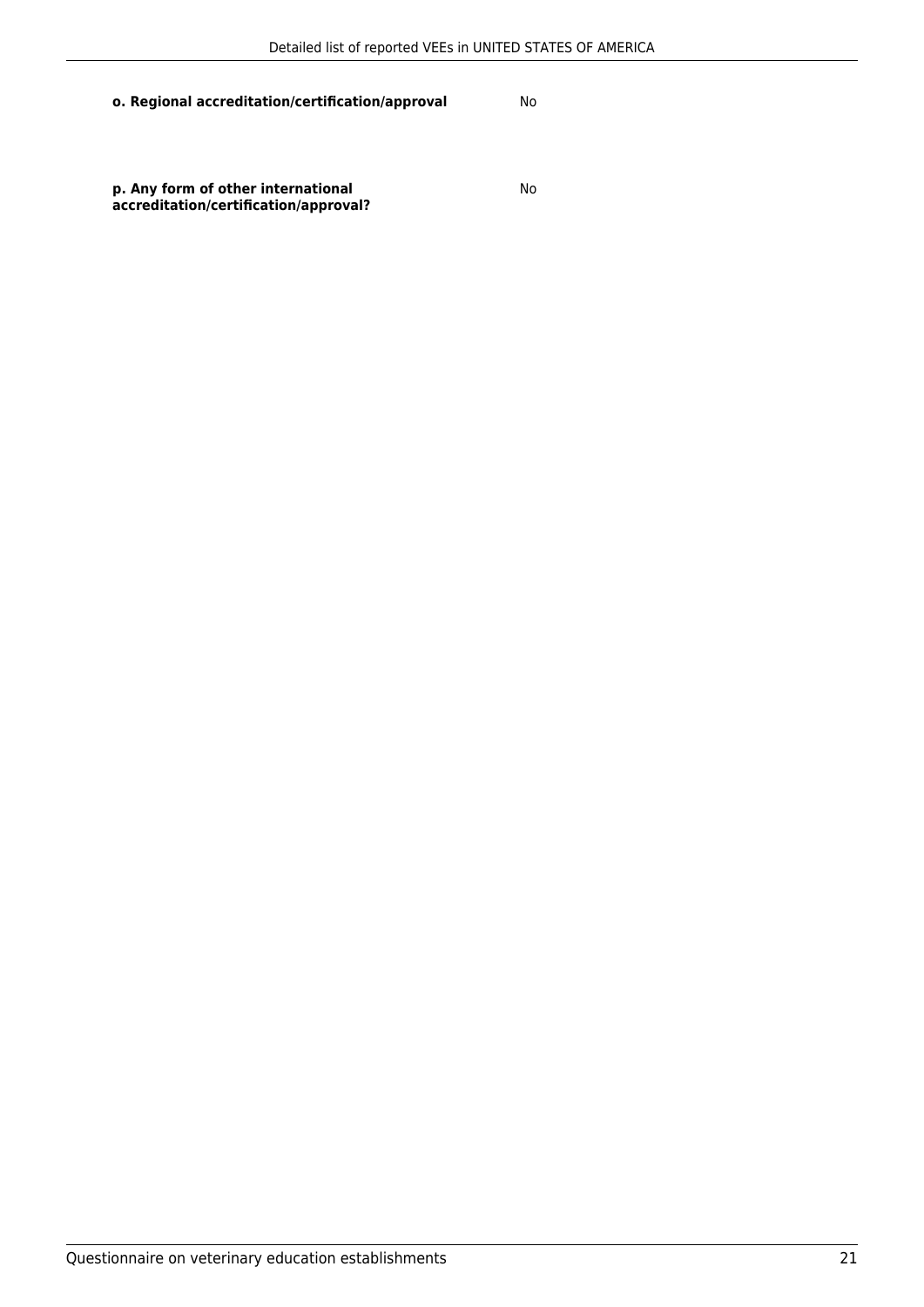| | |
|---|---|
| **o. Regional accreditation/certification/approval** | No |
| **p. Any form of other international accreditation/certification/approval?** | No |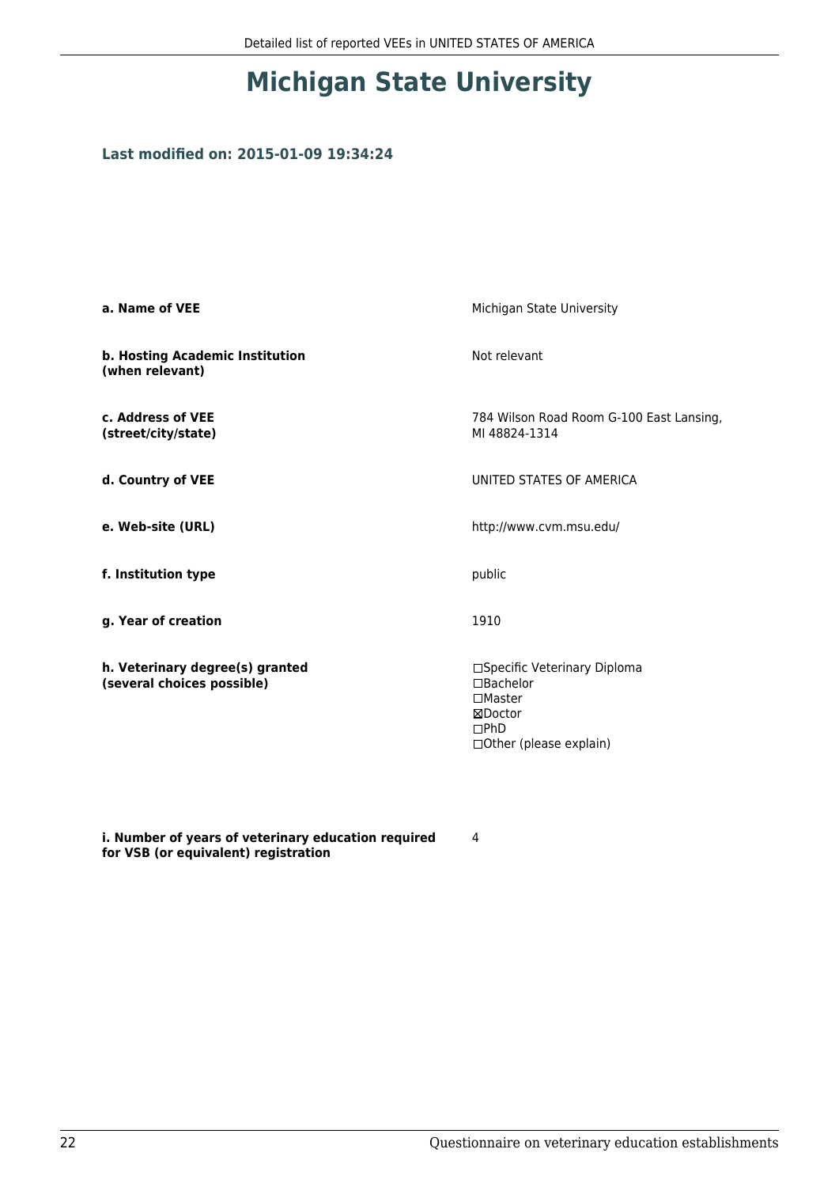# Michigan State University

### Last modified on: 2015-01-09 19:34:24

| | |
|---|---|
| **a. Name of VEE** | Michigan State University |
| **b. Hosting Academic Institution (when relevant)** | Not relevant |
| **c. Address of VEE (street/city/state)** | 784 Wilson Road Room G-100 East Lansing, MI 48824-1314 |
| **d. Country of VEE** | UNITED STATES OF AMERICA |
| **e. Web-site (URL)** | http://www.cvm.msu.edu/ |
| **f. Institution type** | public |
| **g. Year of creation** | 1910 |
| **h. Veterinary degree(s) granted (several choices possible)** | ☐Specific Veterinary Diploma<br>☐Bachelor<br>☐Master<br>☒Doctor<br>☐PhD<br>☐Other (please explain) |
| **i. Number of years of veterinary education required for VSB (or equivalent) registration** | 4 |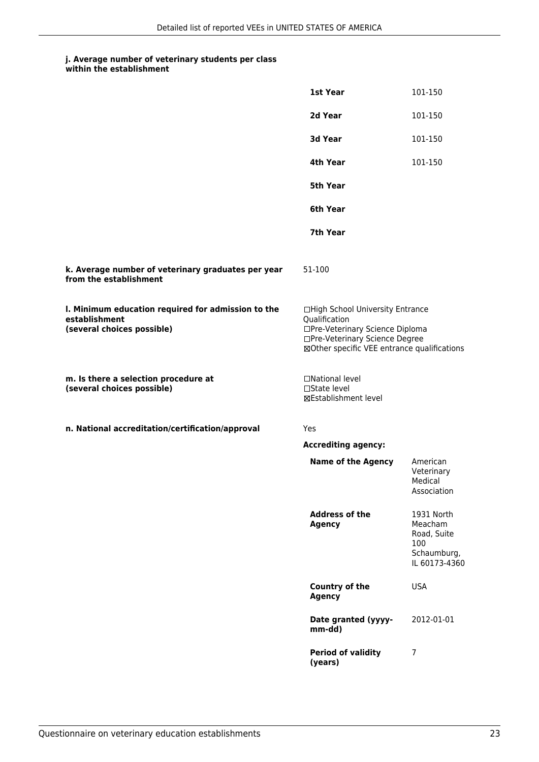**j. Average number of veterinary students per class within the establishment**

| | |
|---|---|
| **1st Year** | 101-150 |
| **2d Year** | 101-150 |
| **3d Year** | 101-150 |
| **4th Year** | 101-150 |
| **5th Year** | |
| **6th Year** | |
| **7th Year** | |

**k. Average number of veterinary graduates per year from the establishment**

51-100

**l. Minimum education required for admission to the establishment (several choices possible)**

☐High School University Entrance Qualification
☐Pre-Veterinary Science Diploma
☐Pre-Veterinary Science Degree
☒Other specific VEE entrance qualifications

**m. Is there a selection procedure at (several choices possible)**

☐National level
☐State level
☒Establishment level

**n. National accreditation/certification/approval**

Yes

**Accrediting agency:**

| | |
|---|---|
| **Name of the Agency** | American Veterinary Medical Association |
| **Address of the Agency** | 1931 North Meacham Road, Suite 100 Schaumburg, IL 60173-4360 |
| **Country of the Agency** | USA |
| **Date granted (yyyy-mm-dd)** | 2012-01-01 |
| **Period of validity (years)** | 7 |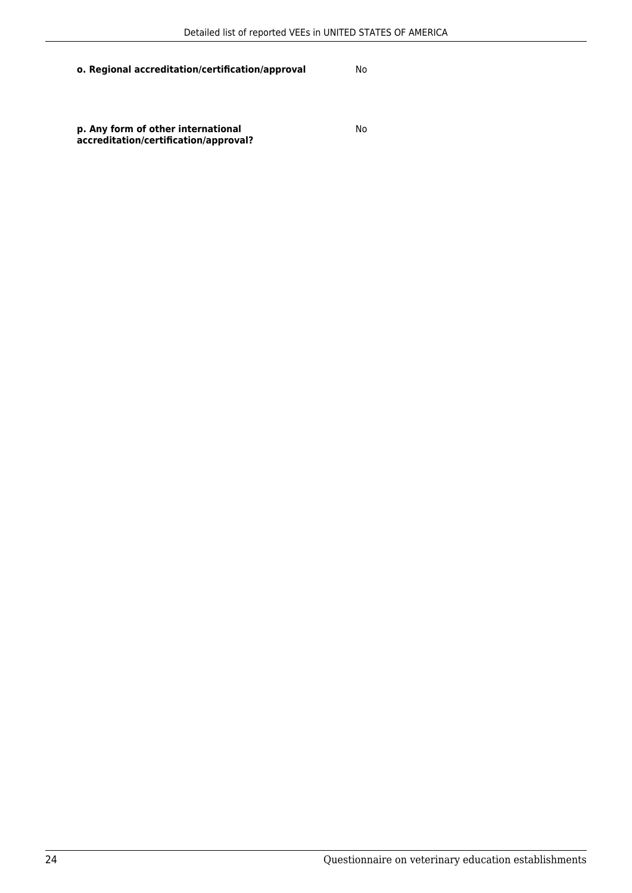**o. Regional accreditation/certification/approval** No

**p. Any form of other international accreditation/certification/approval?** No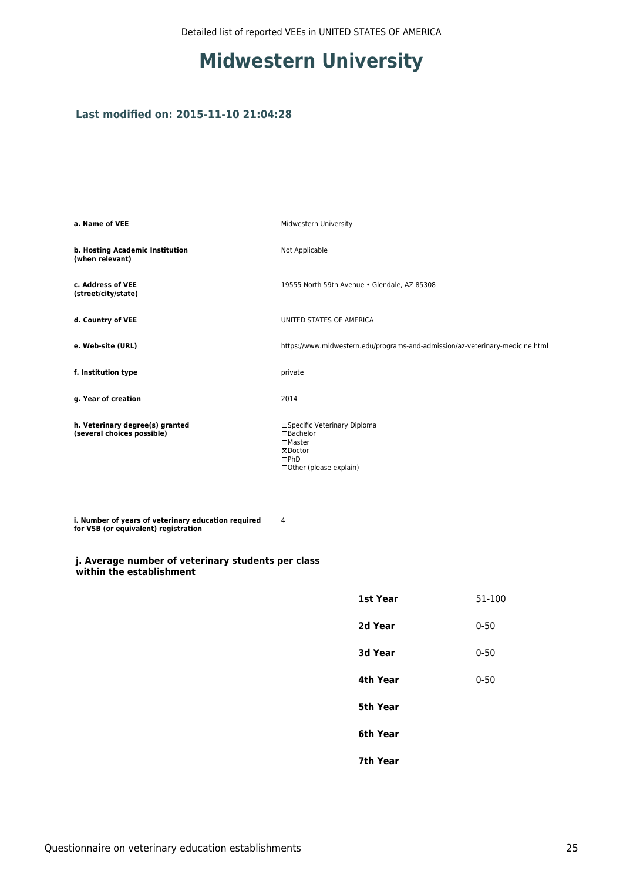# Midwestern University

### Last modified on: 2015-11-10 21:04:28

| | |
|---|---|
| **a. Name of VEE** | Midwestern University |
| **b. Hosting Academic Institution (when relevant)** | Not Applicable |
| **c. Address of VEE (street/city/state)** | 19555 North 59th Avenue • Glendale, AZ 85308 |
| **d. Country of VEE** | UNITED STATES OF AMERICA |
| **e. Web-site (URL)** | https://www.midwestern.edu/programs-and-admission/az-veterinary-medicine.html |
| **f. Institution type** | private |
| **g. Year of creation** | 2014 |
| **h. Veterinary degree(s) granted (several choices possible)** | ☐Specific Veterinary Diploma<br>☐Bachelor<br>☐Master<br>☒Doctor<br>☐PhD<br>☐Other (please explain) |
| **i. Number of years of veterinary education required for VSB (or equivalent) registration** | 4 |

### j. Average number of veterinary students per class within the establishment

| | |
|---|---|
| **1st Year** | 51-100 |
| **2d Year** | 0-50 |
| **3d Year** | 0-50 |
| **4th Year** | 0-50 |
| **5th Year** | |
| **6th Year** | |
| **7th Year** | |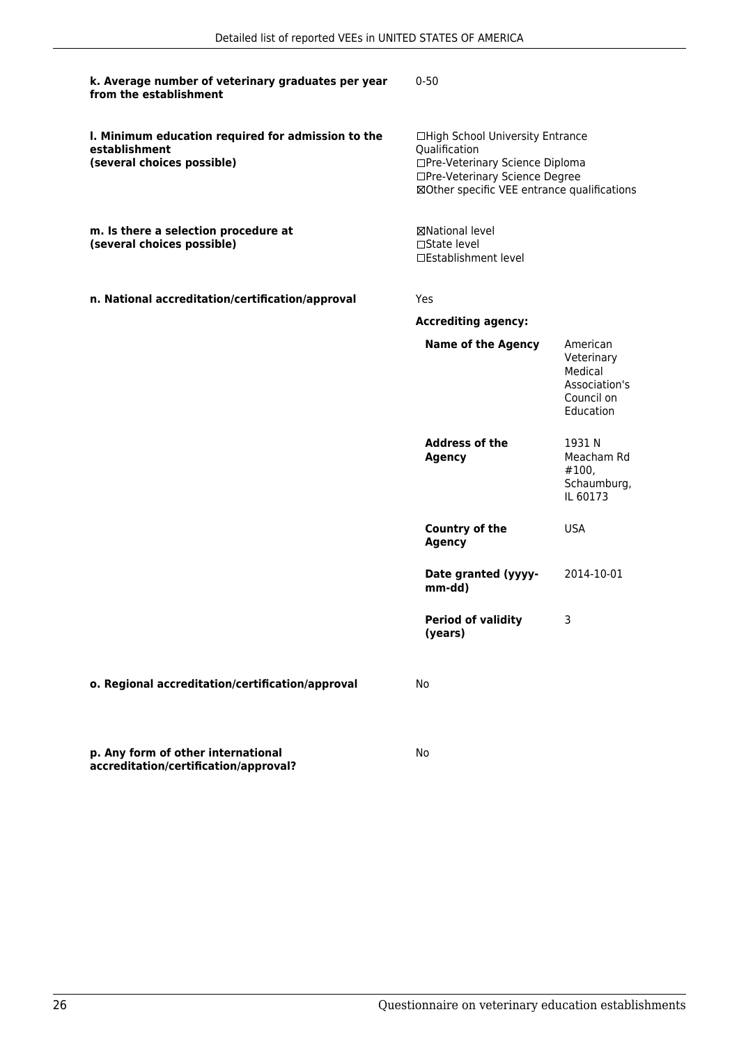**k. Average number of veterinary graduates per year from the establishment**

0-50

**l. Minimum education required for admission to the establishment (several choices possible)**

☐High School University Entrance Qualification
☐Pre-Veterinary Science Diploma
☐Pre-Veterinary Science Degree
☒Other specific VEE entrance qualifications

**m. Is there a selection procedure at (several choices possible)**

☒National level
☐State level
☐Establishment level

**n. National accreditation/certification/approval**

Yes

**Accrediting agency:**

| | |
|---|---|
| **Name of the Agency** | American Veterinary Medical Association's Council on Education |
| **Address of the Agency** | 1931 N Meacham Rd #100, Schaumburg, IL 60173 |
| **Country of the Agency** | USA |
| **Date granted (yyyy-mm-dd)** | 2014-10-01 |
| **Period of validity (years)** | 3 |

**o. Regional accreditation/certification/approval**

No

**p. Any form of other international accreditation/certification/approval?**

No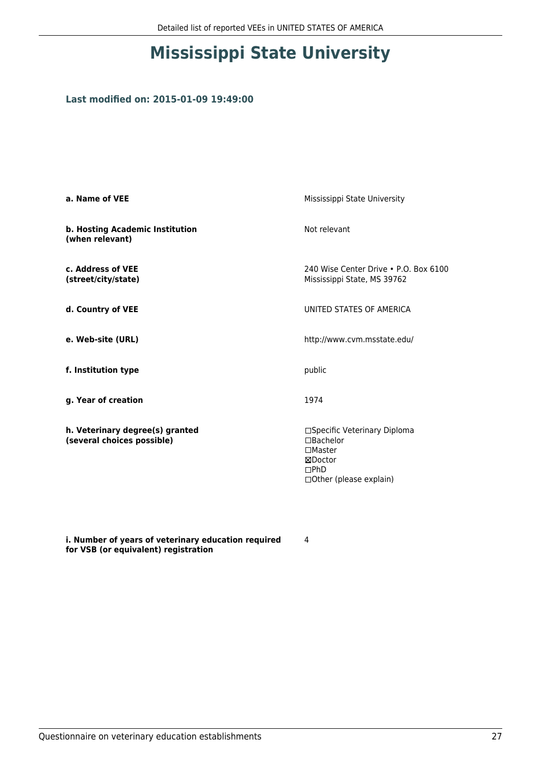# Mississippi State University

### Last modified on: 2015-01-09 19:49:00

| | |
|---|---|
| **a. Name of VEE** | Mississippi State University |
| **b. Hosting Academic Institution (when relevant)** | Not relevant |
| **c. Address of VEE (street/city/state)** | 240 Wise Center Drive • P.O. Box 6100<br>Mississippi State, MS 39762 |
| **d. Country of VEE** | UNITED STATES OF AMERICA |
| **e. Web-site (URL)** | http://www.cvm.msstate.edu/ |
| **f. Institution type** | public |
| **g. Year of creation** | 1974 |
| **h. Veterinary degree(s) granted (several choices possible)** | ☐Specific Veterinary Diploma<br>☐Bachelor<br>☐Master<br>☒Doctor<br>☐PhD<br>☐Other (please explain) |
| **i. Number of years of veterinary education required for VSB (or equivalent) registration** | 4 |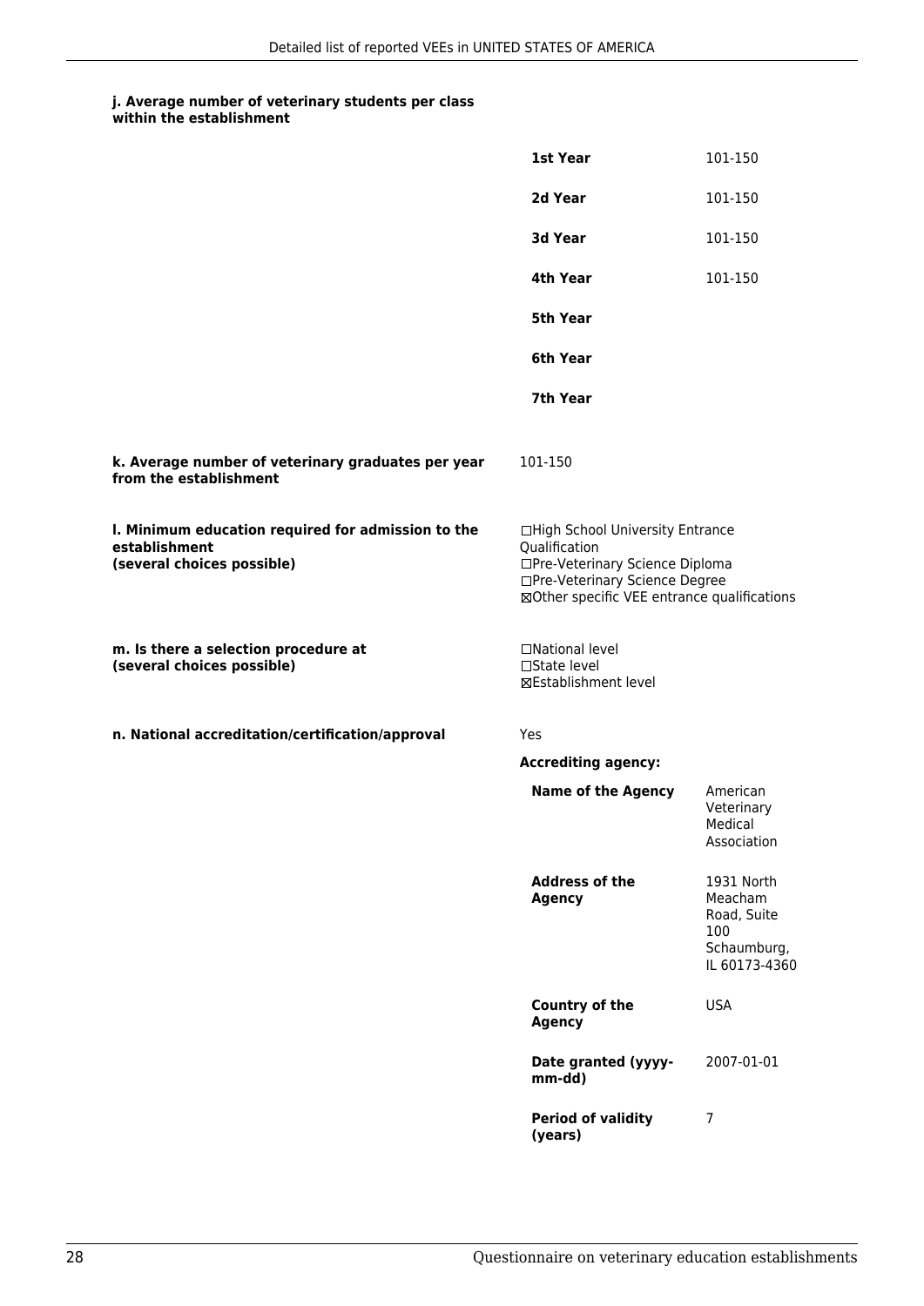#### j. Average number of veterinary students per class within the establishment

| | |
|---|---|
| **1st Year** | 101-150 |
| **2d Year** | 101-150 |
| **3d Year** | 101-150 |
| **4th Year** | 101-150 |
| **5th Year** | |
| **6th Year** | |
| **7th Year** | |

**k. Average number of veterinary graduates per year from the establishment**

101-150

**l. Minimum education required for admission to the establishment (several choices possible)**

☐High School University Entrance Qualification
☐Pre-Veterinary Science Diploma
☐Pre-Veterinary Science Degree
☒Other specific VEE entrance qualifications

**m. Is there a selection procedure at (several choices possible)**

☐National level
☐State level
☒Establishment level

**n. National accreditation/certification/approval**

Yes

**Accrediting agency:**

| | |
|---|---|
| **Name of the Agency** | American Veterinary Medical Association |
| **Address of the Agency** | 1931 North Meacham Road, Suite 100 Schaumburg, IL 60173-4360 |
| **Country of the Agency** | USA |
| **Date granted (yyyy-mm-dd)** | 2007-01-01 |
| **Period of validity (years)** | 7 |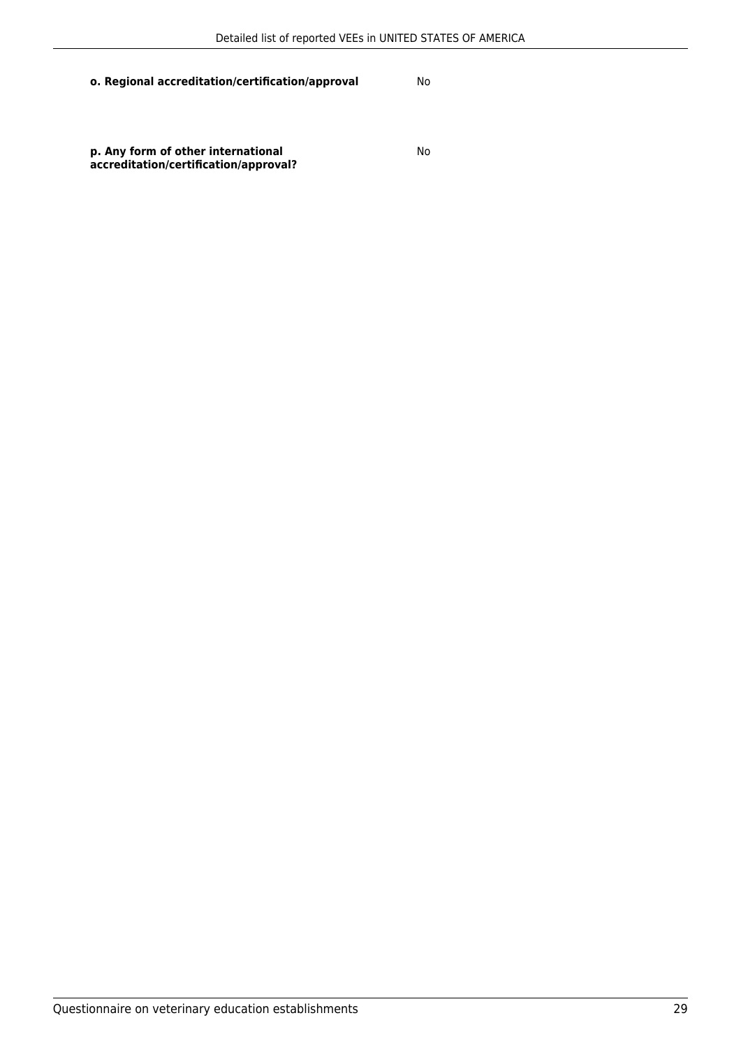**o. Regional accreditation/certification/approval** No

**p. Any form of other international accreditation/certification/approval?** No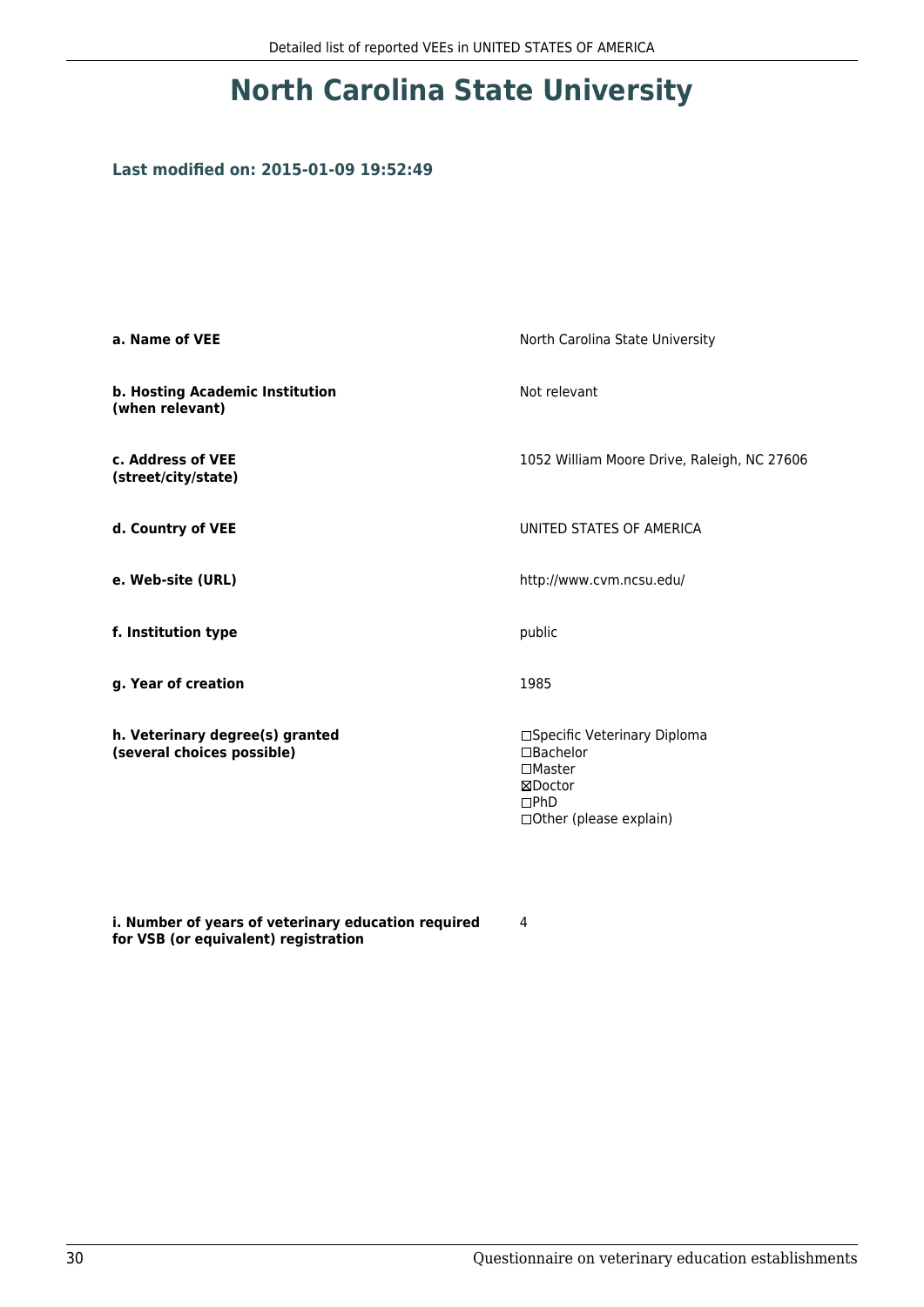# North Carolina State University

### Last modified on: 2015-01-09 19:52:49

| | |
|---|---|
| **a. Name of VEE** | North Carolina State University |
| **b. Hosting Academic Institution (when relevant)** | Not relevant |
| **c. Address of VEE (street/city/state)** | 1052 William Moore Drive, Raleigh, NC 27606 |
| **d. Country of VEE** | UNITED STATES OF AMERICA |
| **e. Web-site (URL)** | http://www.cvm.ncsu.edu/ |
| **f. Institution type** | public |
| **g. Year of creation** | 1985 |
| **h. Veterinary degree(s) granted (several choices possible)** | ☐Specific Veterinary Diploma<br>☐Bachelor<br>☐Master<br>☒Doctor<br>☐PhD<br>☐Other (please explain) |
| **i. Number of years of veterinary education required for VSB (or equivalent) registration** | 4 |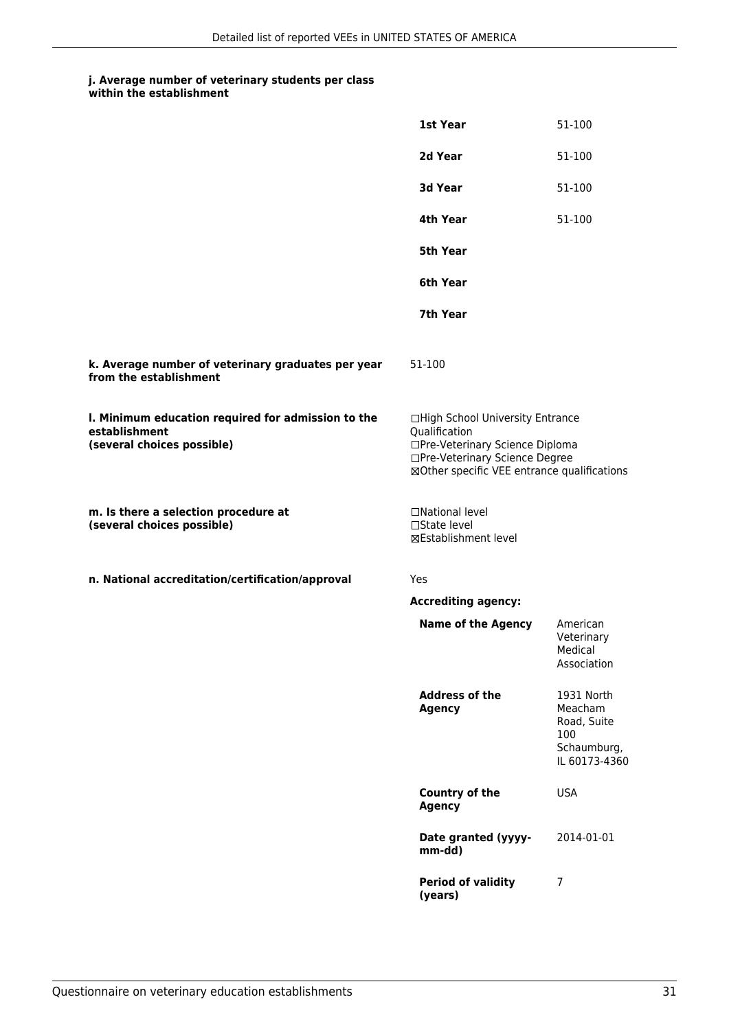**j. Average number of veterinary students per class within the establishment**

| | |
|---|---|
| **1st Year** | 51-100 |
| **2d Year** | 51-100 |
| **3d Year** | 51-100 |
| **4th Year** | 51-100 |
| **5th Year** | |
| **6th Year** | |
| **7th Year** | |

**k. Average number of veterinary graduates per year from the establishment**

51-100

**l. Minimum education required for admission to the establishment (several choices possible)**

☐High School University Entrance Qualification
☐Pre-Veterinary Science Diploma
☐Pre-Veterinary Science Degree
☒Other specific VEE entrance qualifications

**m. Is there a selection procedure at (several choices possible)**

☐National level
☐State level
☒Establishment level

**n. National accreditation/certification/approval**

Yes

**Accrediting agency:**

| | |
|---|---|
| **Name of the Agency** | American Veterinary Medical Association |
| **Address of the Agency** | 1931 North Meacham Road, Suite 100 Schaumburg, IL 60173-4360 |
| **Country of the Agency** | USA |
| **Date granted (yyyy-mm-dd)** | 2014-01-01 |
| **Period of validity (years)** | 7 |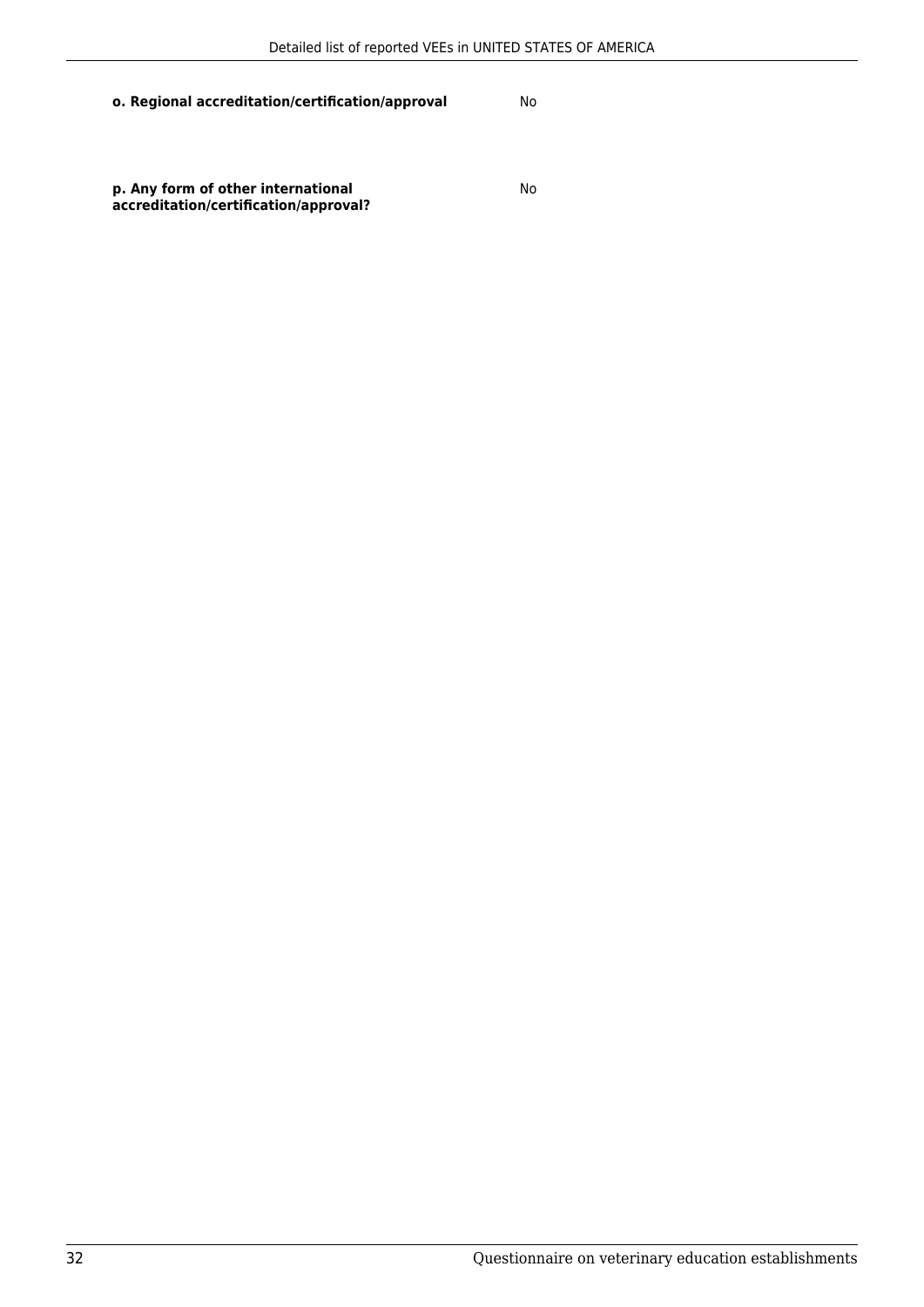**o. Regional accreditation/certification/approval** No

**p. Any form of other international accreditation/certification/approval?** No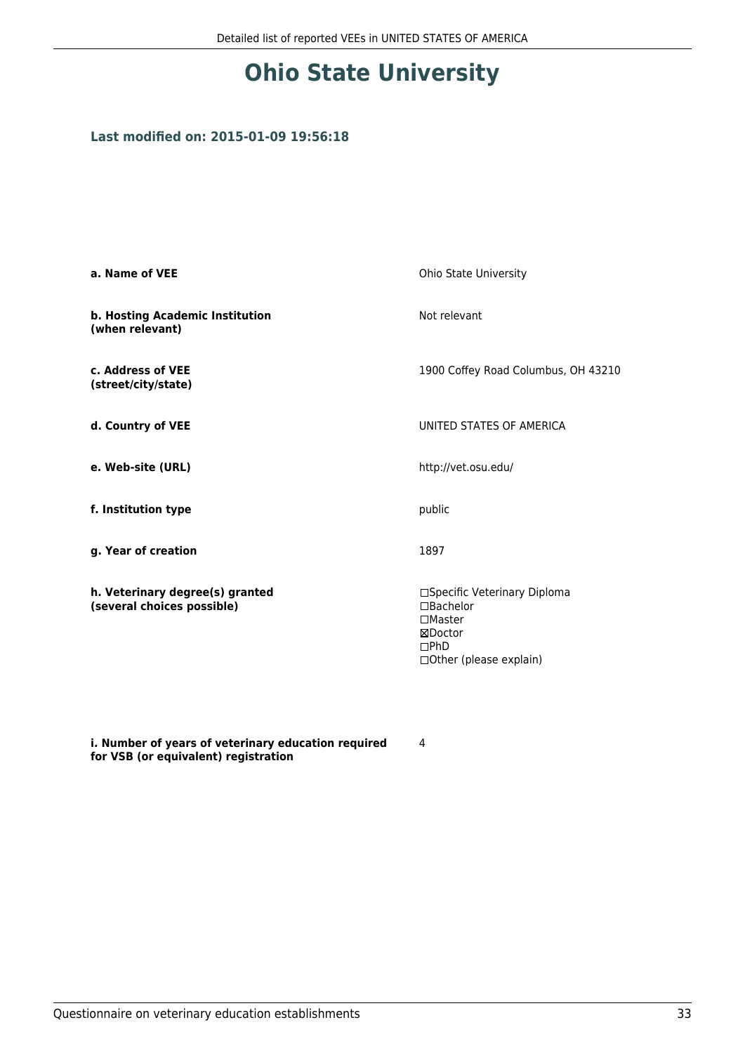# Ohio State University

### Last modified on: 2015-01-09 19:56:18

| | |
|---|---|
| **a. Name of VEE** | Ohio State University |
| **b. Hosting Academic Institution (when relevant)** | Not relevant |
| **c. Address of VEE (street/city/state)** | 1900 Coffey Road Columbus, OH 43210 |
| **d. Country of VEE** | UNITED STATES OF AMERICA |
| **e. Web-site (URL)** | http://vet.osu.edu/ |
| **f. Institution type** | public |
| **g. Year of creation** | 1897 |
| **h. Veterinary degree(s) granted (several choices possible)** | ☐Specific Veterinary Diploma<br>☐Bachelor<br>☐Master<br>☒Doctor<br>☐PhD<br>☐Other (please explain) |
| **i. Number of years of veterinary education required for VSB (or equivalent) registration** | 4 |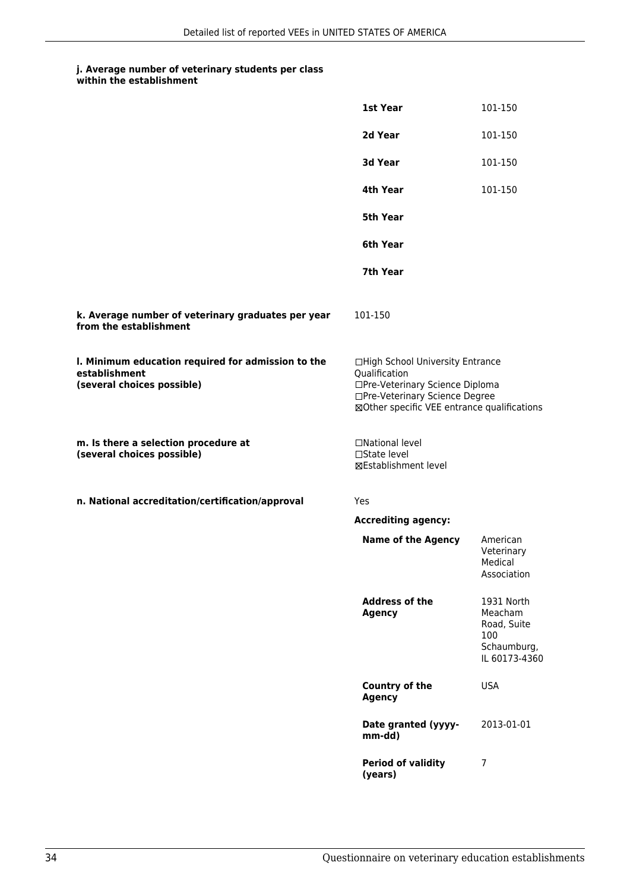**j. Average number of veterinary students per class within the establishment**

| | |
|---|---|
| **1st Year** | 101-150 |
| **2d Year** | 101-150 |
| **3d Year** | 101-150 |
| **4th Year** | 101-150 |
| **5th Year** | |
| **6th Year** | |
| **7th Year** | |

**k. Average number of veterinary graduates per year from the establishment**

101-150

**l. Minimum education required for admission to the establishment (several choices possible)**

☐High School University Entrance Qualification
☐Pre-Veterinary Science Diploma
☐Pre-Veterinary Science Degree
☒Other specific VEE entrance qualifications

**m. Is there a selection procedure at (several choices possible)**

☐National level
☐State level
☒Establishment level

**n. National accreditation/certification/approval**

Yes

**Accrediting agency:**

| | |
|---|---|
| **Name of the Agency** | American Veterinary Medical Association |
| **Address of the Agency** | 1931 North Meacham Road, Suite 100 Schaumburg, IL 60173-4360 |
| **Country of the Agency** | USA |
| **Date granted (yyyy-mm-dd)** | 2013-01-01 |
| **Period of validity (years)** | 7 |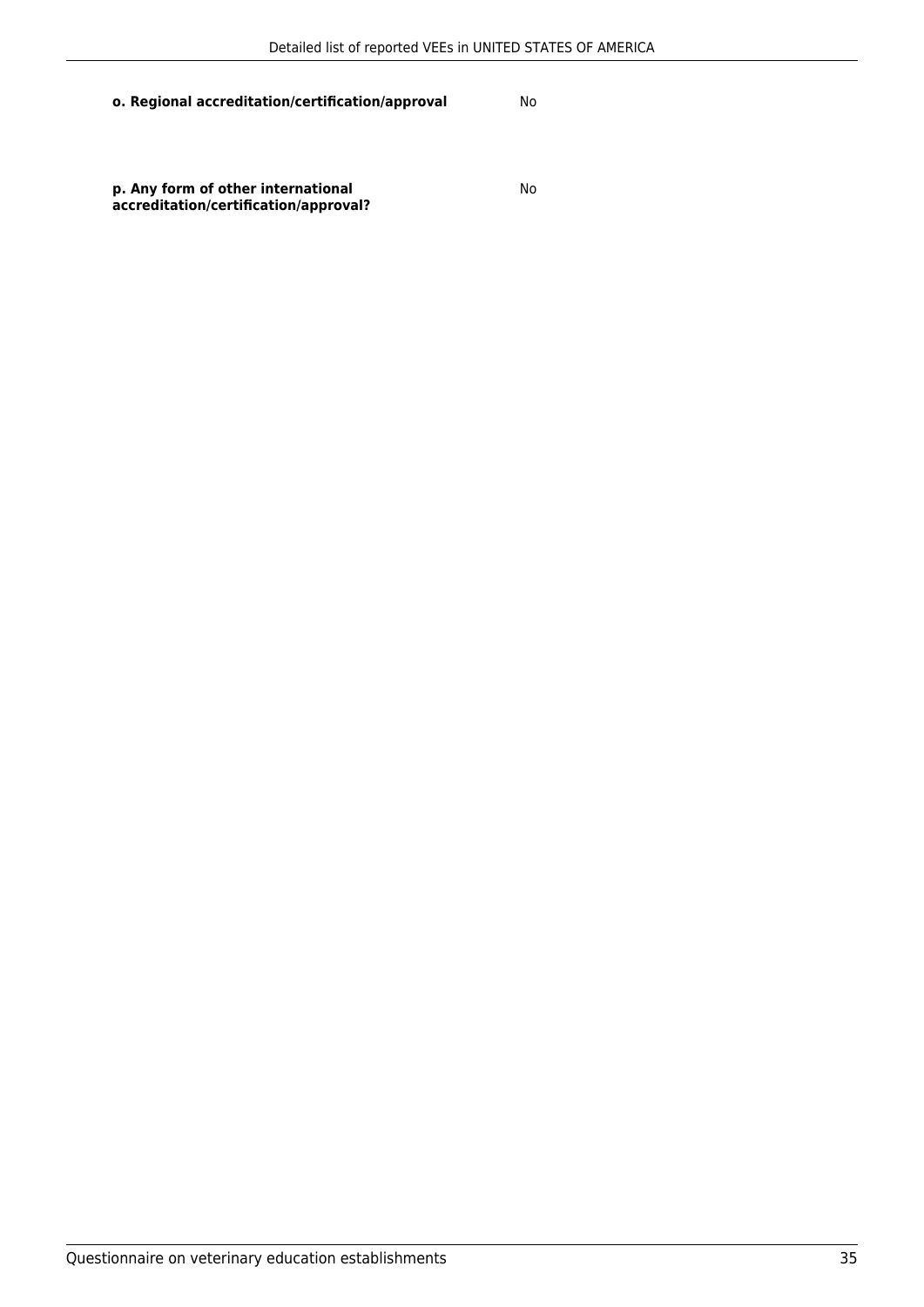**o. Regional accreditation/certification/approval** No

**p. Any form of other international accreditation/certification/approval?** No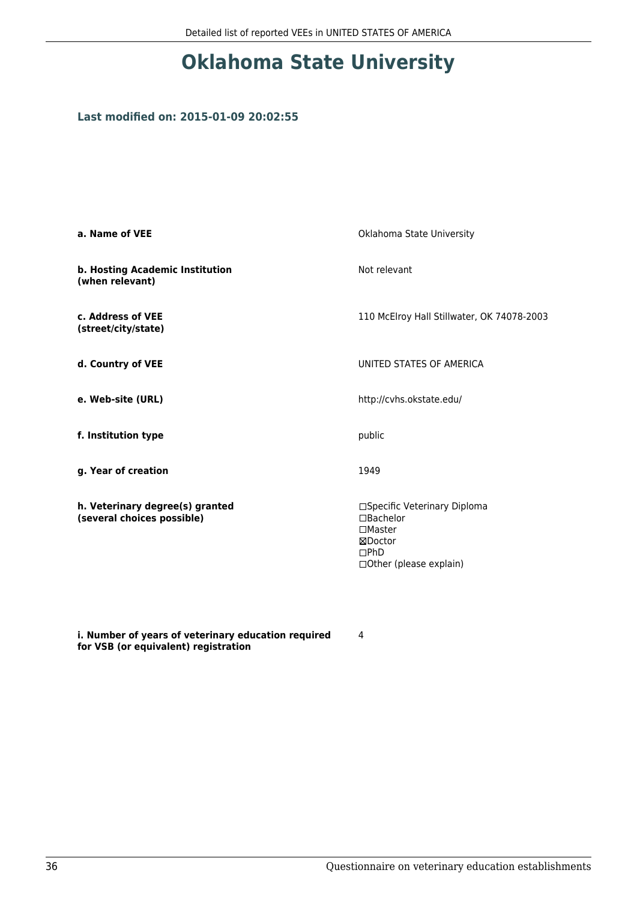# Oklahoma State University

### Last modified on: 2015-01-09 20:02:55

| | |
|---|---|
| **a. Name of VEE** | Oklahoma State University |
| **b. Hosting Academic Institution (when relevant)** | Not relevant |
| **c. Address of VEE (street/city/state)** | 110 McElroy Hall Stillwater, OK 74078-2003 |
| **d. Country of VEE** | UNITED STATES OF AMERICA |
| **e. Web-site (URL)** | http://cvhs.okstate.edu/ |
| **f. Institution type** | public |
| **g. Year of creation** | 1949 |
| **h. Veterinary degree(s) granted (several choices possible)** | ☐Specific Veterinary Diploma<br>☐Bachelor<br>☐Master<br>☒Doctor<br>☐PhD<br>☐Other (please explain) |
| **i. Number of years of veterinary education required for VSB (or equivalent) registration** | 4 |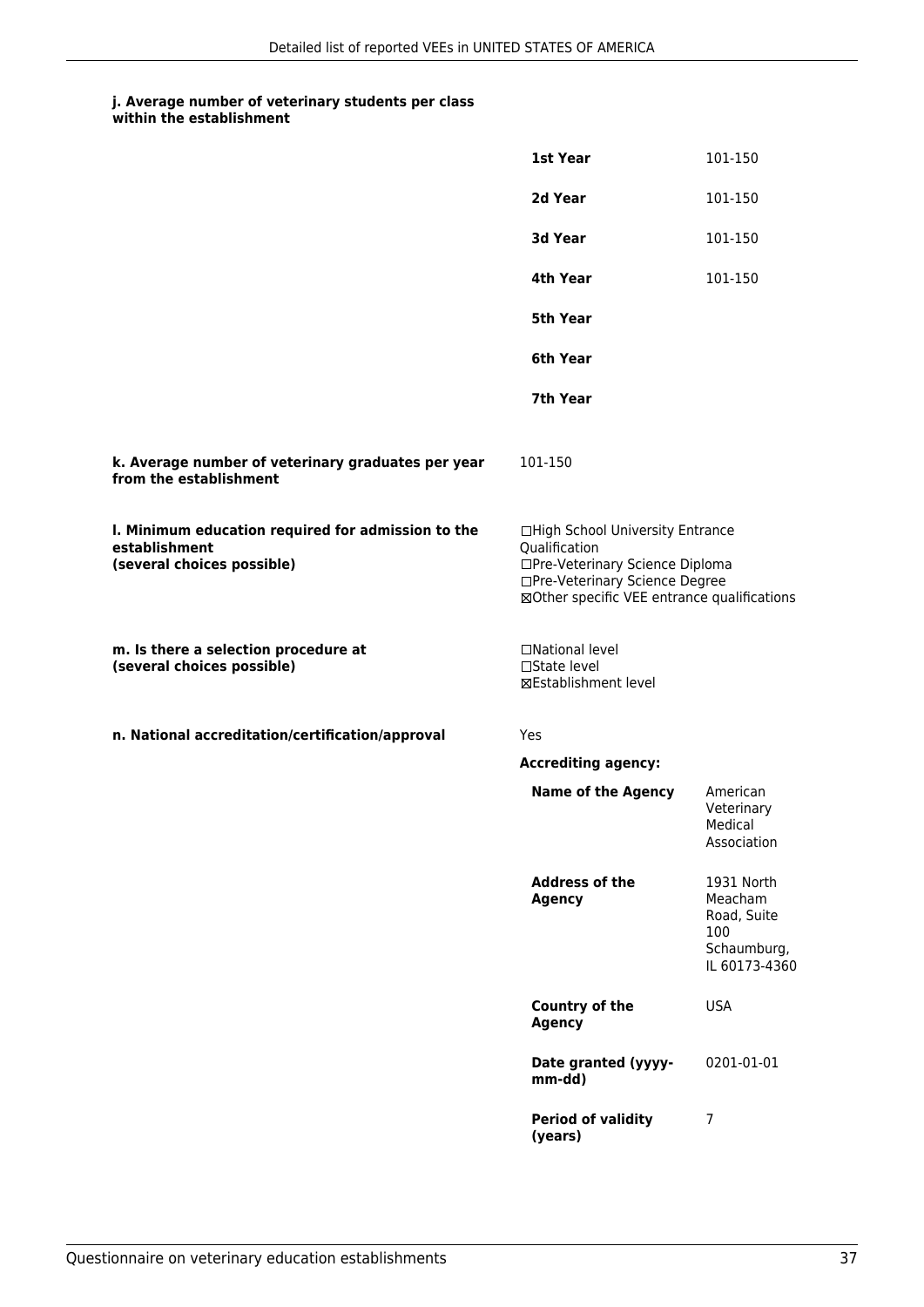**j. Average number of veterinary students per class within the establishment**

| | |
|---|---|
| **1st Year** | 101-150 |
| **2d Year** | 101-150 |
| **3d Year** | 101-150 |
| **4th Year** | 101-150 |
| **5th Year** | |
| **6th Year** | |
| **7th Year** | |

**k. Average number of veterinary graduates per year from the establishment**

101-150

**l. Minimum education required for admission to the establishment (several choices possible)**

☐High School University Entrance Qualification
☐Pre-Veterinary Science Diploma
☐Pre-Veterinary Science Degree
☒Other specific VEE entrance qualifications

**m. Is there a selection procedure at (several choices possible)**

☐National level
☐State level
☒Establishment level

**n. National accreditation/certification/approval**

Yes

**Accrediting agency:**

| | |
|---|---|
| **Name of the Agency** | American Veterinary Medical Association |
| **Address of the Agency** | 1931 North Meacham Road, Suite 100 Schaumburg, IL 60173-4360 |
| **Country of the Agency** | USA |
| **Date granted (yyyy-mm-dd)** | 0201-01-01 |
| **Period of validity (years)** | 7 |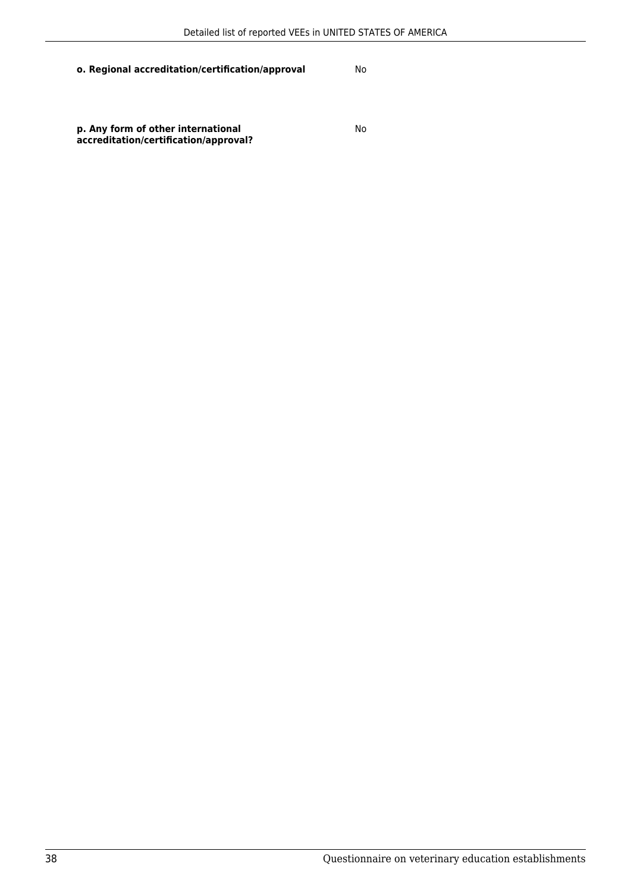**o. Regional accreditation/certification/approval** No

**p. Any form of other international accreditation/certification/approval?** No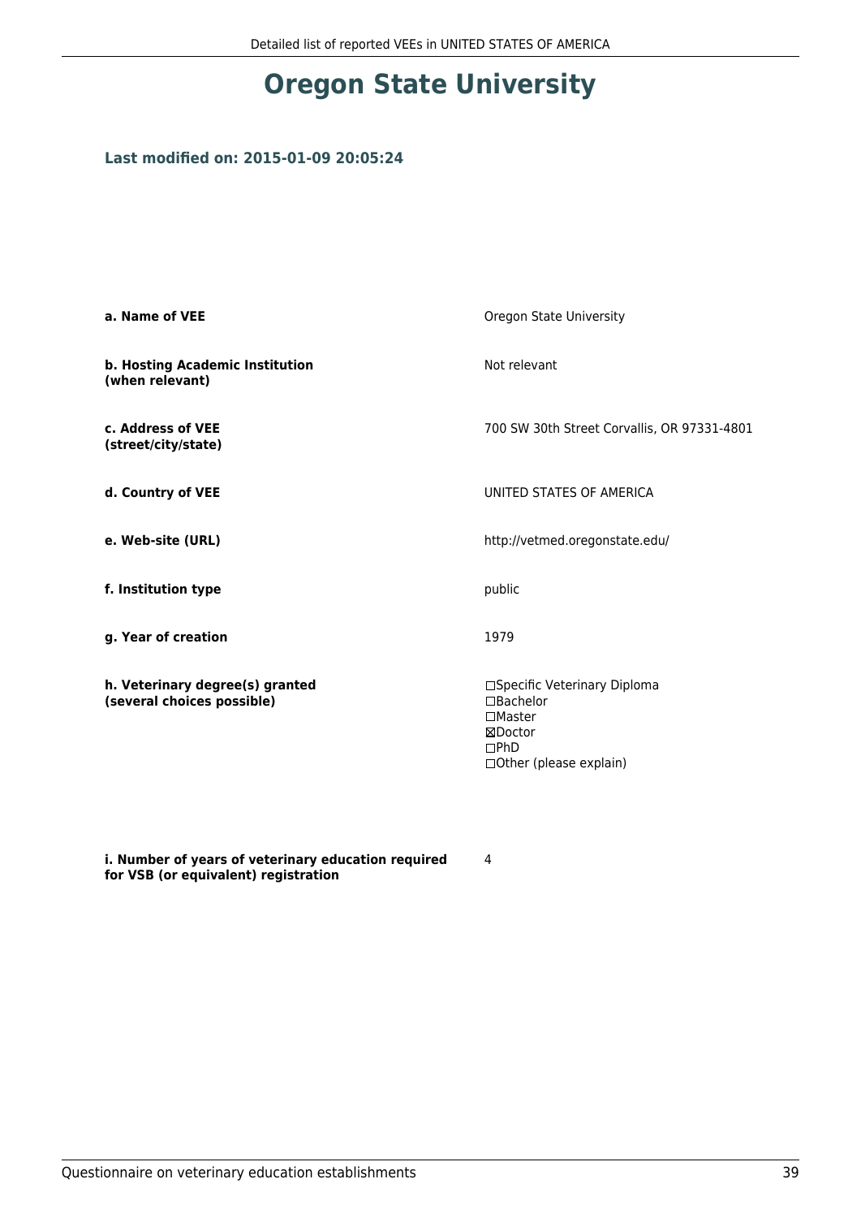# Oregon State University

### Last modified on: 2015-01-09 20:05:24

| | |
|---|---|
| **a. Name of VEE** | Oregon State University |
| **b. Hosting Academic Institution (when relevant)** | Not relevant |
| **c. Address of VEE (street/city/state)** | 700 SW 30th Street Corvallis, OR 97331-4801 |
| **d. Country of VEE** | UNITED STATES OF AMERICA |
| **e. Web-site (URL)** | http://vetmed.oregonstate.edu/ |
| **f. Institution type** | public |
| **g. Year of creation** | 1979 |
| **h. Veterinary degree(s) granted (several choices possible)** | ☐Specific Veterinary Diploma<br>☐Bachelor<br>☐Master<br>☒Doctor<br>☐PhD<br>☐Other (please explain) |
| **i. Number of years of veterinary education required for VSB (or equivalent) registration** | 4 |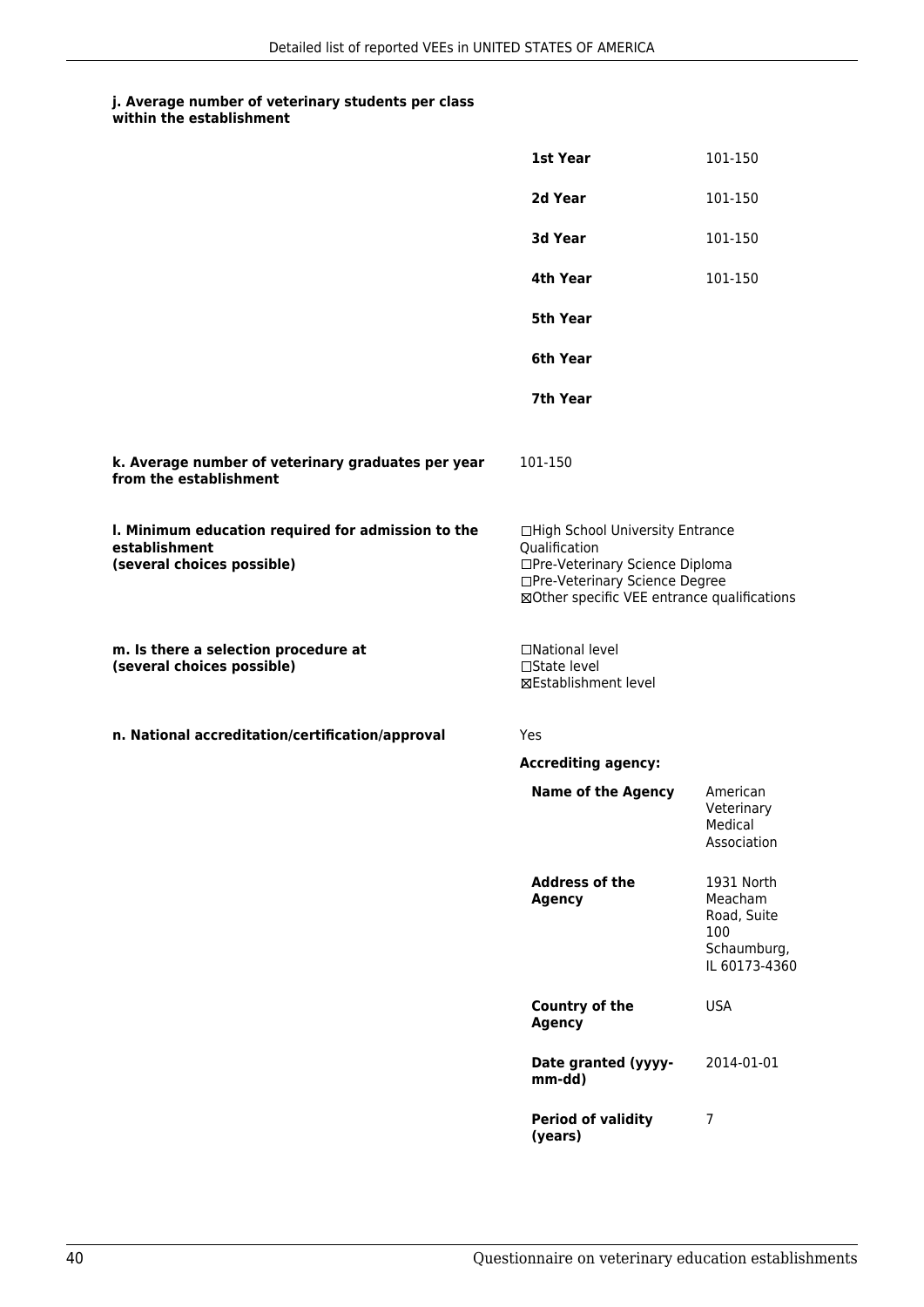**j. Average number of veterinary students per class within the establishment**

| | |
|---|---|
| **1st Year** | 101-150 |
| **2d Year** | 101-150 |
| **3d Year** | 101-150 |
| **4th Year** | 101-150 |
| **5th Year** | |
| **6th Year** | |
| **7th Year** | |

**k. Average number of veterinary graduates per year from the establishment**

101-150

**l. Minimum education required for admission to the establishment (several choices possible)**

☐High School University Entrance Qualification
☐Pre-Veterinary Science Diploma
☐Pre-Veterinary Science Degree
☒Other specific VEE entrance qualifications

**m. Is there a selection procedure at (several choices possible)**

☐National level
☐State level
☒Establishment level

**n. National accreditation/certification/approval**

Yes

**Accrediting agency:**

| | |
|---|---|
| **Name of the Agency** | American Veterinary Medical Association |
| **Address of the Agency** | 1931 North Meacham Road, Suite 100 Schaumburg, IL 60173-4360 |
| **Country of the Agency** | USA |
| **Date granted (yyyy-mm-dd)** | 2014-01-01 |
| **Period of validity (years)** | 7 |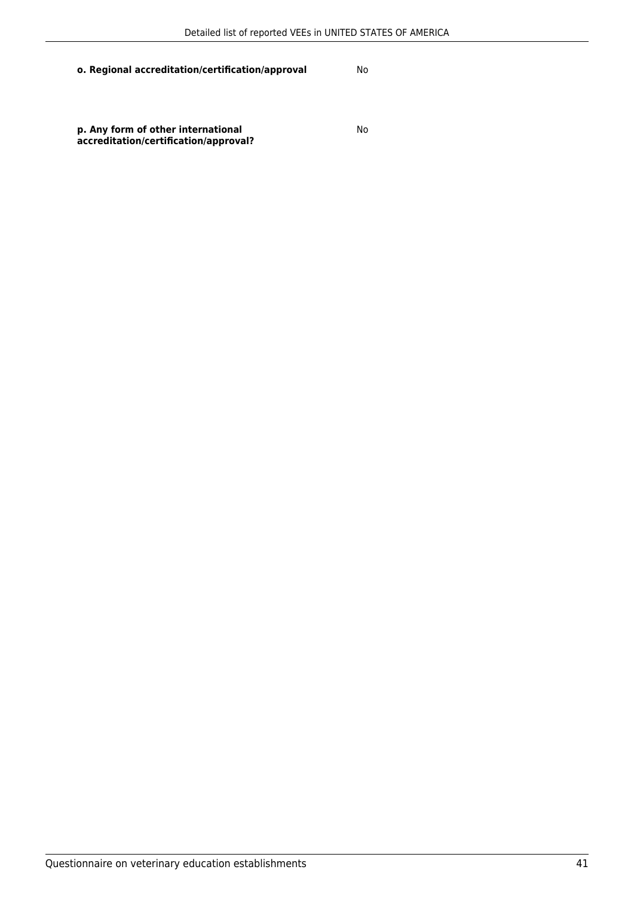**o. Regional accreditation/certification/approval** No

**p. Any form of other international accreditation/certification/approval?** No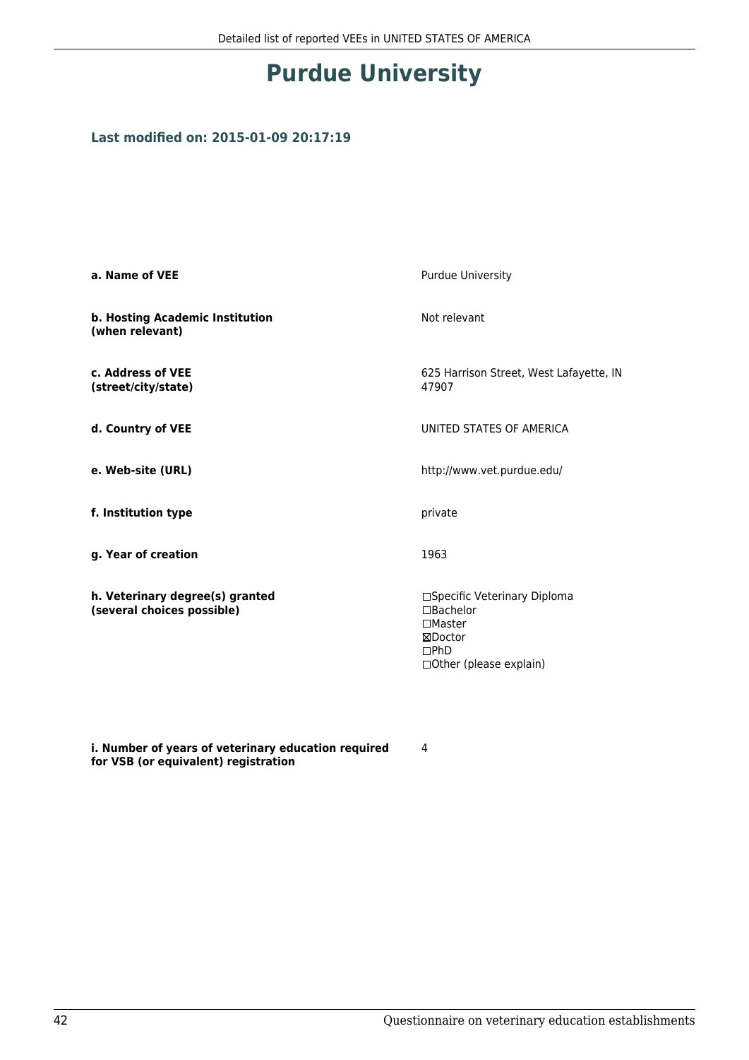# Purdue University

### Last modified on: 2015-01-09 20:17:19

| | |
|---|---|
| **a. Name of VEE** | Purdue University |
| **b. Hosting Academic Institution (when relevant)** | Not relevant |
| **c. Address of VEE (street/city/state)** | 625 Harrison Street, West Lafayette, IN 47907 |
| **d. Country of VEE** | UNITED STATES OF AMERICA |
| **e. Web-site (URL)** | http://www.vet.purdue.edu/ |
| **f. Institution type** | private |
| **g. Year of creation** | 1963 |
| **h. Veterinary degree(s) granted (several choices possible)** | ☐Specific Veterinary Diploma<br>☐Bachelor<br>☐Master<br>☒Doctor<br>☐PhD<br>☐Other (please explain) |
| **i. Number of years of veterinary education required for VSB (or equivalent) registration** | 4 |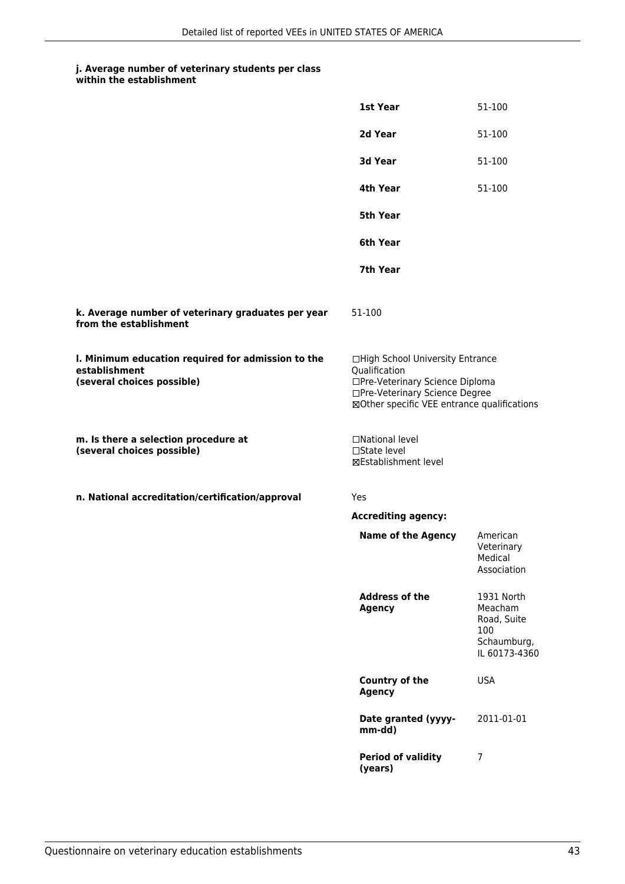**j. Average number of veterinary students per class within the establishment**

| | |
|---|---|
| **1st Year** | 51-100 |
| **2d Year** | 51-100 |
| **3d Year** | 51-100 |
| **4th Year** | 51-100 |
| **5th Year** | |
| **6th Year** | |
| **7th Year** | |

**k. Average number of veterinary graduates per year from the establishment**

51-100

**l. Minimum education required for admission to the establishment (several choices possible)**

☐High School University Entrance Qualification
☐Pre-Veterinary Science Diploma
☐Pre-Veterinary Science Degree
☒Other specific VEE entrance qualifications

**m. Is there a selection procedure at (several choices possible)**

☐National level
☐State level
☒Establishment level

**n. National accreditation/certification/approval**

Yes

**Accrediting agency:**

| | |
|---|---|
| **Name of the Agency** | American Veterinary Medical Association |
| **Address of the Agency** | 1931 North Meacham Road, Suite 100 Schaumburg, IL 60173-4360 |
| **Country of the Agency** | USA |
| **Date granted (yyyy-mm-dd)** | 2011-01-01 |
| **Period of validity (years)** | 7 |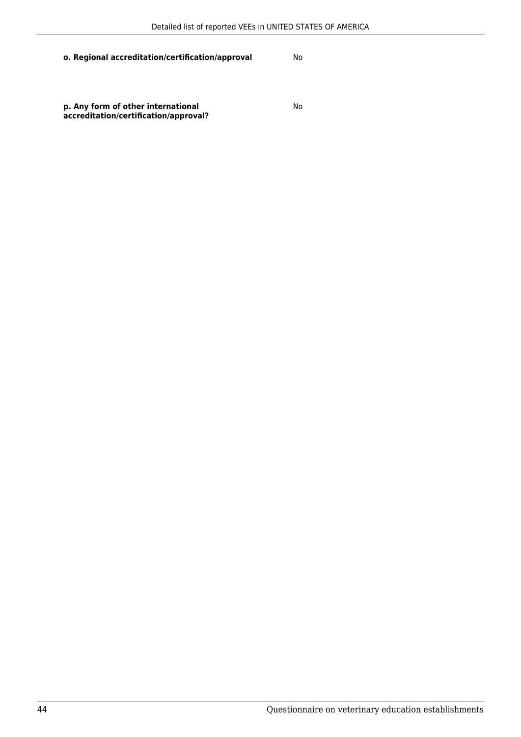| | |
|---|---|
| **o. Regional accreditation/certification/approval** | No |
| **p. Any form of other international accreditation/certification/approval?** | No |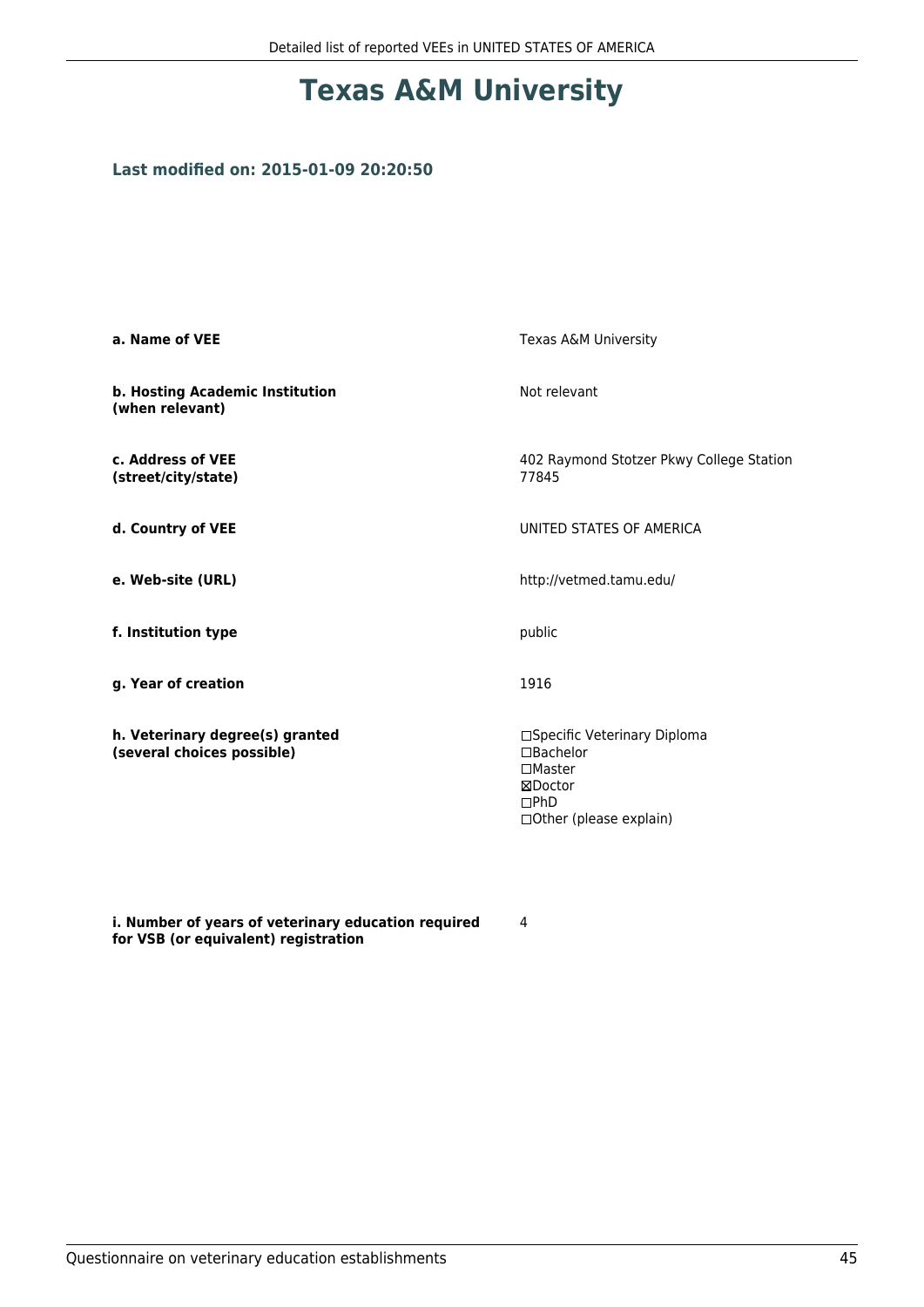# Texas A&M University

### Last modified on: 2015-01-09 20:20:50

| | |
|---|---|
| **a. Name of VEE** | Texas A&M University |
| **b. Hosting Academic Institution (when relevant)** | Not relevant |
| **c. Address of VEE (street/city/state)** | 402 Raymond Stotzer Pkwy College Station 77845 |
| **d. Country of VEE** | UNITED STATES OF AMERICA |
| **e. Web-site (URL)** | http://vetmed.tamu.edu/ |
| **f. Institution type** | public |
| **g. Year of creation** | 1916 |
| **h. Veterinary degree(s) granted (several choices possible)** | ☐Specific Veterinary Diploma<br>☐Bachelor<br>☐Master<br>☒Doctor<br>☐PhD<br>☐Other (please explain) |
| **i. Number of years of veterinary education required for VSB (or equivalent) registration** | 4 |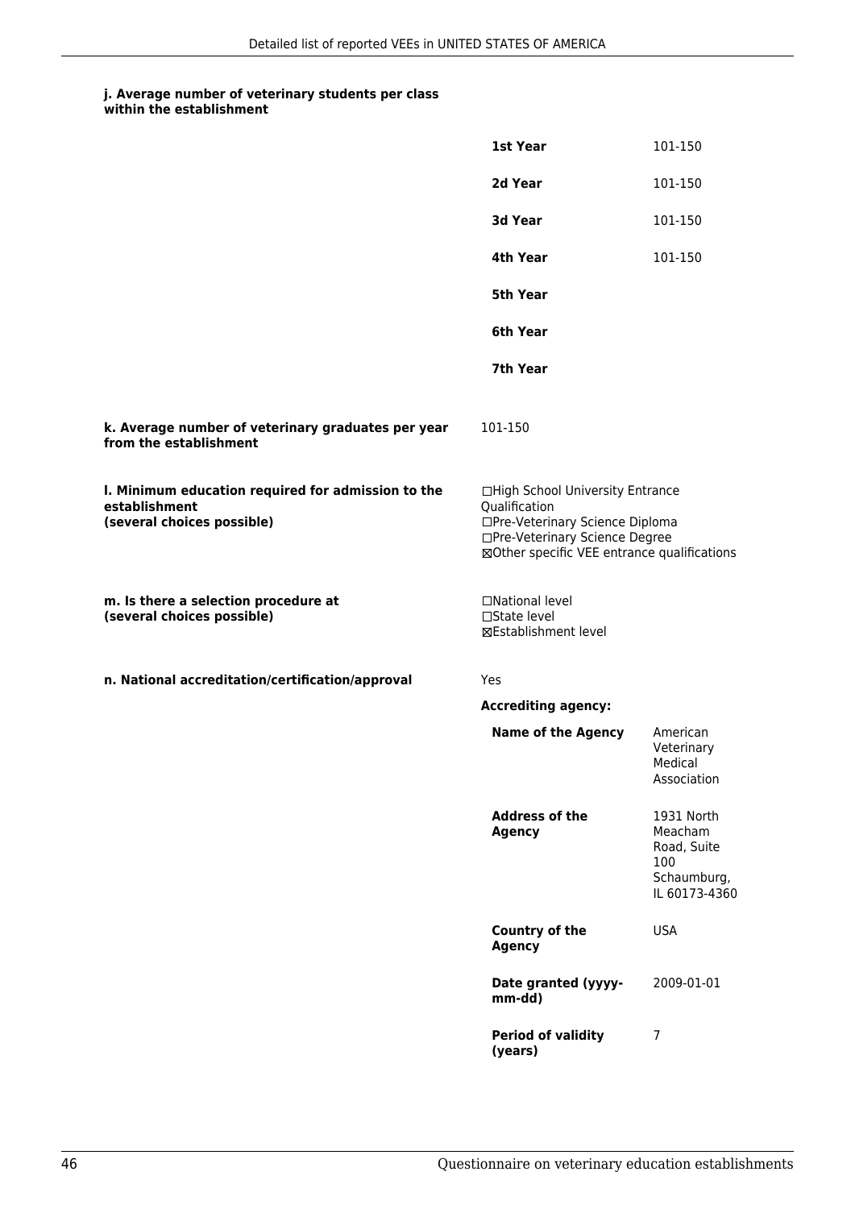**j. Average number of veterinary students per class within the establishment**

| | |
|---|---|
| **1st Year** | 101-150 |
| **2d Year** | 101-150 |
| **3d Year** | 101-150 |
| **4th Year** | 101-150 |
| **5th Year** | |
| **6th Year** | |
| **7th Year** | |

**k. Average number of veterinary graduates per year from the establishment**

101-150

**l. Minimum education required for admission to the establishment (several choices possible)**

☐High School University Entrance Qualification
☐Pre-Veterinary Science Diploma
☐Pre-Veterinary Science Degree
☒Other specific VEE entrance qualifications

**m. Is there a selection procedure at (several choices possible)**

☐National level
☐State level
☒Establishment level

**n. National accreditation/certification/approval**

Yes

**Accrediting agency:**

| | |
|---|---|
| **Name of the Agency** | American Veterinary Medical Association |
| **Address of the Agency** | 1931 North Meacham Road, Suite 100 Schaumburg, IL 60173-4360 |
| **Country of the Agency** | USA |
| **Date granted (yyyy-mm-dd)** | 2009-01-01 |
| **Period of validity (years)** | 7 |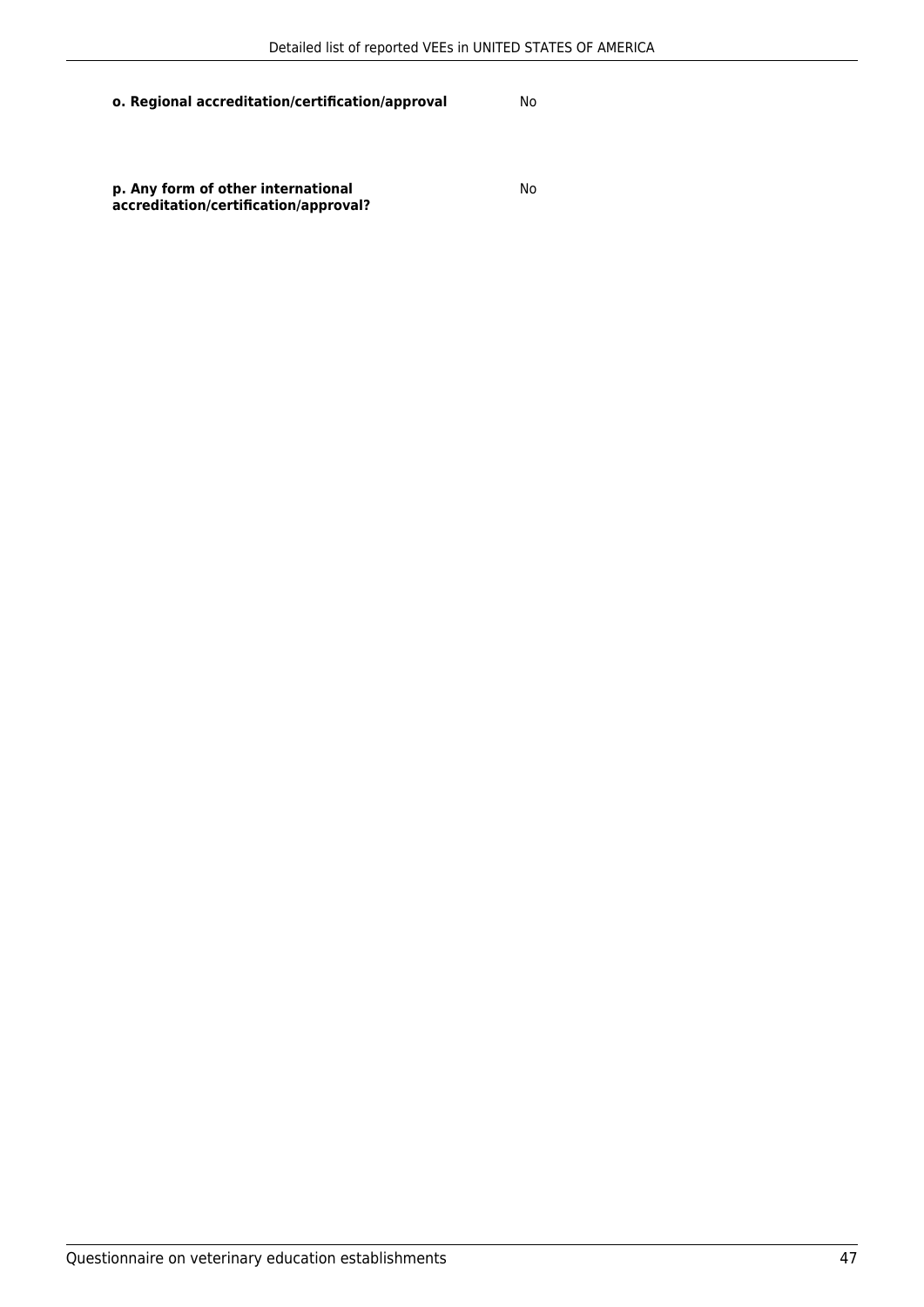**o. Regional accreditation/certification/approval** No

**p. Any form of other international accreditation/certification/approval?** No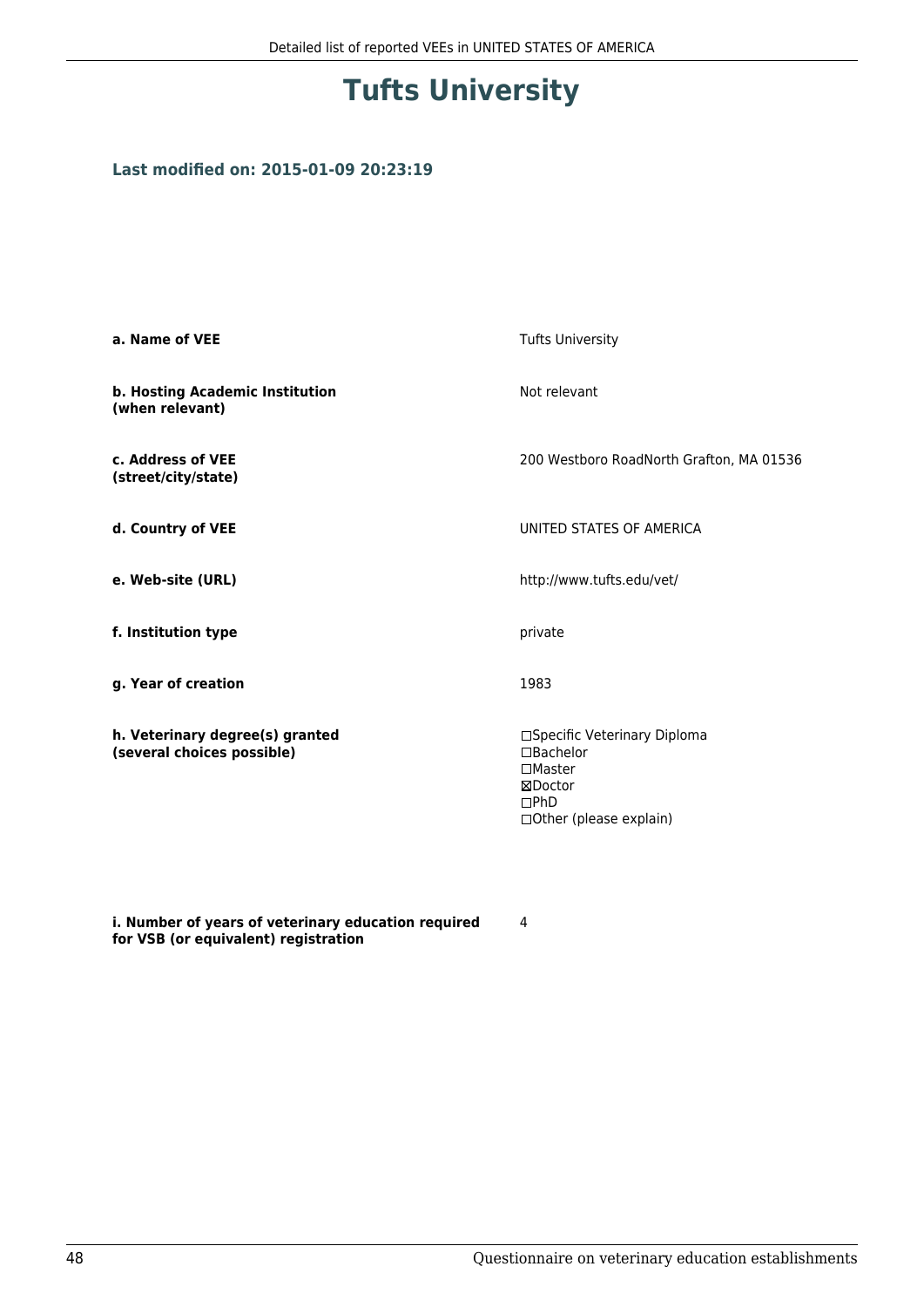# Tufts University

### Last modified on: 2015-01-09 20:23:19

| | |
|---|---|
| **a. Name of VEE** | Tufts University |
| **b. Hosting Academic Institution (when relevant)** | Not relevant |
| **c. Address of VEE (street/city/state)** | 200 Westboro RoadNorth Grafton, MA 01536 |
| **d. Country of VEE** | UNITED STATES OF AMERICA |
| **e. Web-site (URL)** | http://www.tufts.edu/vet/ |
| **f. Institution type** | private |
| **g. Year of creation** | 1983 |
| **h. Veterinary degree(s) granted (several choices possible)** | ☐Specific Veterinary Diploma<br>☐Bachelor<br>☐Master<br>☒Doctor<br>☐PhD<br>☐Other (please explain) |
| **i. Number of years of veterinary education required for VSB (or equivalent) registration** | 4 |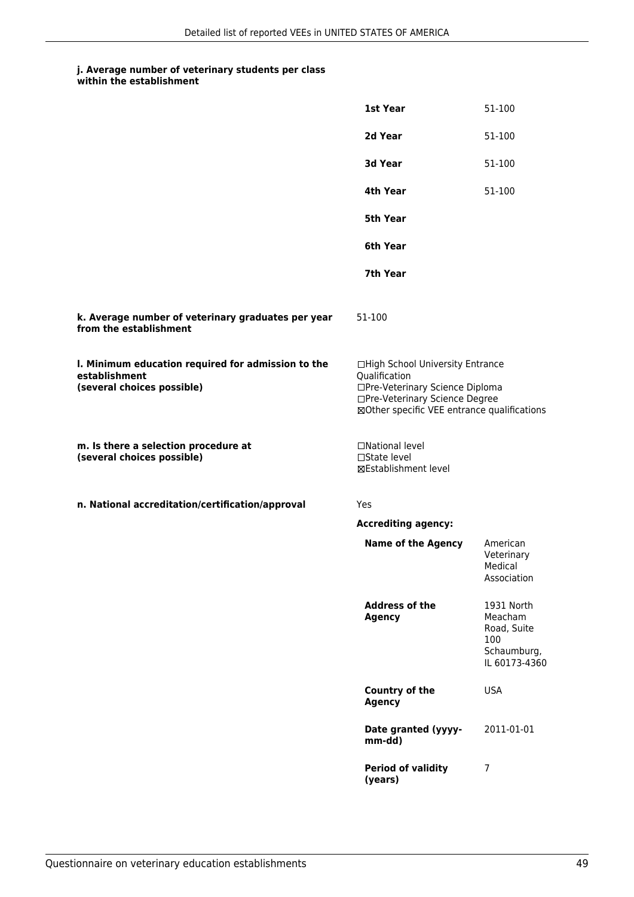**j. Average number of veterinary students per class within the establishment**

| | |
|---|---|
| **1st Year** | 51-100 |
| **2d Year** | 51-100 |
| **3d Year** | 51-100 |
| **4th Year** | 51-100 |
| **5th Year** | |
| **6th Year** | |
| **7th Year** | |

**k. Average number of veterinary graduates per year from the establishment**

51-100

**l. Minimum education required for admission to the establishment (several choices possible)**

☐High School University Entrance Qualification
☐Pre-Veterinary Science Diploma
☐Pre-Veterinary Science Degree
☒Other specific VEE entrance qualifications

**m. Is there a selection procedure at (several choices possible)**

☐National level
☐State level
☒Establishment level

**n. National accreditation/certification/approval**

Yes

**Accrediting agency:**

| | |
|---|---|
| **Name of the Agency** | American Veterinary Medical Association |
| **Address of the Agency** | 1931 North Meacham Road, Suite 100 Schaumburg, IL 60173-4360 |
| **Country of the Agency** | USA |
| **Date granted (yyyy-mm-dd)** | 2011-01-01 |
| **Period of validity (years)** | 7 |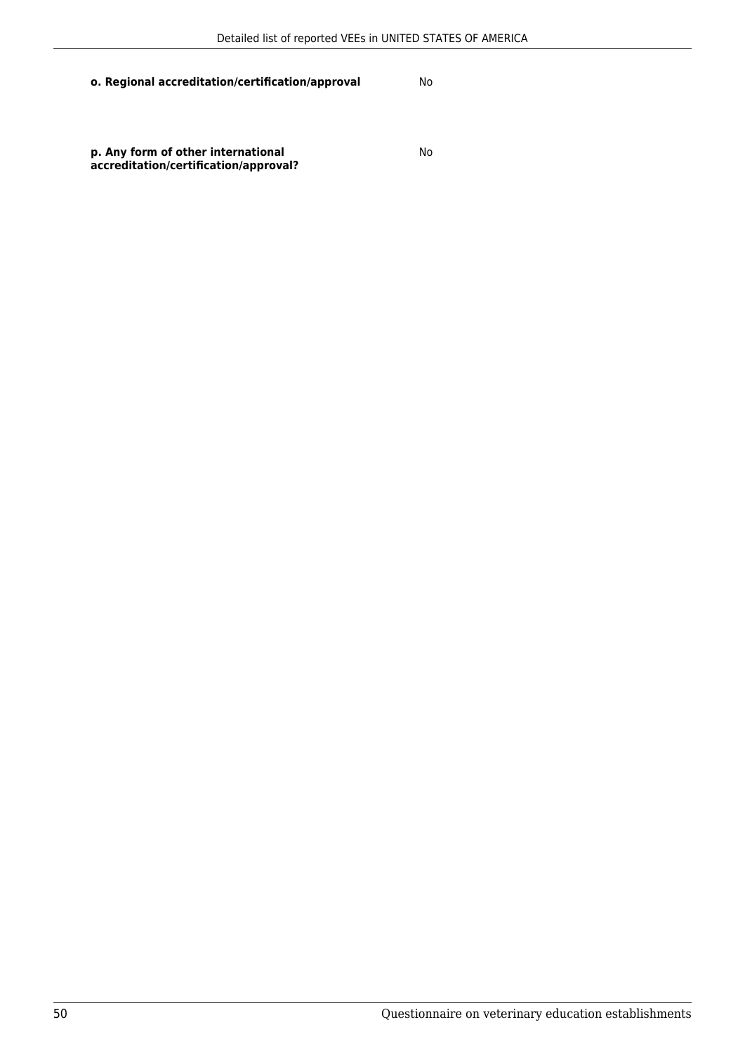| | |
|---|---|
| **o. Regional accreditation/certification/approval** | No |
| **p. Any form of other international accreditation/certification/approval?** | No |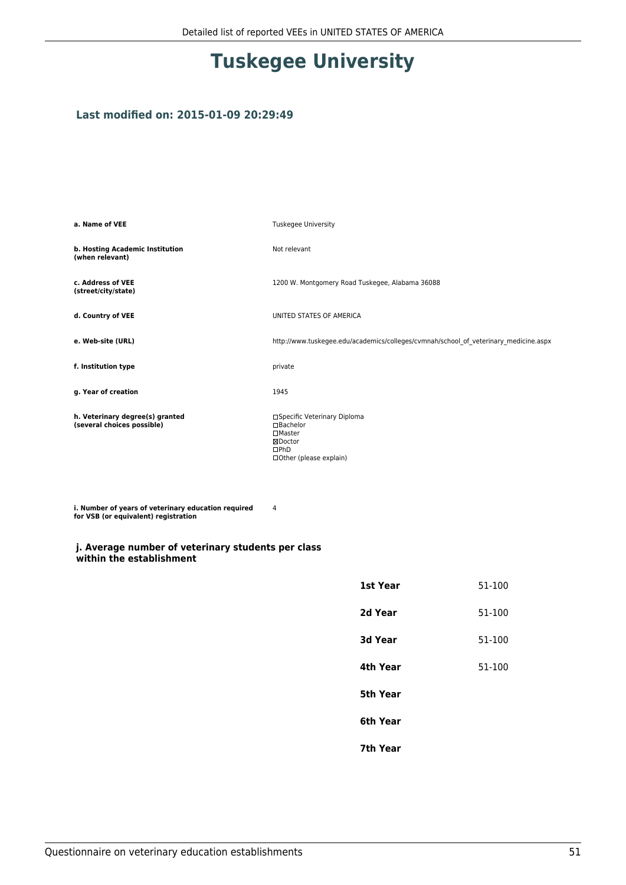# Tuskegee University

### Last modified on: 2015-01-09 20:29:49

| | |
|---|---|
| **a. Name of VEE** | Tuskegee University |
| **b. Hosting Academic Institution (when relevant)** | Not relevant |
| **c. Address of VEE (street/city/state)** | 1200 W. Montgomery Road Tuskegee, Alabama 36088 |
| **d. Country of VEE** | UNITED STATES OF AMERICA |
| **e. Web-site (URL)** | http://www.tuskegee.edu/academics/colleges/cvmnah/school_of_veterinary_medicine.aspx |
| **f. Institution type** | private |
| **g. Year of creation** | 1945 |
| **h. Veterinary degree(s) granted (several choices possible)** | ☐Specific Veterinary Diploma<br>☐Bachelor<br>☐Master<br>☒Doctor<br>☐PhD<br>☐Other (please explain) |
| **i. Number of years of veterinary education required for VSB (or equivalent) registration** | 4 |

### j. Average number of veterinary students per class within the establishment

| | |
|---|---|
| **1st Year** | 51-100 |
| **2d Year** | 51-100 |
| **3d Year** | 51-100 |
| **4th Year** | 51-100 |
| **5th Year** | |
| **6th Year** | |
| **7th Year** | |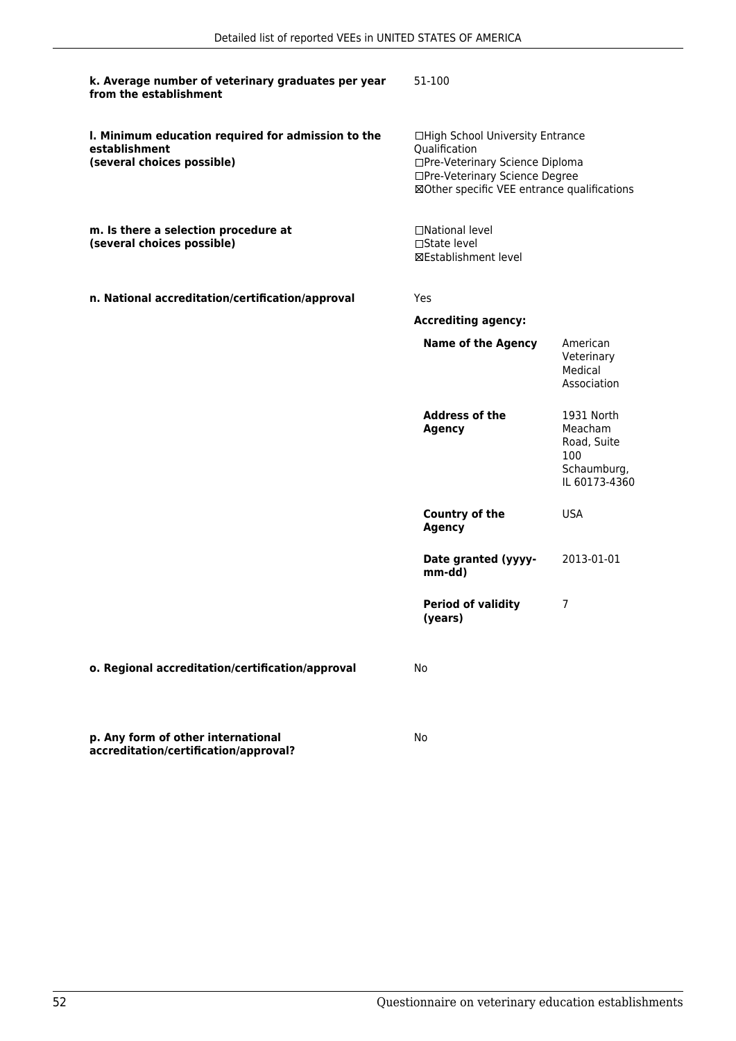**k. Average number of veterinary graduates per year from the establishment**

51-100

**l. Minimum education required for admission to the establishment (several choices possible)**

☐High School University Entrance Qualification
☐Pre-Veterinary Science Diploma
☐Pre-Veterinary Science Degree
☒Other specific VEE entrance qualifications

**m. Is there a selection procedure at (several choices possible)**

☐National level
☐State level
☒Establishment level

**n. National accreditation/certification/approval**

Yes

**Accrediting agency:**

| | |
|---|---|
| **Name of the Agency** | American Veterinary Medical Association |
| **Address of the Agency** | 1931 North Meacham Road, Suite 100 Schaumburg, IL 60173-4360 |
| **Country of the Agency** | USA |
| **Date granted (yyyy-mm-dd)** | 2013-01-01 |
| **Period of validity (years)** | 7 |

**o. Regional accreditation/certification/approval**

No

**p. Any form of other international accreditation/certification/approval?**

No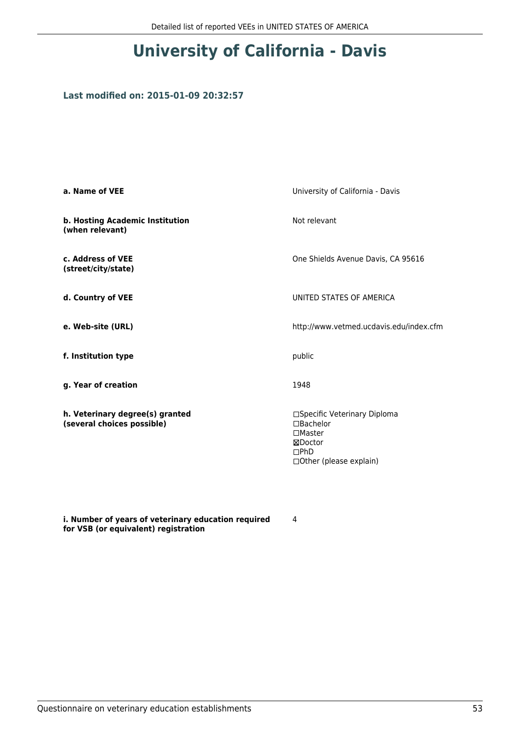# University of California - Davis

**Last modified on: 2015-01-09 20:32:57**

| | |
|---|---|
| **a. Name of VEE** | University of California - Davis |
| **b. Hosting Academic Institution (when relevant)** | Not relevant |
| **c. Address of VEE (street/city/state)** | One Shields Avenue Davis, CA 95616 |
| **d. Country of VEE** | UNITED STATES OF AMERICA |
| **e. Web-site (URL)** | http://www.vetmed.ucdavis.edu/index.cfm |
| **f. Institution type** | public |
| **g. Year of creation** | 1948 |
| **h. Veterinary degree(s) granted (several choices possible)** | ☐Specific Veterinary Diploma<br>☐Bachelor<br>☐Master<br>☒Doctor<br>☐PhD<br>☐Other (please explain) |
| **i. Number of years of veterinary education required for VSB (or equivalent) registration** | 4 |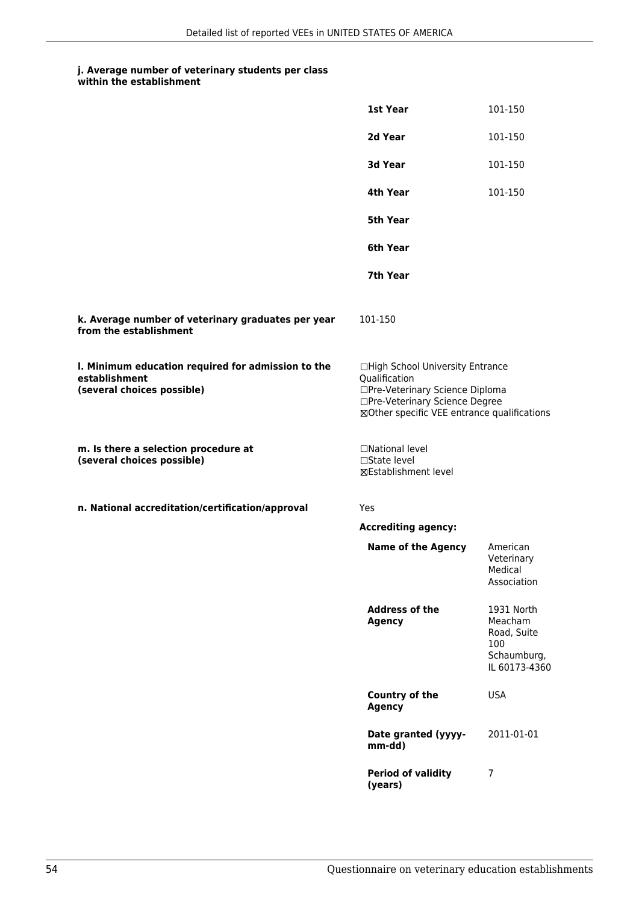**j. Average number of veterinary students per class within the establishment**

| | |
|---|---|
| **1st Year** | 101-150 |
| **2d Year** | 101-150 |
| **3d Year** | 101-150 |
| **4th Year** | 101-150 |
| **5th Year** | |
| **6th Year** | |
| **7th Year** | |

**k. Average number of veterinary graduates per year from the establishment**

101-150

**l. Minimum education required for admission to the establishment (several choices possible)**

☐High School University Entrance Qualification
☐Pre-Veterinary Science Diploma
☐Pre-Veterinary Science Degree
☒Other specific VEE entrance qualifications

**m. Is there a selection procedure at (several choices possible)**

☐National level
☐State level
☒Establishment level

**n. National accreditation/certification/approval**

Yes

**Accrediting agency:**

| | |
|---|---|
| **Name of the Agency** | American Veterinary Medical Association |
| **Address of the Agency** | 1931 North Meacham Road, Suite 100 Schaumburg, IL 60173-4360 |
| **Country of the Agency** | USA |
| **Date granted (yyyy-mm-dd)** | 2011-01-01 |
| **Period of validity (years)** | 7 |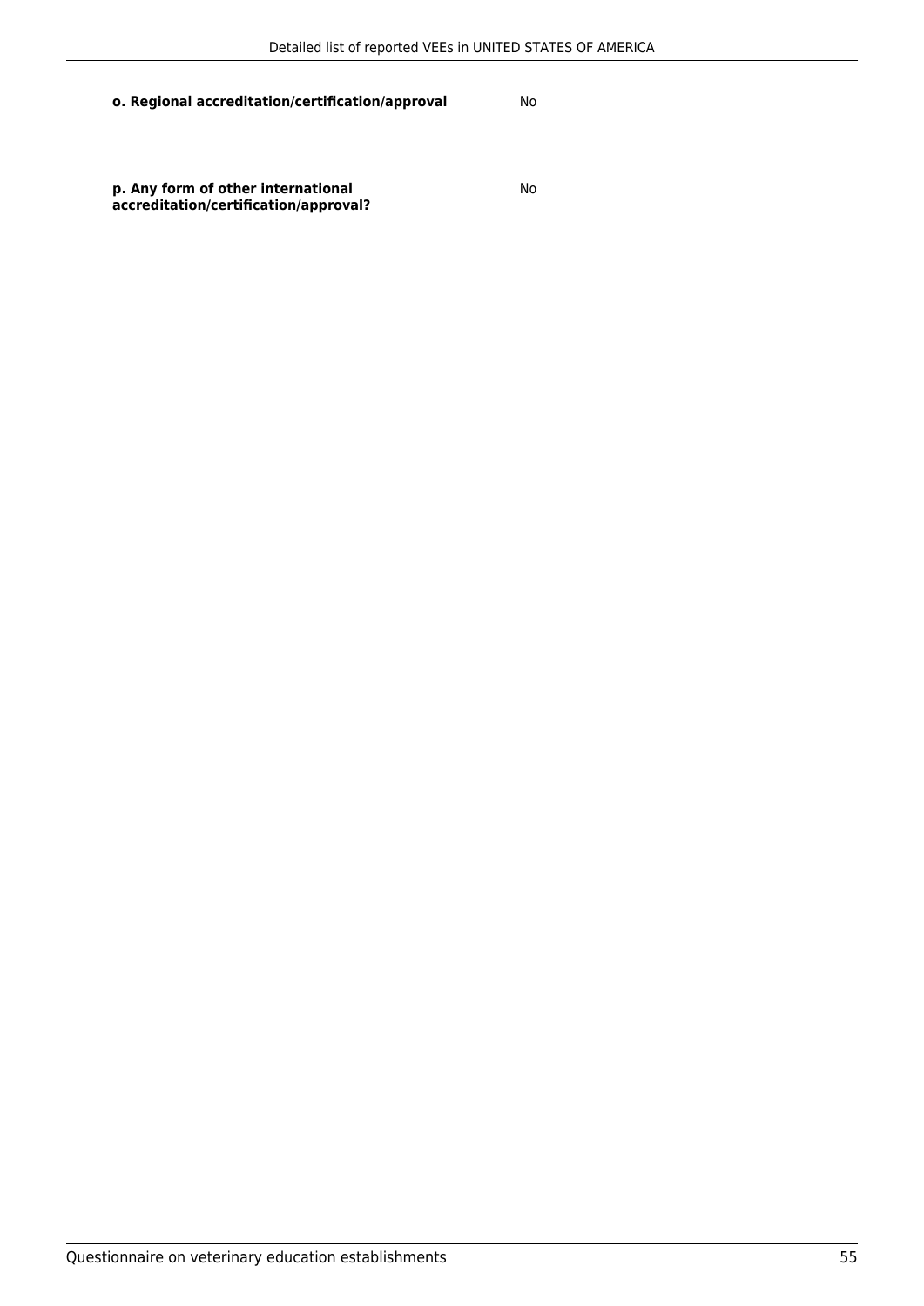| | |
|---|---|
| **o. Regional accreditation/certification/approval** | No |
| **p. Any form of other international accreditation/certification/approval?** | No |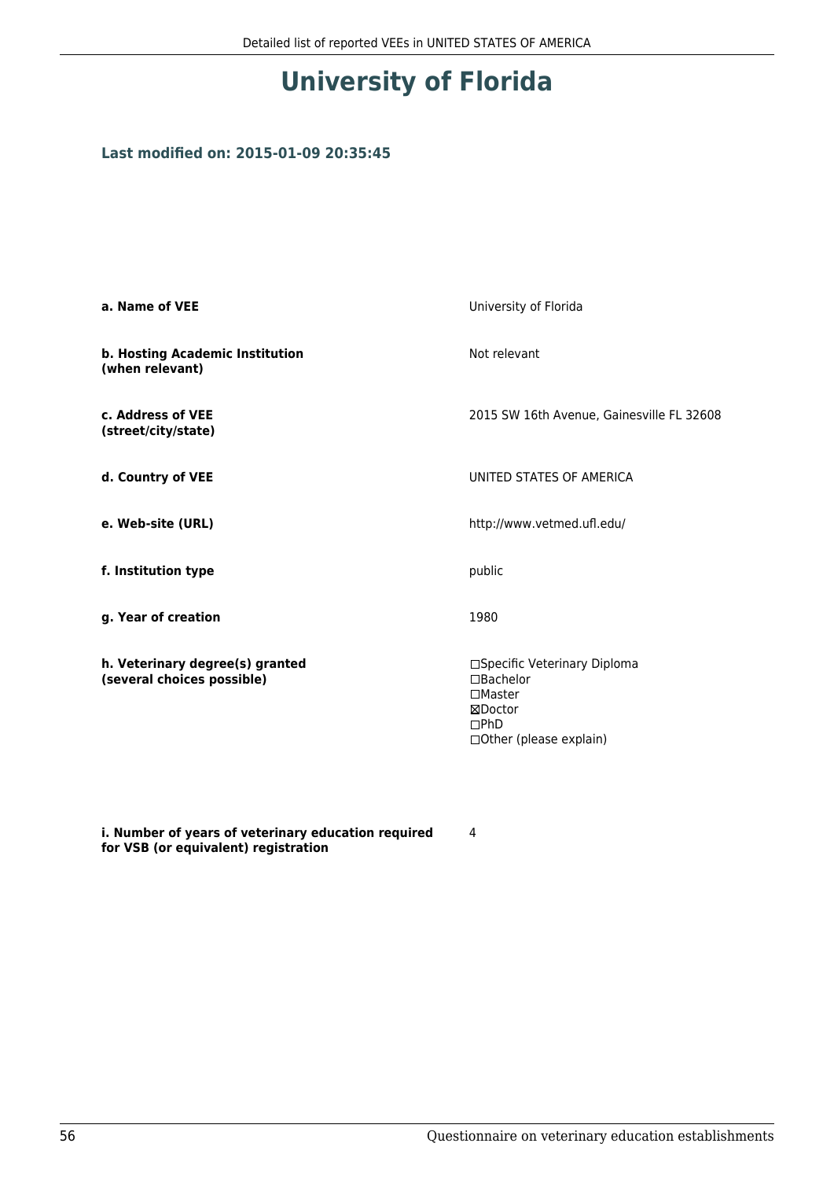# University of Florida

**Last modified on: 2015-01-09 20:35:45**

| | |
|---|---|
| **a. Name of VEE** | University of Florida |
| **b. Hosting Academic Institution (when relevant)** | Not relevant |
| **c. Address of VEE (street/city/state)** | 2015 SW 16th Avenue, Gainesville FL 32608 |
| **d. Country of VEE** | UNITED STATES OF AMERICA |
| **e. Web-site (URL)** | http://www.vetmed.ufl.edu/ |
| **f. Institution type** | public |
| **g. Year of creation** | 1980 |
| **h. Veterinary degree(s) granted (several choices possible)** | ☐Specific Veterinary Diploma<br>☐Bachelor<br>☐Master<br>☒Doctor<br>☐PhD<br>☐Other (please explain) |
| **i. Number of years of veterinary education required for VSB (or equivalent) registration** | 4 |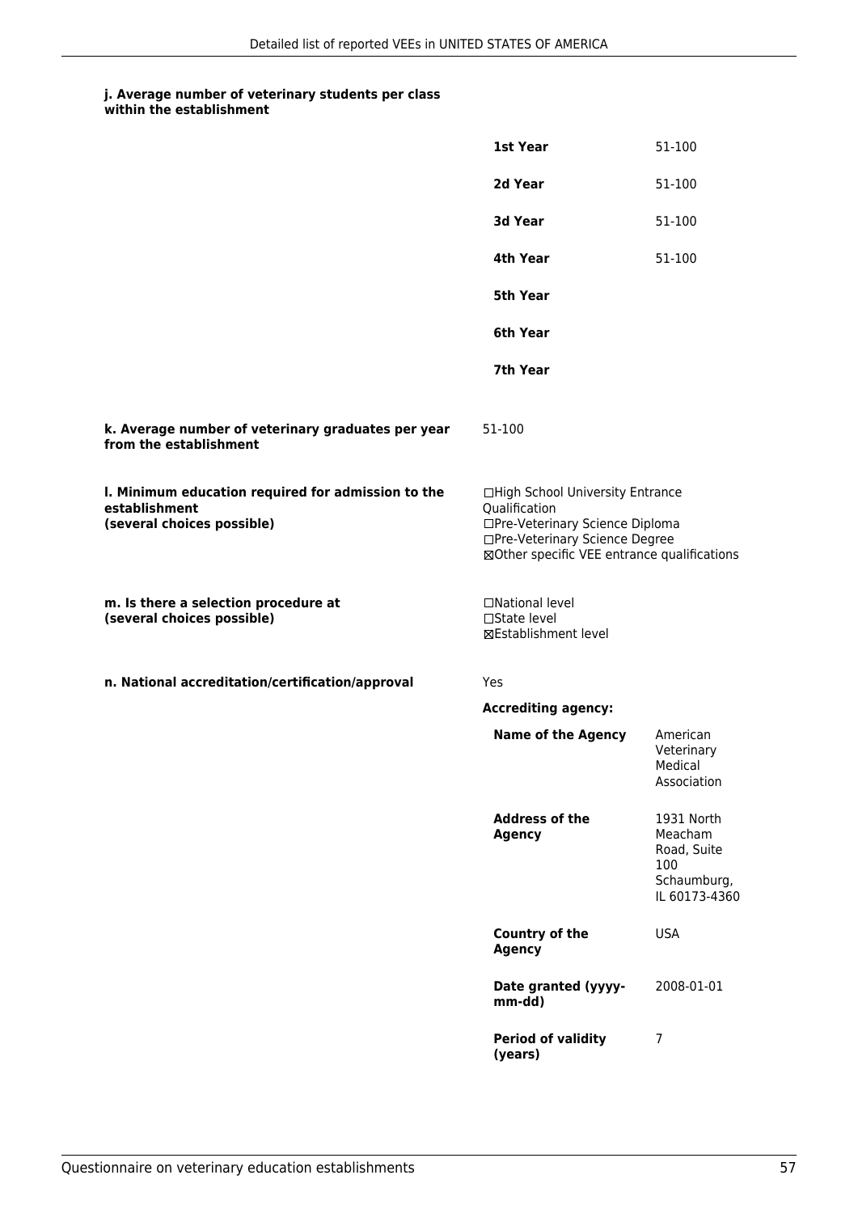#### j. Average number of veterinary students per class within the establishment

| | |
|---|---|
| **1st Year** | 51-100 |
| **2d Year** | 51-100 |
| **3d Year** | 51-100 |
| **4th Year** | 51-100 |
| **5th Year** | |
| **6th Year** | |
| **7th Year** | |

**k. Average number of veterinary graduates per year from the establishment**

51-100

**l. Minimum education required for admission to the establishment (several choices possible)**

☐High School University Entrance Qualification
☐Pre-Veterinary Science Diploma
☐Pre-Veterinary Science Degree
☒Other specific VEE entrance qualifications

**m. Is there a selection procedure at (several choices possible)**

☐National level
☐State level
☒Establishment level

**n. National accreditation/certification/approval**

Yes

**Accrediting agency:**

| | |
|---|---|
| **Name of the Agency** | American Veterinary Medical Association |
| **Address of the Agency** | 1931 North Meacham Road, Suite 100 Schaumburg, IL 60173-4360 |
| **Country of the Agency** | USA |
| **Date granted (yyyy-mm-dd)** | 2008-01-01 |
| **Period of validity (years)** | 7 |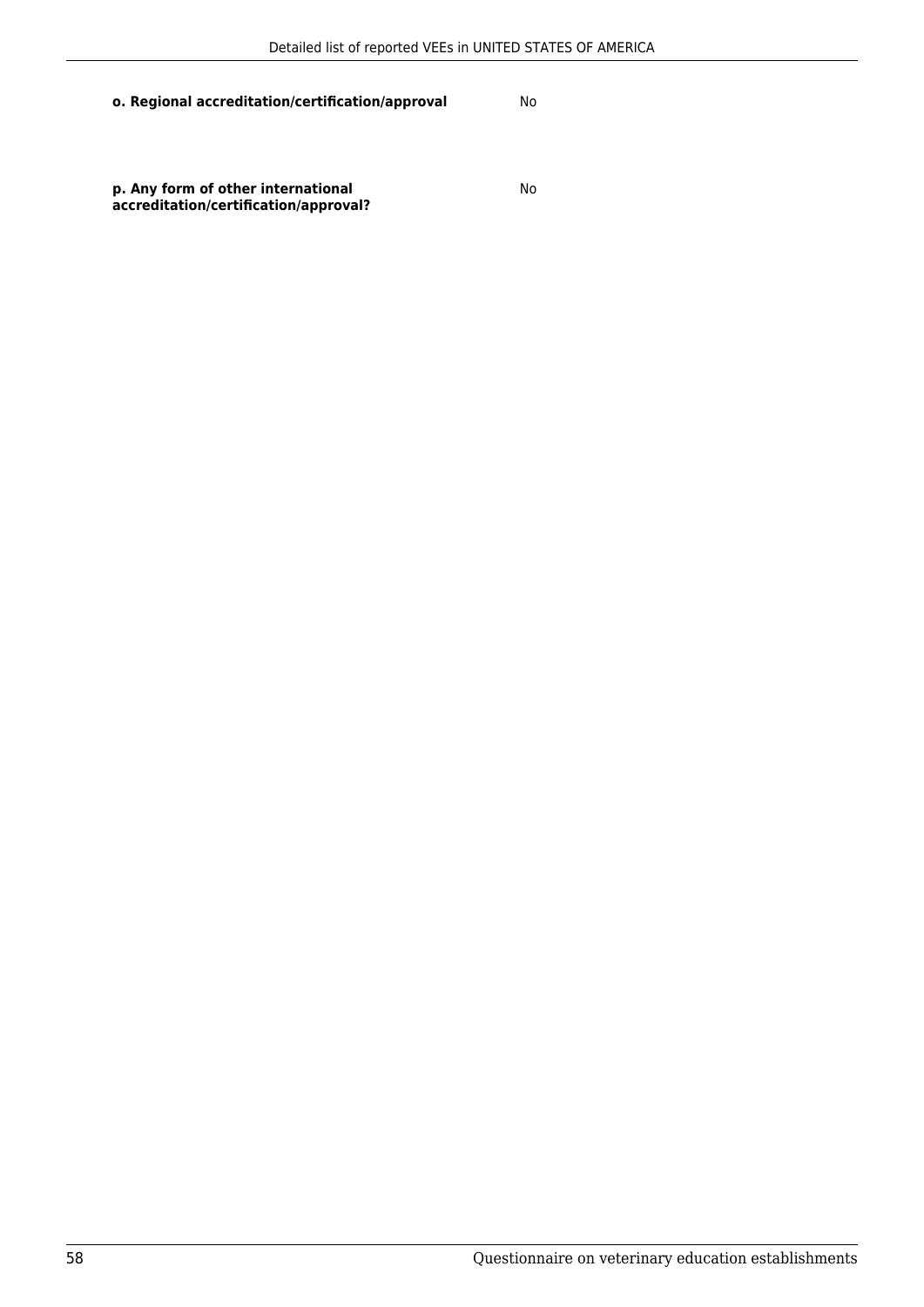**o. Regional accreditation/certification/approval** No

**p. Any form of other international accreditation/certification/approval?** No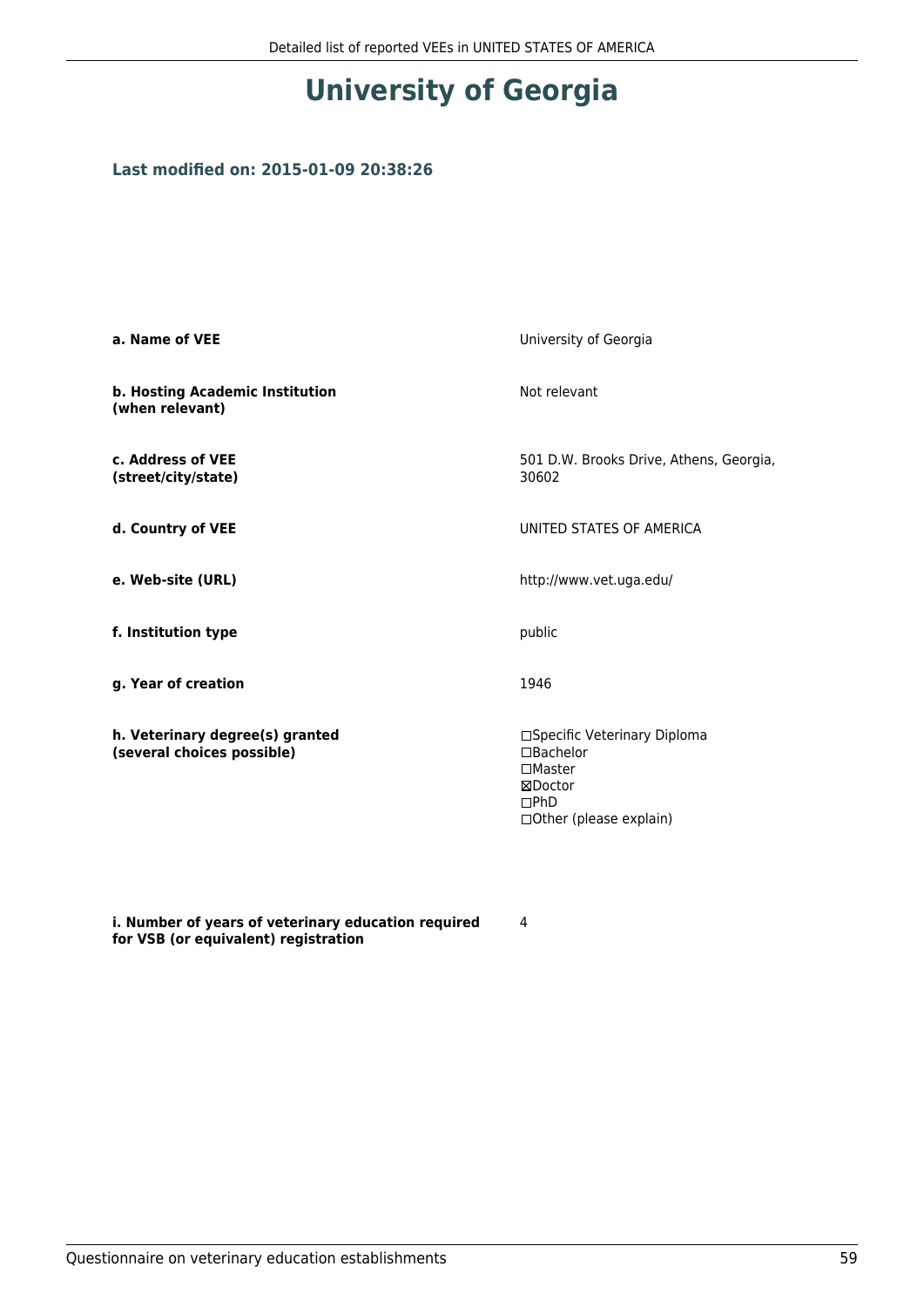# University of Georgia

### Last modified on: 2015-01-09 20:38:26

| | |
|---|---|
| **a. Name of VEE** | University of Georgia |
| **b. Hosting Academic Institution (when relevant)** | Not relevant |
| **c. Address of VEE (street/city/state)** | 501 D.W. Brooks Drive, Athens, Georgia, 30602 |
| **d. Country of VEE** | UNITED STATES OF AMERICA |
| **e. Web-site (URL)** | http://www.vet.uga.edu/ |
| **f. Institution type** | public |
| **g. Year of creation** | 1946 |
| **h. Veterinary degree(s) granted (several choices possible)** | ☐Specific Veterinary Diploma<br>☐Bachelor<br>☐Master<br>☒Doctor<br>☐PhD<br>☐Other (please explain) |
| **i. Number of years of veterinary education required for VSB (or equivalent) registration** | 4 |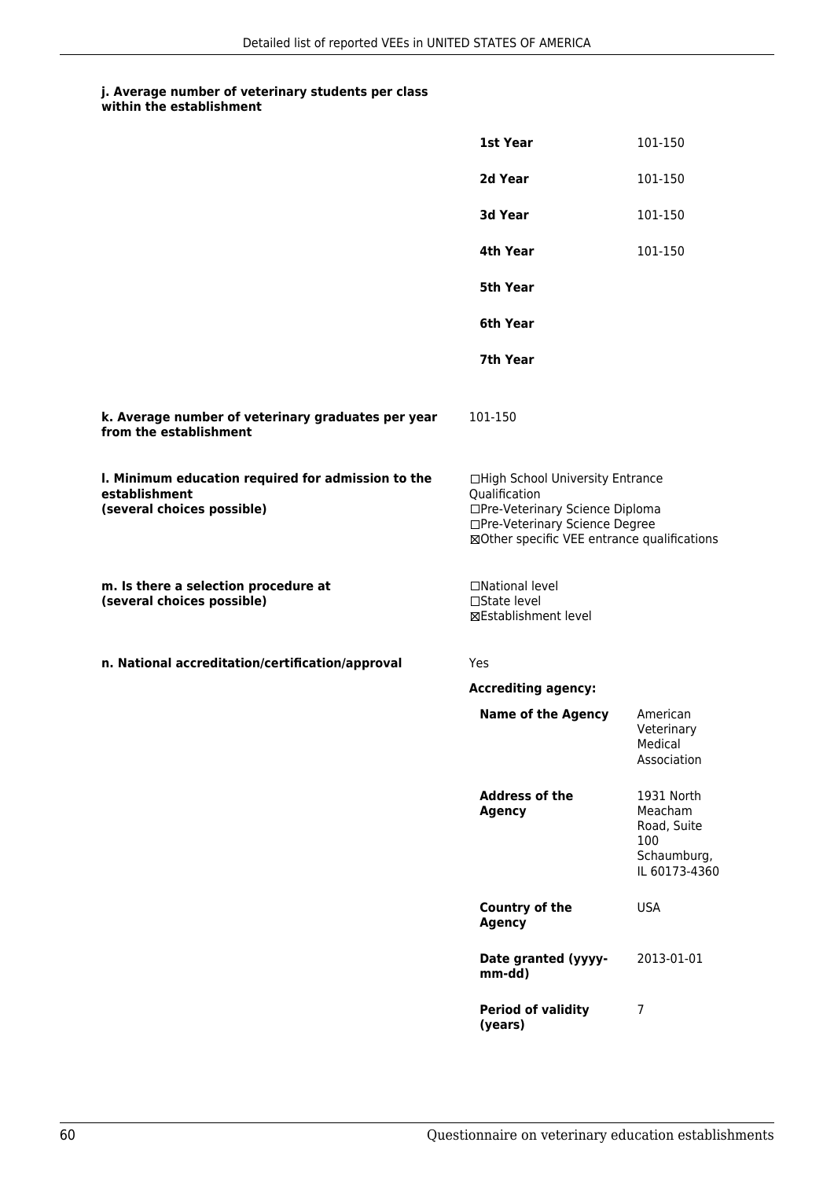**j. Average number of veterinary students per class within the establishment**

| | |
|---|---|
| **1st Year** | 101-150 |
| **2d Year** | 101-150 |
| **3d Year** | 101-150 |
| **4th Year** | 101-150 |
| **5th Year** | |
| **6th Year** | |
| **7th Year** | |

**k. Average number of veterinary graduates per year from the establishment**

101-150

**l. Minimum education required for admission to the establishment (several choices possible)**

☐High School University Entrance Qualification
☐Pre-Veterinary Science Diploma
☐Pre-Veterinary Science Degree
☒Other specific VEE entrance qualifications

**m. Is there a selection procedure at (several choices possible)**

☐National level
☐State level
☒Establishment level

**n. National accreditation/certification/approval**

Yes

**Accrediting agency:**

| | |
|---|---|
| **Name of the Agency** | American Veterinary Medical Association |
| **Address of the Agency** | 1931 North Meacham Road, Suite 100 Schaumburg, IL 60173-4360 |
| **Country of the Agency** | USA |
| **Date granted (yyyy-mm-dd)** | 2013-01-01 |
| **Period of validity (years)** | 7 |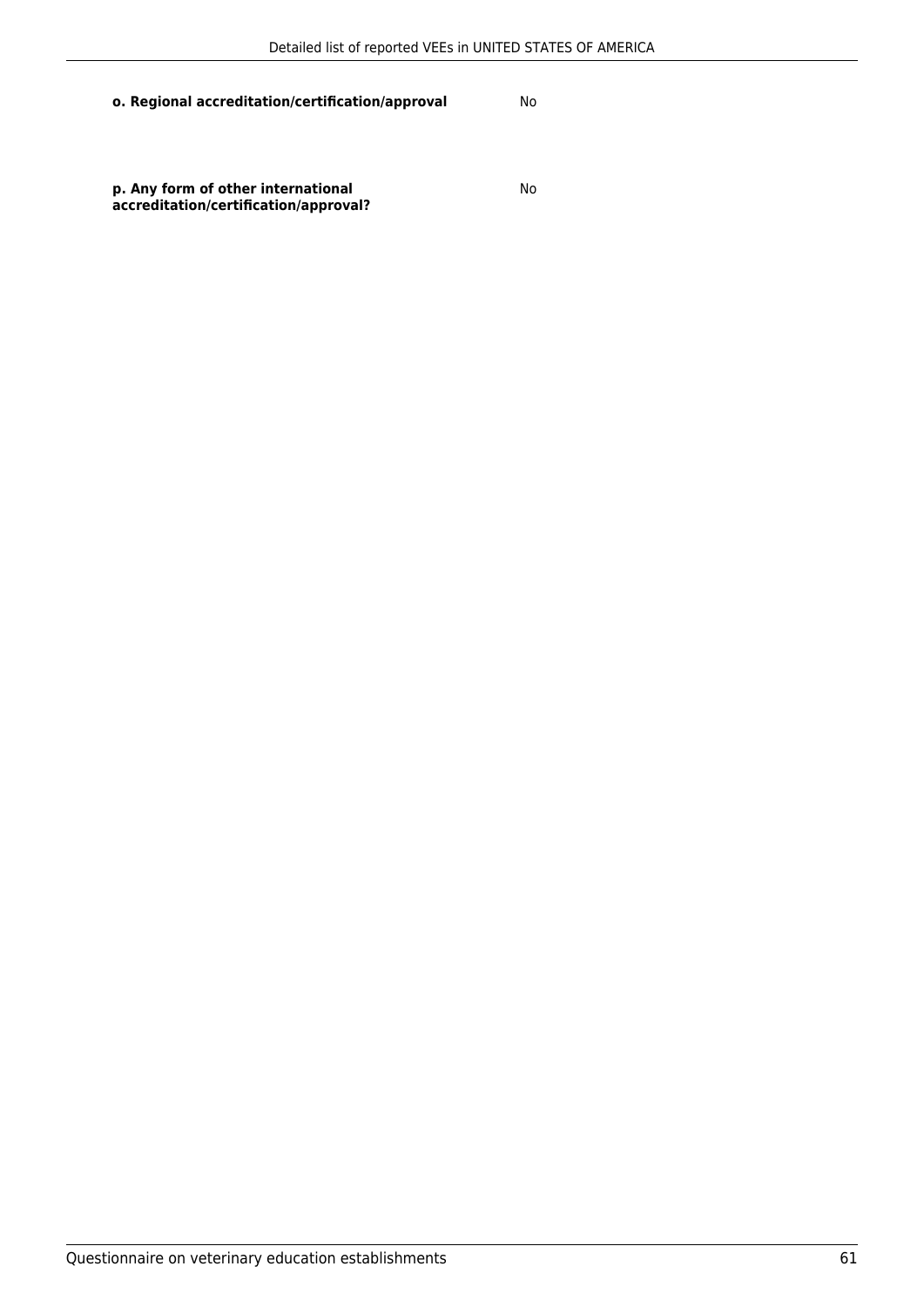| | |
|---|---|
| **o. Regional accreditation/certification/approval** | No |
| **p. Any form of other international accreditation/certification/approval?** | No |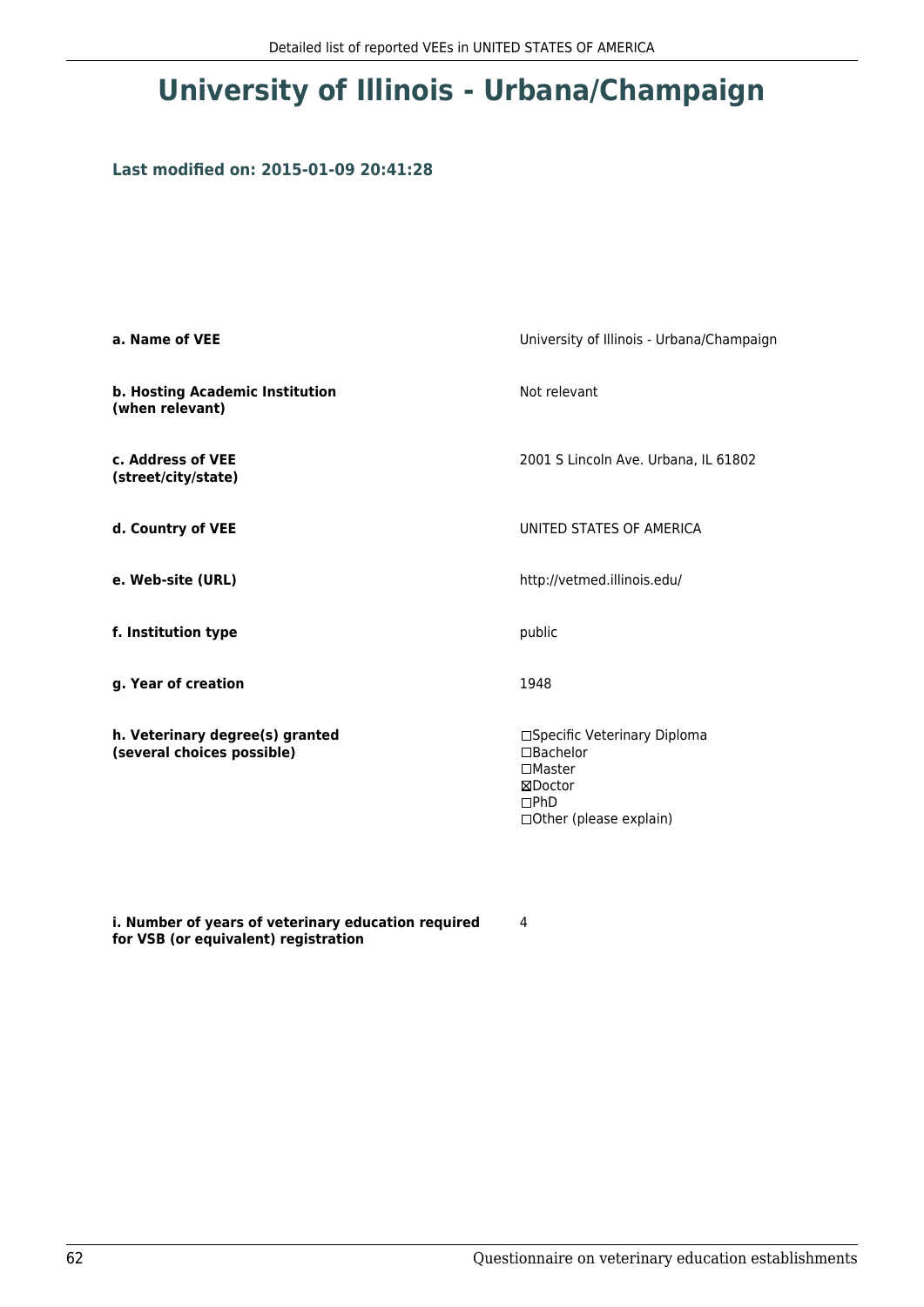# University of Illinois - Urbana/Champaign

### Last modified on: 2015-01-09 20:41:28

| | |
|---|---|
| **a. Name of VEE** | University of Illinois - Urbana/Champaign |
| **b. Hosting Academic Institution (when relevant)** | Not relevant |
| **c. Address of VEE (street/city/state)** | 2001 S Lincoln Ave. Urbana, IL 61802 |
| **d. Country of VEE** | UNITED STATES OF AMERICA |
| **e. Web-site (URL)** | http://vetmed.illinois.edu/ |
| **f. Institution type** | public |
| **g. Year of creation** | 1948 |
| **h. Veterinary degree(s) granted (several choices possible)** | ☐Specific Veterinary Diploma<br>☐Bachelor<br>☐Master<br>☒Doctor<br>☐PhD<br>☐Other (please explain) |
| **i. Number of years of veterinary education required for VSB (or equivalent) registration** | 4 |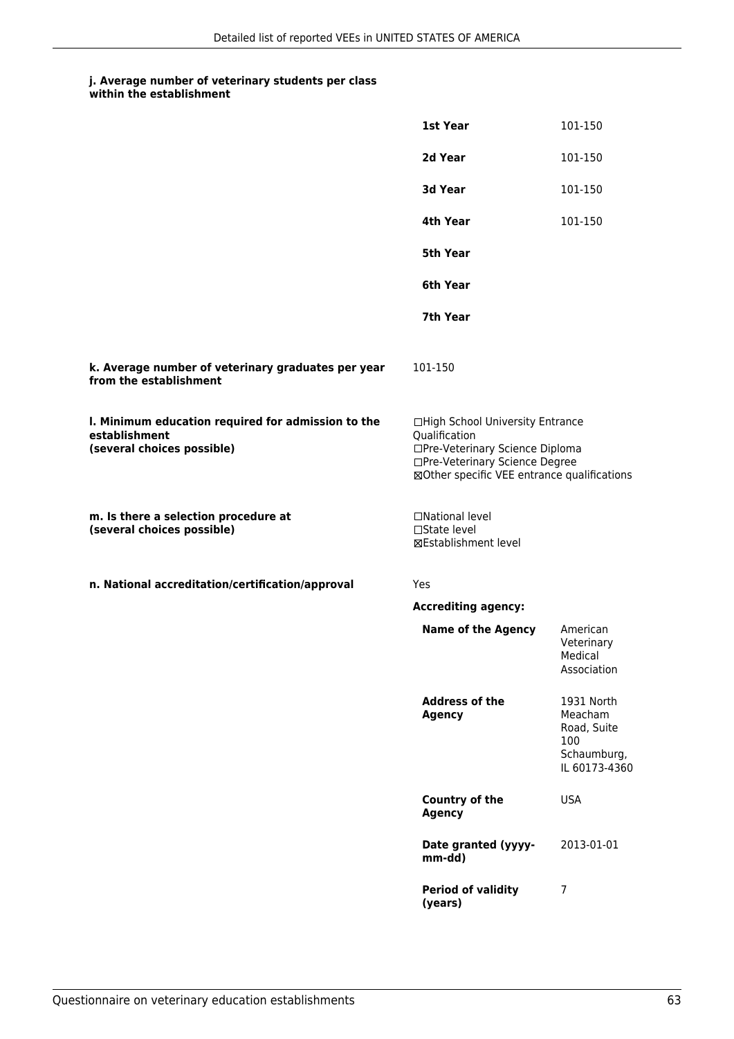**j. Average number of veterinary students per class within the establishment**

| | |
|---|---|
| **1st Year** | 101-150 |
| **2d Year** | 101-150 |
| **3d Year** | 101-150 |
| **4th Year** | 101-150 |
| **5th Year** | |
| **6th Year** | |
| **7th Year** | |

**k. Average number of veterinary graduates per year from the establishment**

101-150

**l. Minimum education required for admission to the establishment (several choices possible)**

☐High School University Entrance Qualification
☐Pre-Veterinary Science Diploma
☐Pre-Veterinary Science Degree
☒Other specific VEE entrance qualifications

**m. Is there a selection procedure at (several choices possible)**

☐National level
☐State level
☒Establishment level

**n. National accreditation/certification/approval**

Yes

**Accrediting agency:**

| | |
|---|---|
| **Name of the Agency** | American Veterinary Medical Association |
| **Address of the Agency** | 1931 North Meacham Road, Suite 100 Schaumburg, IL 60173-4360 |
| **Country of the Agency** | USA |
| **Date granted (yyyy-mm-dd)** | 2013-01-01 |
| **Period of validity (years)** | 7 |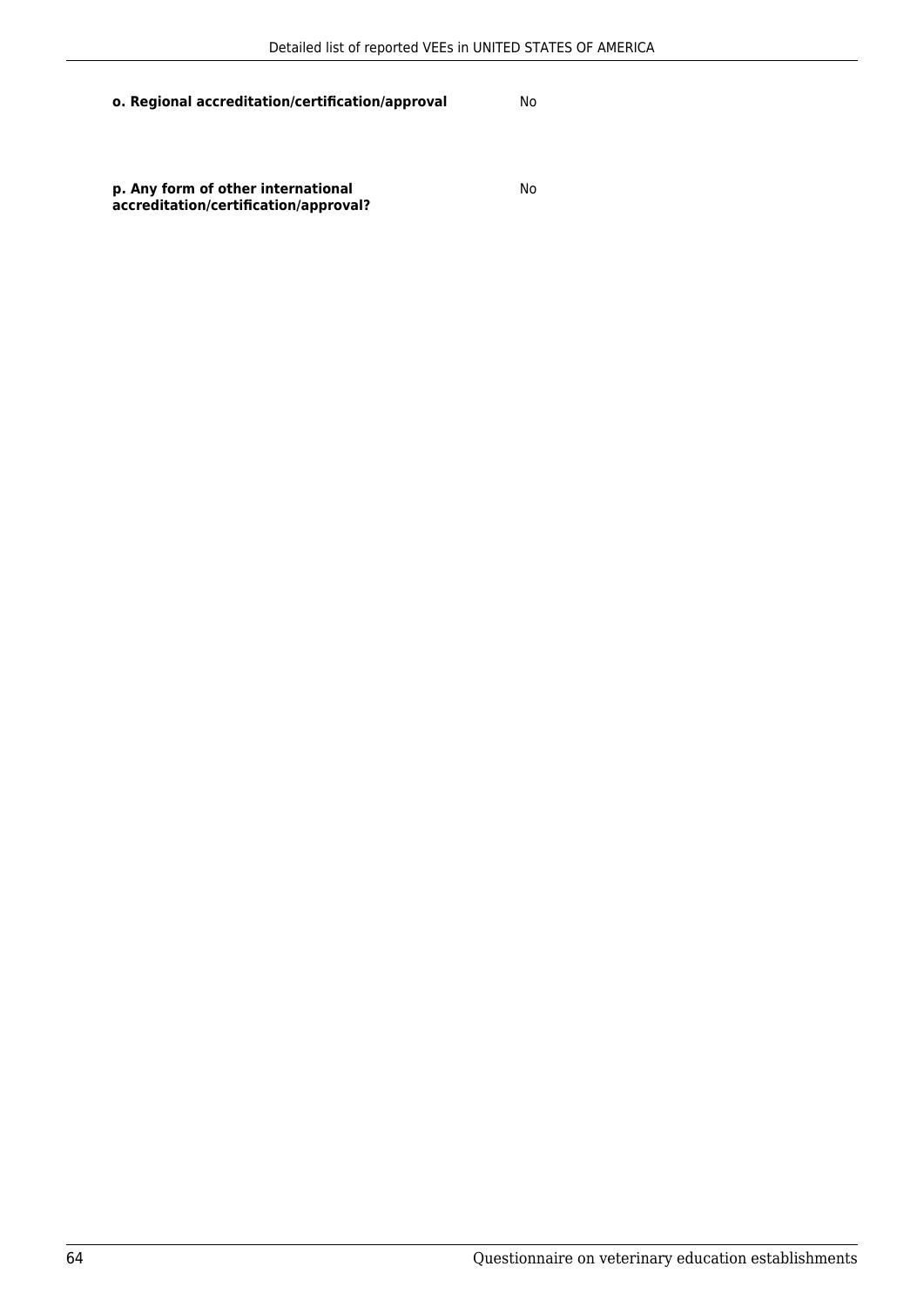**o. Regional accreditation/certification/approval** No

**p. Any form of other international accreditation/certification/approval?** No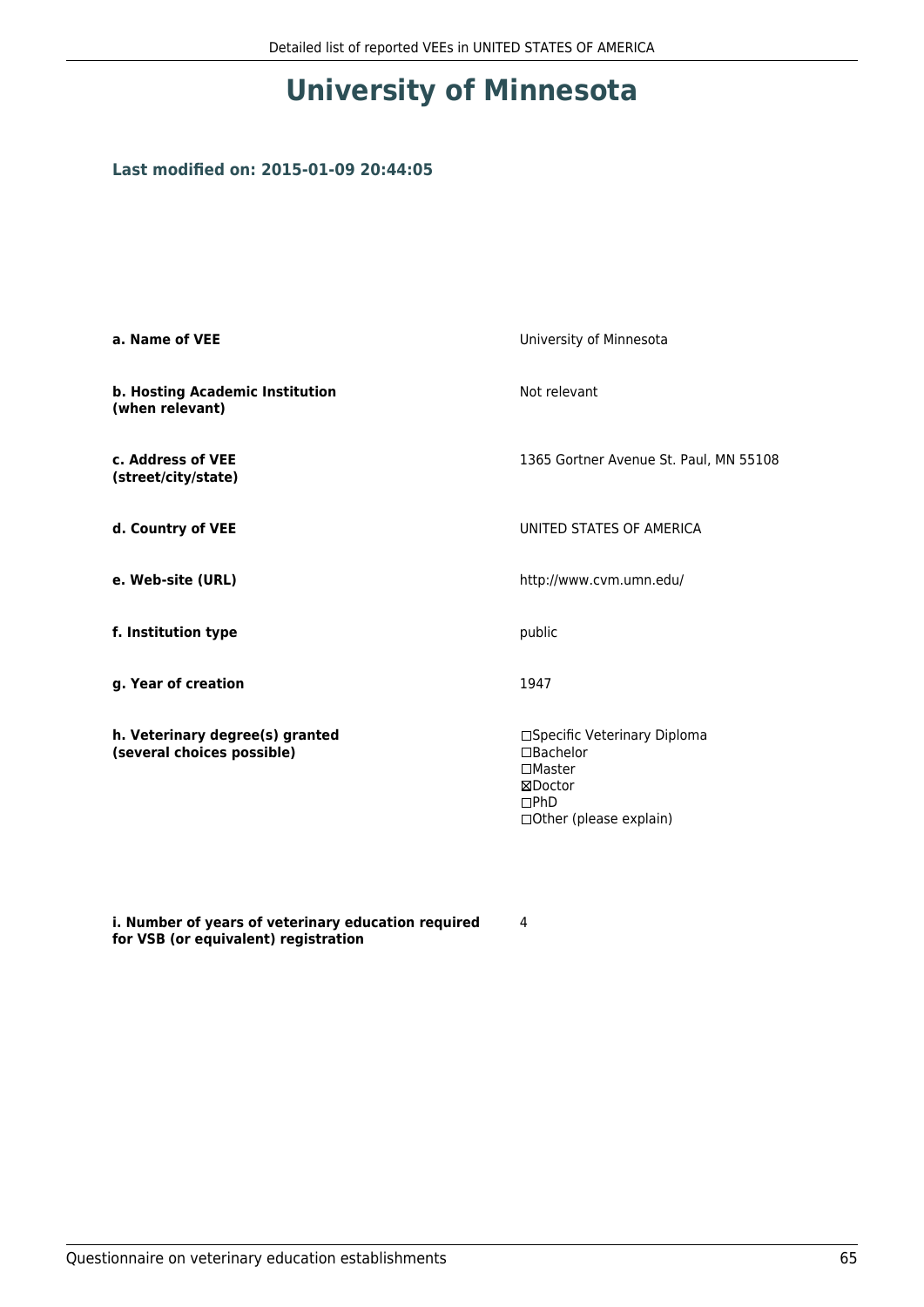# University of Minnesota

### Last modified on: 2015-01-09 20:44:05

| | |
|---|---|
| **a. Name of VEE** | University of Minnesota |
| **b. Hosting Academic Institution (when relevant)** | Not relevant |
| **c. Address of VEE (street/city/state)** | 1365 Gortner Avenue St. Paul, MN 55108 |
| **d. Country of VEE** | UNITED STATES OF AMERICA |
| **e. Web-site (URL)** | http://www.cvm.umn.edu/ |
| **f. Institution type** | public |
| **g. Year of creation** | 1947 |
| **h. Veterinary degree(s) granted (several choices possible)** | ☐Specific Veterinary Diploma<br>☐Bachelor<br>☐Master<br>☒Doctor<br>☐PhD<br>☐Other (please explain) |
| **i. Number of years of veterinary education required for VSB (or equivalent) registration** | 4 |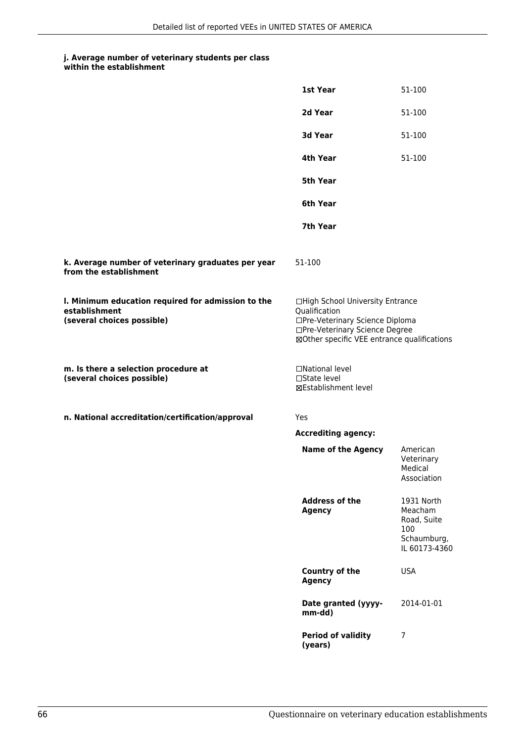**j. Average number of veterinary students per class within the establishment**

| | |
|---|---|
| **1st Year** | 51-100 |
| **2d Year** | 51-100 |
| **3d Year** | 51-100 |
| **4th Year** | 51-100 |
| **5th Year** | |
| **6th Year** | |
| **7th Year** | |

**k. Average number of veterinary graduates per year from the establishment**

51-100

**l. Minimum education required for admission to the establishment (several choices possible)**

☐High School University Entrance Qualification
☐Pre-Veterinary Science Diploma
☐Pre-Veterinary Science Degree
☒Other specific VEE entrance qualifications

**m. Is there a selection procedure at (several choices possible)**

☐National level
☐State level
☒Establishment level

**n. National accreditation/certification/approval**

Yes

**Accrediting agency:**

| | |
|---|---|
| **Name of the Agency** | American Veterinary Medical Association |
| **Address of the Agency** | 1931 North Meacham Road, Suite 100 Schaumburg, IL 60173-4360 |
| **Country of the Agency** | USA |
| **Date granted (yyyy-mm-dd)** | 2014-01-01 |
| **Period of validity (years)** | 7 |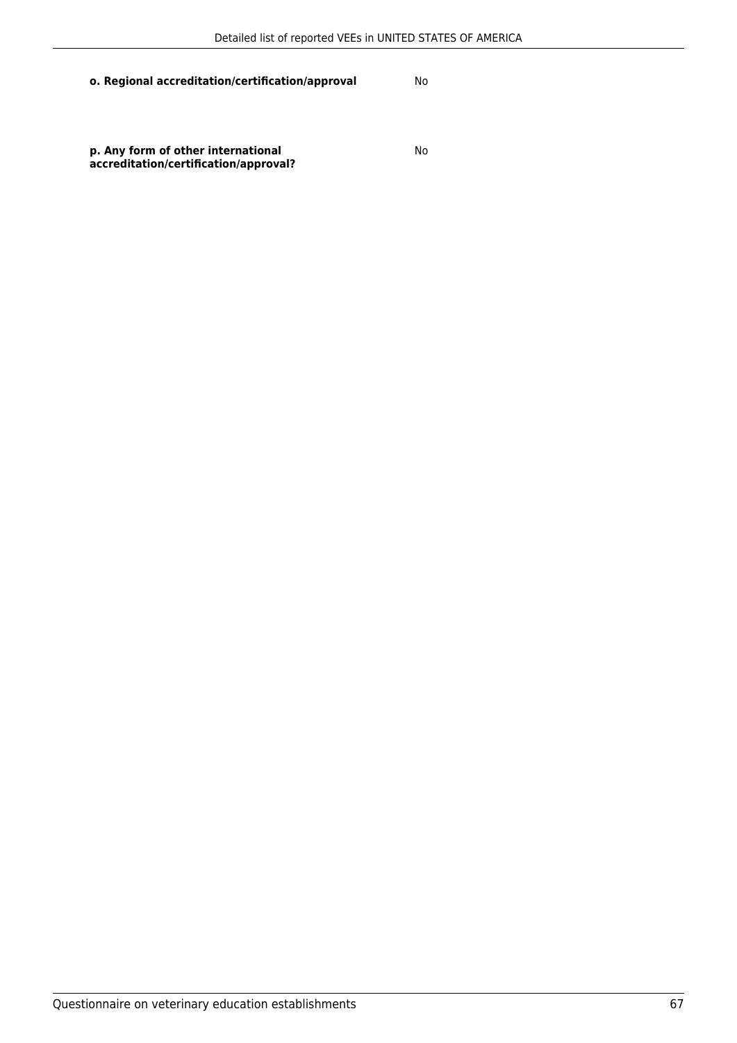**o. Regional accreditation/certification/approval** No

**p. Any form of other international accreditation/certification/approval?** No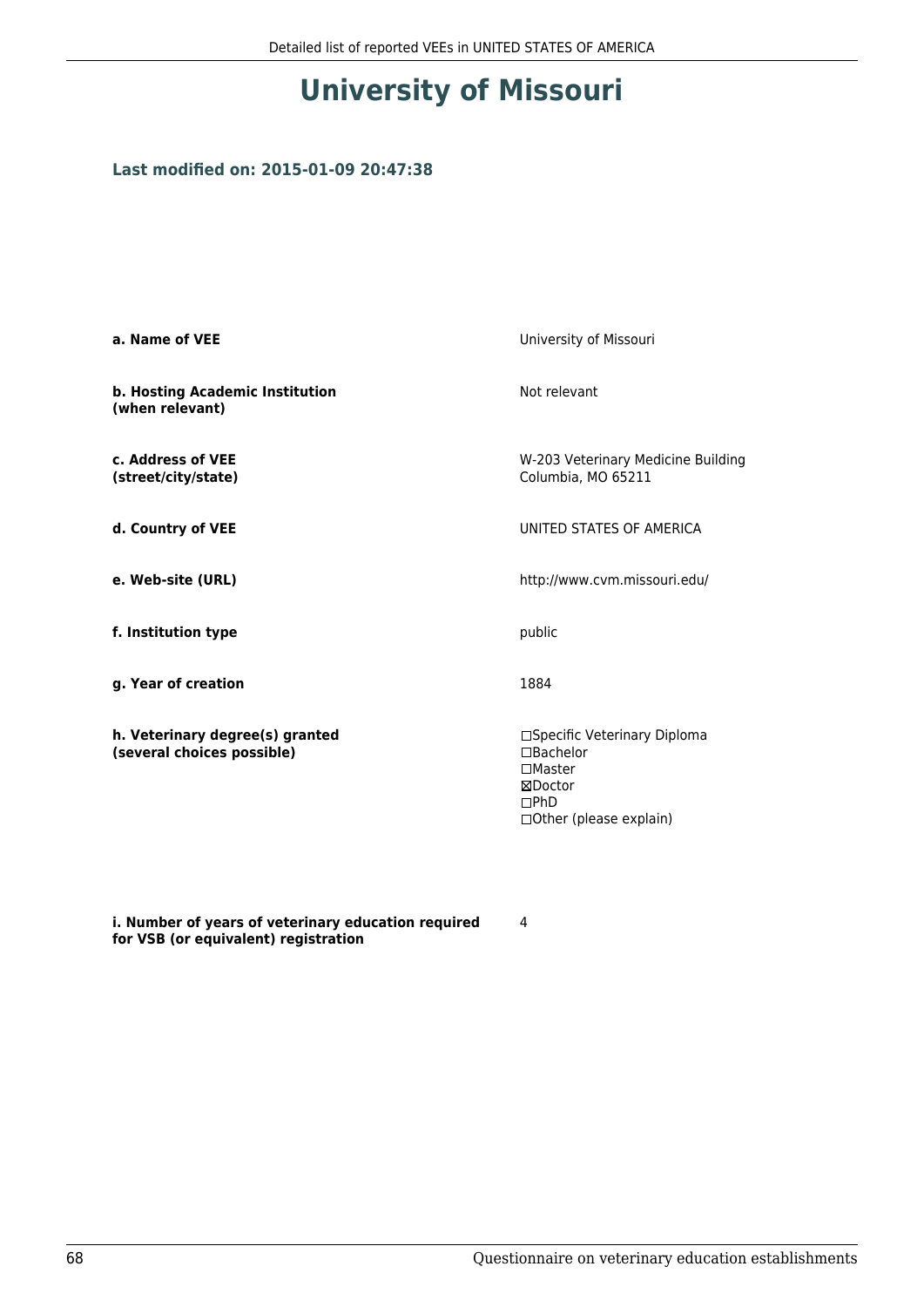# University of Missouri

**Last modified on: 2015-01-09 20:47:38**

| | |
|---|---|
| **a. Name of VEE** | University of Missouri |
| **b. Hosting Academic Institution (when relevant)** | Not relevant |
| **c. Address of VEE (street/city/state)** | W-203 Veterinary Medicine Building<br>Columbia, MO 65211 |
| **d. Country of VEE** | UNITED STATES OF AMERICA |
| **e. Web-site (URL)** | http://www.cvm.missouri.edu/ |
| **f. Institution type** | public |
| **g. Year of creation** | 1884 |
| **h. Veterinary degree(s) granted (several choices possible)** | ☐Specific Veterinary Diploma<br>☐Bachelor<br>☐Master<br>☒Doctor<br>☐PhD<br>☐Other (please explain) |
| **i. Number of years of veterinary education required for VSB (or equivalent) registration** | 4 |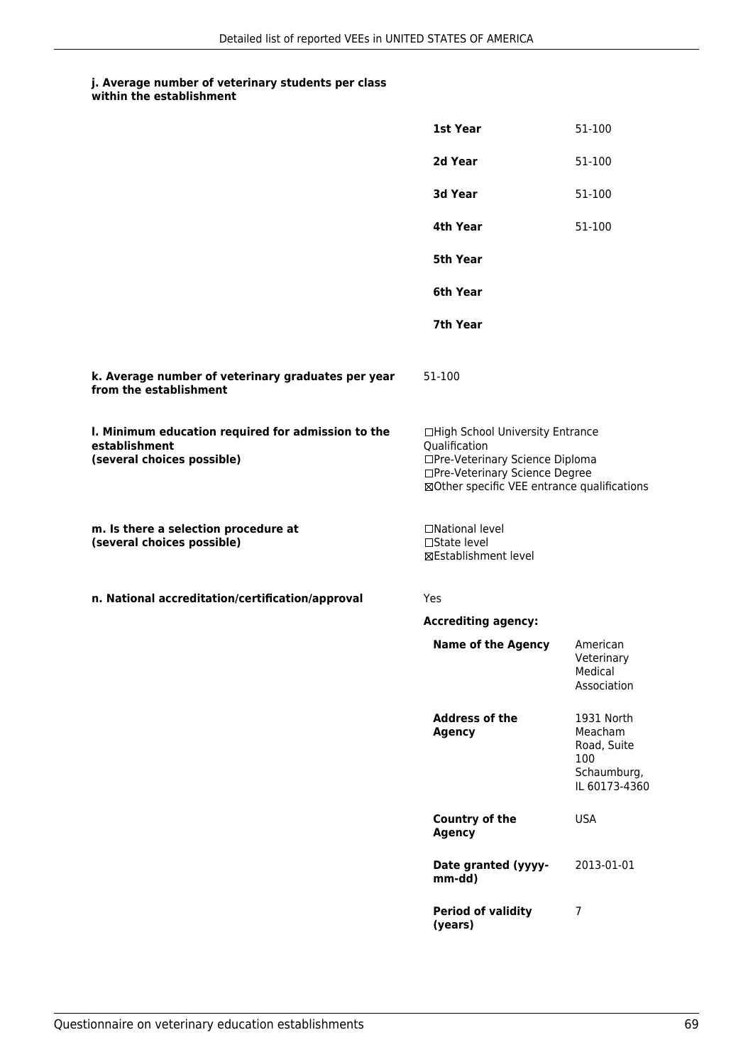**j. Average number of veterinary students per class within the establishment**

| | |
|---|---|
| **1st Year** | 51-100 |
| **2d Year** | 51-100 |
| **3d Year** | 51-100 |
| **4th Year** | 51-100 |
| **5th Year** | |
| **6th Year** | |
| **7th Year** | |

**k. Average number of veterinary graduates per year from the establishment**

51-100

**l. Minimum education required for admission to the establishment (several choices possible)**

☐High School University Entrance Qualification
☐Pre-Veterinary Science Diploma
☐Pre-Veterinary Science Degree
☒Other specific VEE entrance qualifications

**m. Is there a selection procedure at (several choices possible)**

☐National level
☐State level
☒Establishment level

**n. National accreditation/certification/approval**

Yes

**Accrediting agency:**

| | |
|---|---|
| **Name of the Agency** | American Veterinary Medical Association |
| **Address of the Agency** | 1931 North Meacham Road, Suite 100 Schaumburg, IL 60173-4360 |
| **Country of the Agency** | USA |
| **Date granted (yyyy-mm-dd)** | 2013-01-01 |
| **Period of validity (years)** | 7 |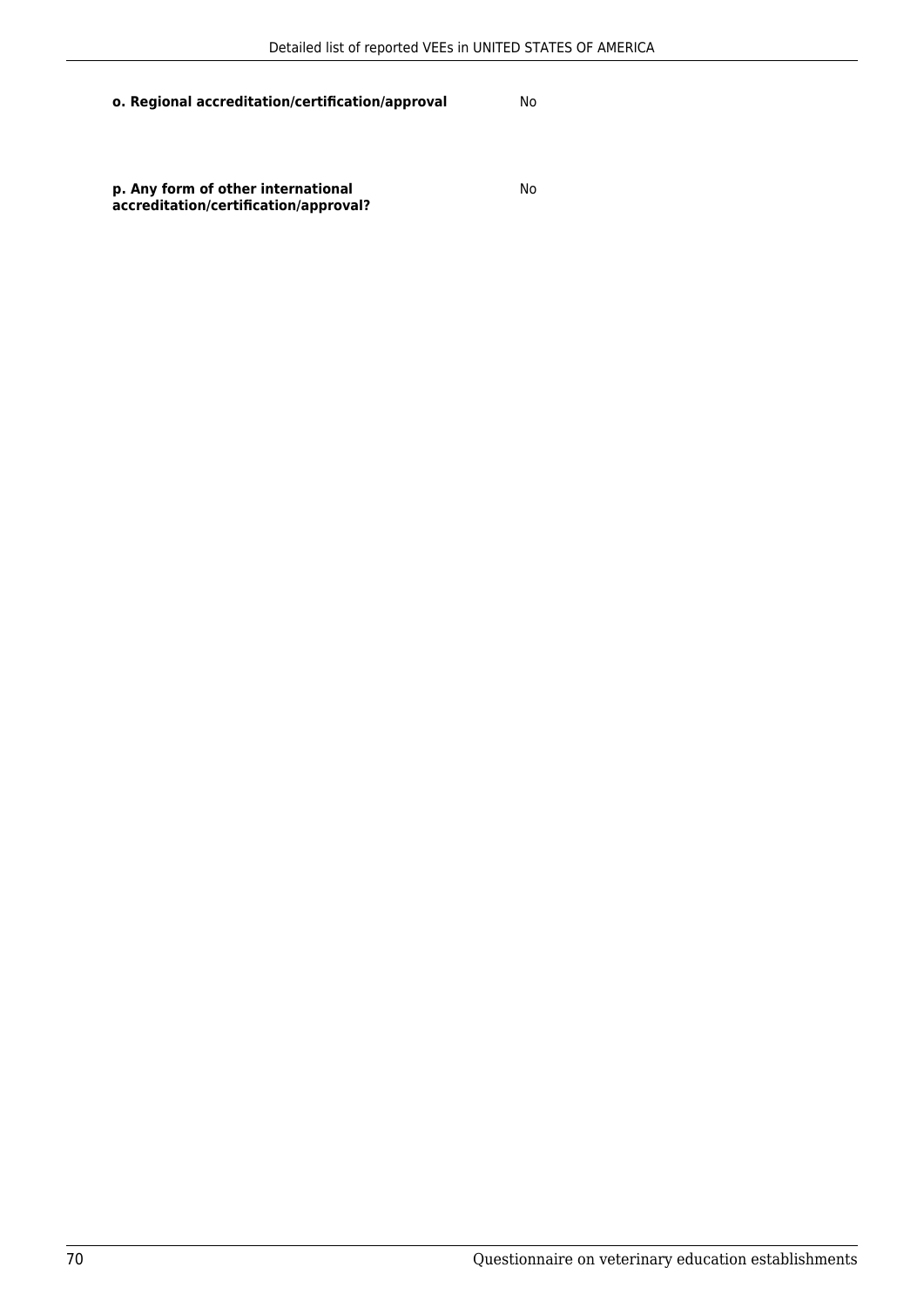| | |
|---|---|
| **o. Regional accreditation/certification/approval** | No |
| **p. Any form of other international accreditation/certification/approval?** | No |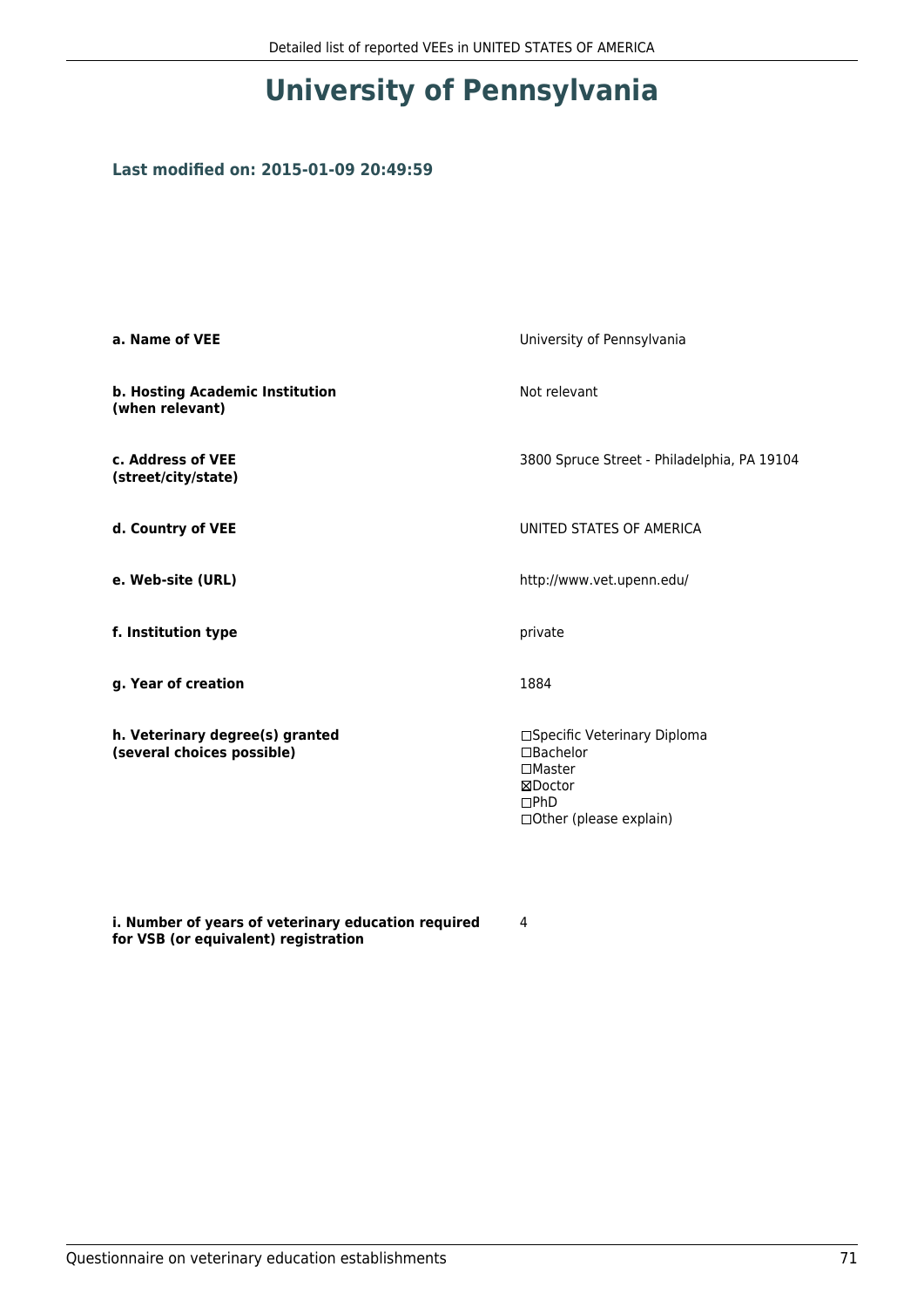# University of Pennsylvania

### Last modified on: 2015-01-09 20:49:59

| | |
|---|---|
| **a. Name of VEE** | University of Pennsylvania |
| **b. Hosting Academic Institution (when relevant)** | Not relevant |
| **c. Address of VEE (street/city/state)** | 3800 Spruce Street - Philadelphia, PA 19104 |
| **d. Country of VEE** | UNITED STATES OF AMERICA |
| **e. Web-site (URL)** | http://www.vet.upenn.edu/ |
| **f. Institution type** | private |
| **g. Year of creation** | 1884 |
| **h. Veterinary degree(s) granted (several choices possible)** | ☐Specific Veterinary Diploma<br>☐Bachelor<br>☐Master<br>☒Doctor<br>☐PhD<br>☐Other (please explain) |
| **i. Number of years of veterinary education required for VSB (or equivalent) registration** | 4 |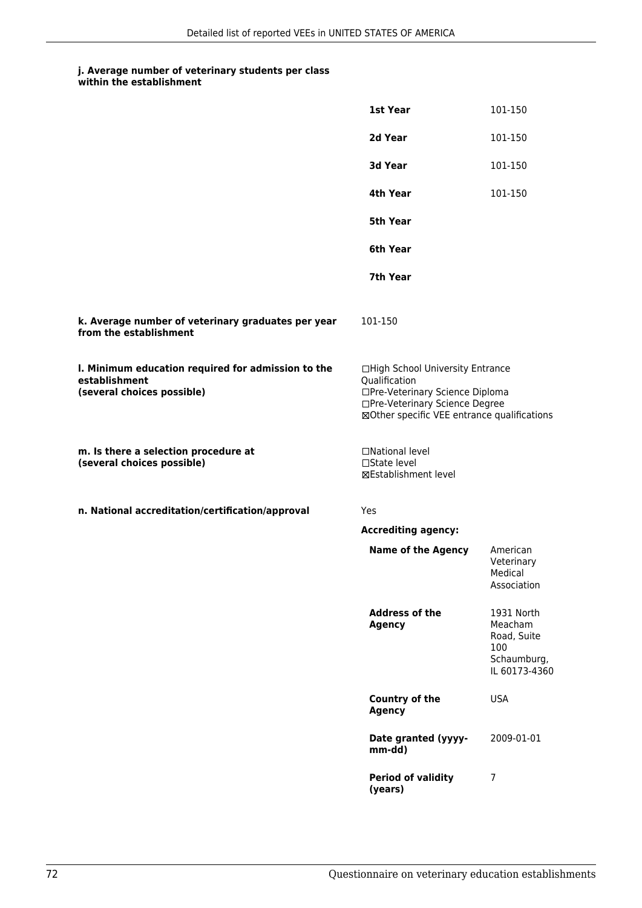**j. Average number of veterinary students per class within the establishment**

| | |
|---|---|
| **1st Year** | 101-150 |
| **2d Year** | 101-150 |
| **3d Year** | 101-150 |
| **4th Year** | 101-150 |
| **5th Year** | |
| **6th Year** | |
| **7th Year** | |

**k. Average number of veterinary graduates per year from the establishment**

101-150

**l. Minimum education required for admission to the establishment (several choices possible)**

☐High School University Entrance Qualification
☐Pre-Veterinary Science Diploma
☐Pre-Veterinary Science Degree
☒Other specific VEE entrance qualifications

**m. Is there a selection procedure at (several choices possible)**

☐National level
☐State level
☒Establishment level

**n. National accreditation/certification/approval**

Yes

**Accrediting agency:**

| | |
|---|---|
| **Name of the Agency** | American Veterinary Medical Association |
| **Address of the Agency** | 1931 North Meacham Road, Suite 100 Schaumburg, IL 60173-4360 |
| **Country of the Agency** | USA |
| **Date granted (yyyy-mm-dd)** | 2009-01-01 |
| **Period of validity (years)** | 7 |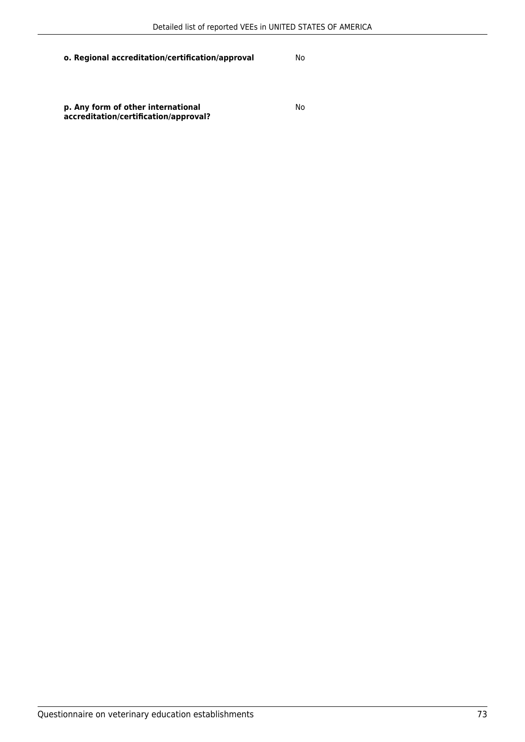| | |
|---|---|
| **o. Regional accreditation/certification/approval** | No |
| **p. Any form of other international accreditation/certification/approval?** | No |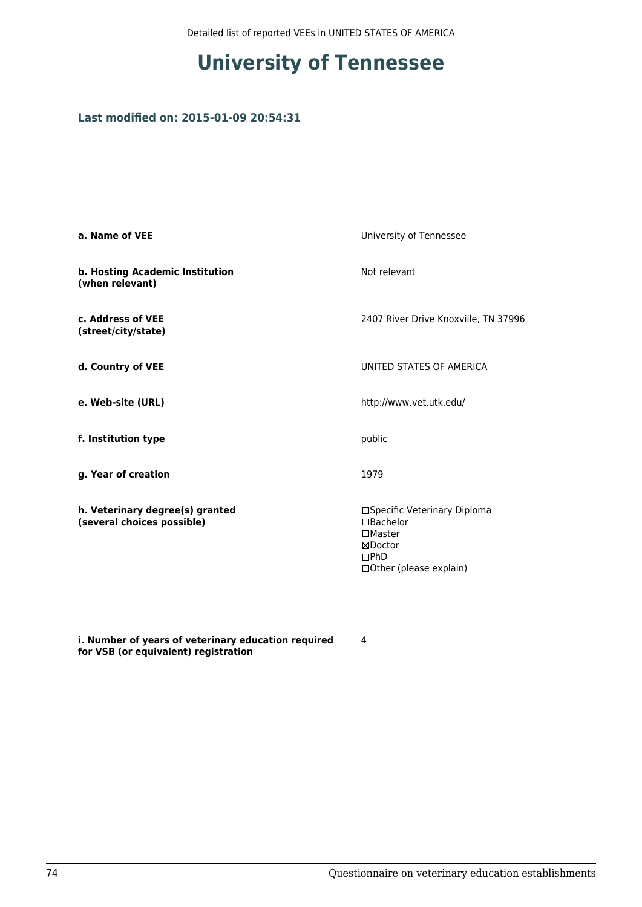# University of Tennessee

**Last modified on: 2015-01-09 20:54:31**

| | |
|---|---|
| **a. Name of VEE** | University of Tennessee |
| **b. Hosting Academic Institution (when relevant)** | Not relevant |
| **c. Address of VEE (street/city/state)** | 2407 River Drive Knoxville, TN 37996 |
| **d. Country of VEE** | UNITED STATES OF AMERICA |
| **e. Web-site (URL)** | http://www.vet.utk.edu/ |
| **f. Institution type** | public |
| **g. Year of creation** | 1979 |
| **h. Veterinary degree(s) granted (several choices possible)** | ☐Specific Veterinary Diploma<br>☐Bachelor<br>☐Master<br>☒Doctor<br>☐PhD<br>☐Other (please explain) |
| **i. Number of years of veterinary education required for VSB (or equivalent) registration** | 4 |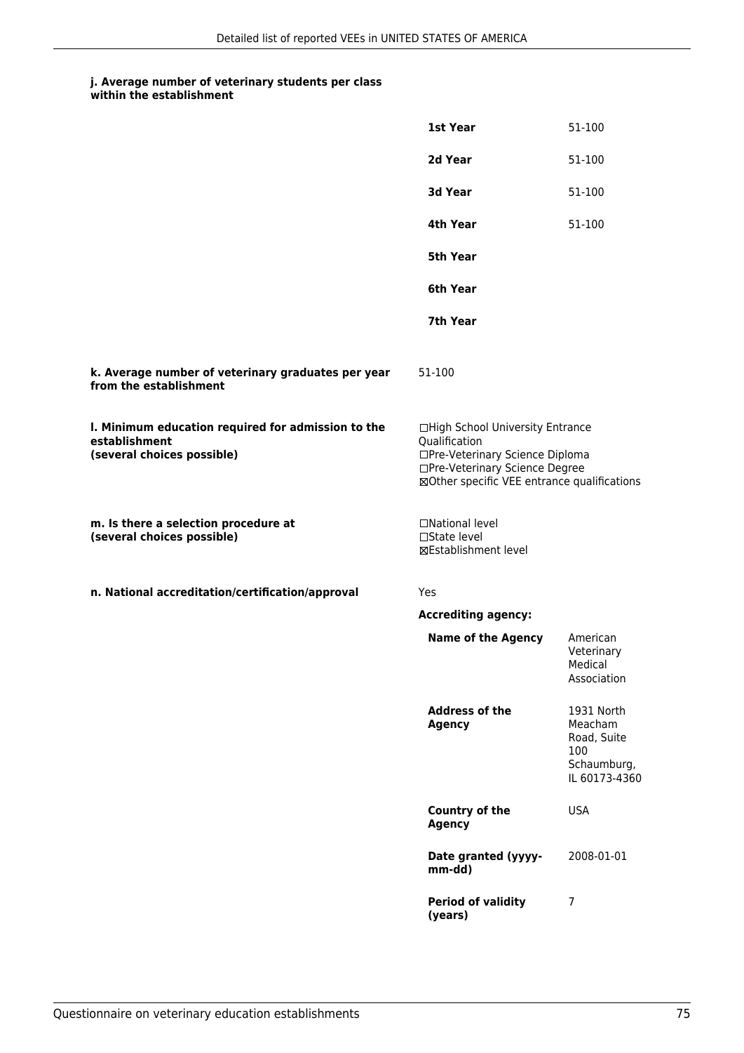#### j. Average number of veterinary students per class within the establishment

| | |
|---|---|
| **1st Year** | 51-100 |
| **2d Year** | 51-100 |
| **3d Year** | 51-100 |
| **4th Year** | 51-100 |
| **5th Year** | |
| **6th Year** | |
| **7th Year** | |

**k. Average number of veterinary graduates per year from the establishment**

51-100

**l. Minimum education required for admission to the establishment (several choices possible)**

☐High School University Entrance Qualification
☐Pre-Veterinary Science Diploma
☐Pre-Veterinary Science Degree
☒Other specific VEE entrance qualifications

**m. Is there a selection procedure at (several choices possible)**

☐National level
☐State level
☒Establishment level

**n. National accreditation/certification/approval**

Yes

**Accrediting agency:**

| | |
|---|---|
| **Name of the Agency** | American Veterinary Medical Association |
| **Address of the Agency** | 1931 North Meacham Road, Suite 100 Schaumburg, IL 60173-4360 |
| **Country of the Agency** | USA |
| **Date granted (yyyy-mm-dd)** | 2008-01-01 |
| **Period of validity (years)** | 7 |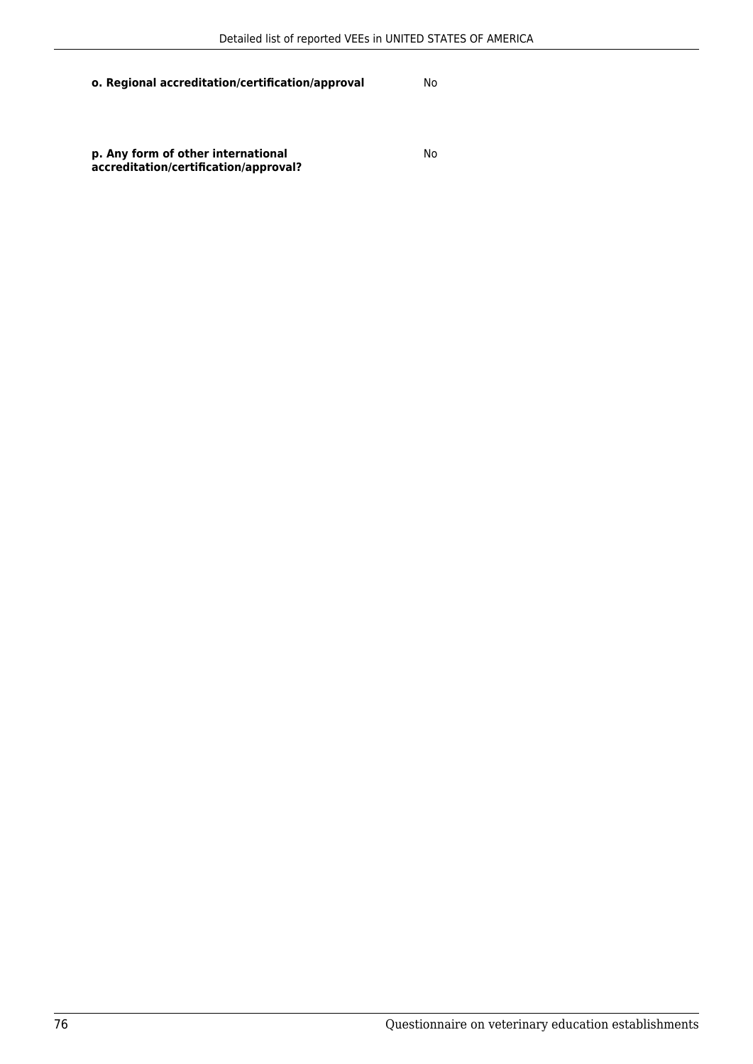| | |
|---|---|
| **o. Regional accreditation/certification/approval** | No |
| **p. Any form of other international accreditation/certification/approval?** | No |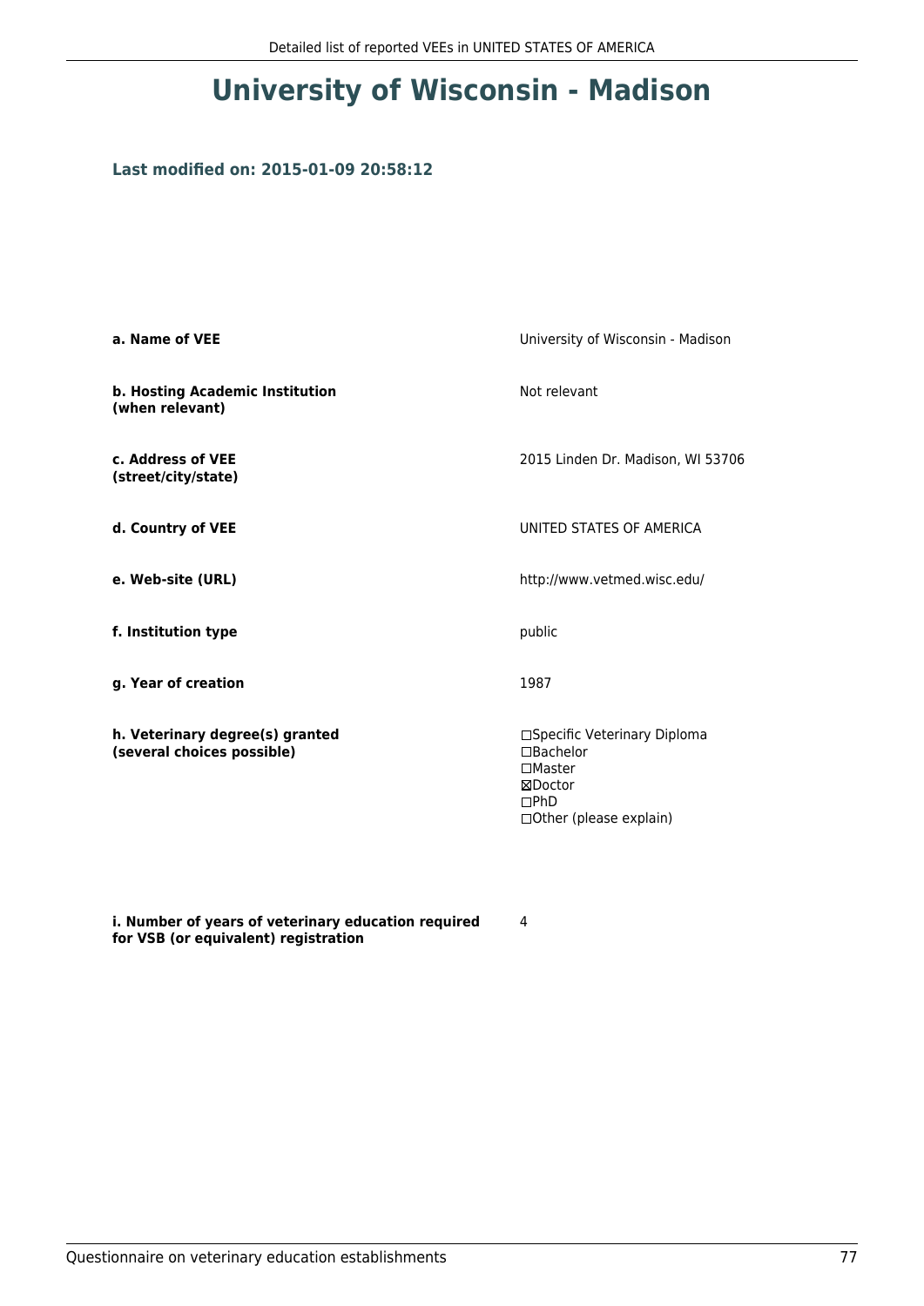# University of Wisconsin - Madison

### Last modified on: 2015-01-09 20:58:12

| | |
|---|---|
| **a. Name of VEE** | University of Wisconsin - Madison |
| **b. Hosting Academic Institution (when relevant)** | Not relevant |
| **c. Address of VEE (street/city/state)** | 2015 Linden Dr. Madison, WI 53706 |
| **d. Country of VEE** | UNITED STATES OF AMERICA |
| **e. Web-site (URL)** | http://www.vetmed.wisc.edu/ |
| **f. Institution type** | public |
| **g. Year of creation** | 1987 |
| **h. Veterinary degree(s) granted (several choices possible)** | ☐Specific Veterinary Diploma<br>☐Bachelor<br>☐Master<br>☒Doctor<br>☐PhD<br>☐Other (please explain) |
| **i. Number of years of veterinary education required for VSB (or equivalent) registration** | 4 |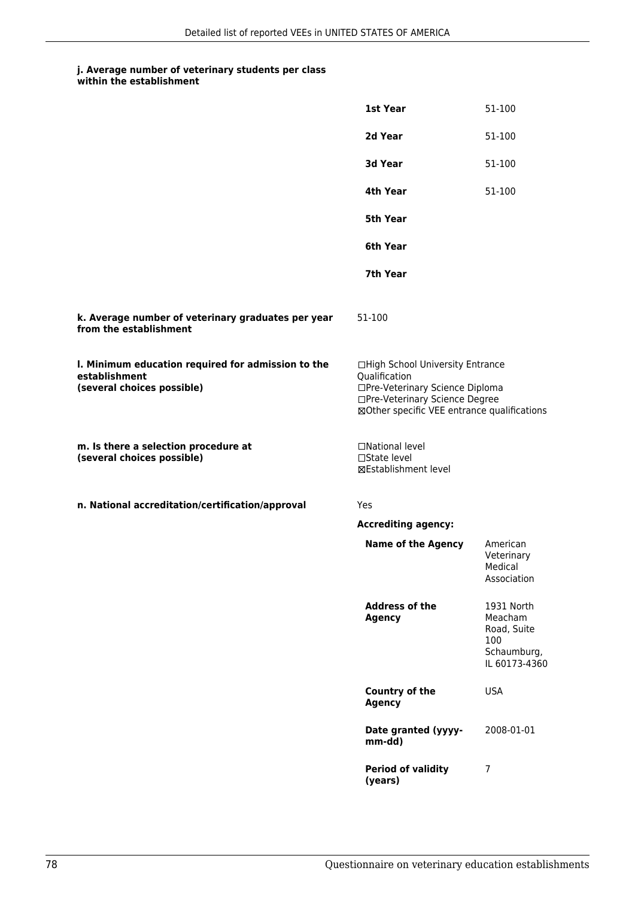**j. Average number of veterinary students per class within the establishment**

| | |
|---|---|
| **1st Year** | 51-100 |
| **2d Year** | 51-100 |
| **3d Year** | 51-100 |
| **4th Year** | 51-100 |
| **5th Year** | |
| **6th Year** | |
| **7th Year** | |

**k. Average number of veterinary graduates per year from the establishment**

51-100

**l. Minimum education required for admission to the establishment (several choices possible)**

☐High School University Entrance Qualification
☐Pre-Veterinary Science Diploma
☐Pre-Veterinary Science Degree
☒Other specific VEE entrance qualifications

**m. Is there a selection procedure at (several choices possible)**

☐National level
☐State level
☒Establishment level

**n. National accreditation/certification/approval**

Yes

**Accrediting agency:**

| | |
|---|---|
| **Name of the Agency** | American Veterinary Medical Association |
| **Address of the Agency** | 1931 North Meacham Road, Suite 100 Schaumburg, IL 60173-4360 |
| **Country of the Agency** | USA |
| **Date granted (yyyy-mm-dd)** | 2008-01-01 |
| **Period of validity (years)** | 7 |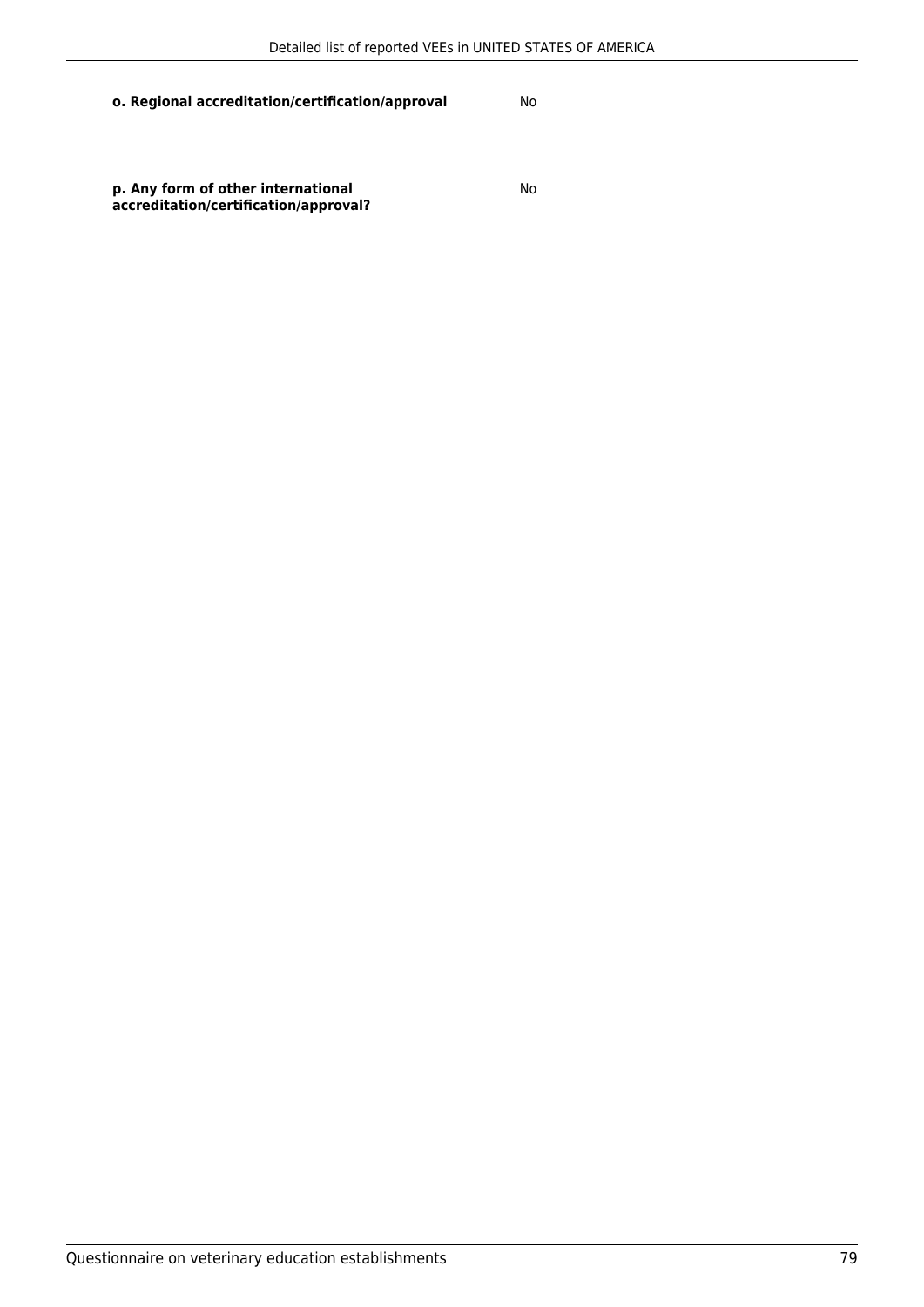**o. Regional accreditation/certification/approval** No

**p. Any form of other international accreditation/certification/approval?** No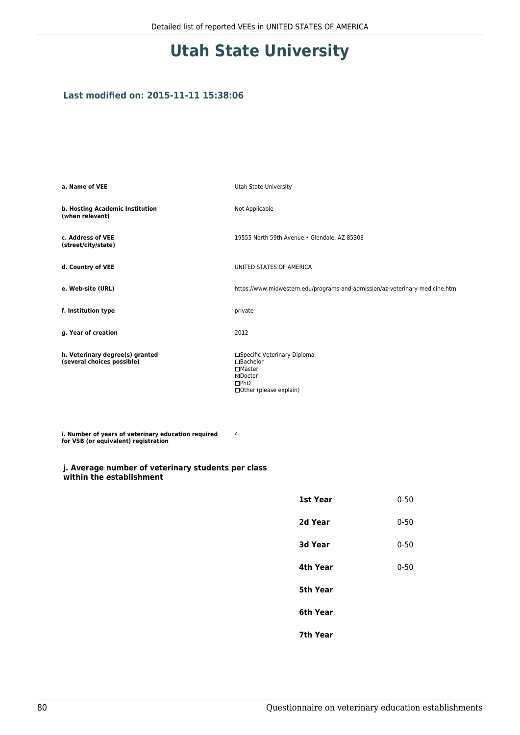# Utah State University

**Last modified on: 2015-11-11 15:38:06**

| | |
|---|---|
| **a. Name of VEE** | Utah State University |
| **b. Hosting Academic Institution (when relevant)** | Not Applicable |
| **c. Address of VEE (street/city/state)** | 19555 North 59th Avenue • Glendale, AZ 85308 |
| **d. Country of VEE** | UNITED STATES OF AMERICA |
| **e. Web-site (URL)** | https://www.midwestern.edu/programs-and-admission/az-veterinary-medicine.html |
| **f. Institution type** | private |
| **g. Year of creation** | 2012 |
| **h. Veterinary degree(s) granted (several choices possible)** | ☐Specific Veterinary Diploma<br>☐Bachelor<br>☐Master<br>☒Doctor<br>☐PhD<br>☐Other (please explain) |
| **i. Number of years of veterinary education required for VSB (or equivalent) registration** | 4 |

### j. Average number of veterinary students per class within the establishment

| | |
|---|---|
| **1st Year** | 0-50 |
| **2d Year** | 0-50 |
| **3d Year** | 0-50 |
| **4th Year** | 0-50 |
| **5th Year** | |
| **6th Year** | |
| **7th Year** | |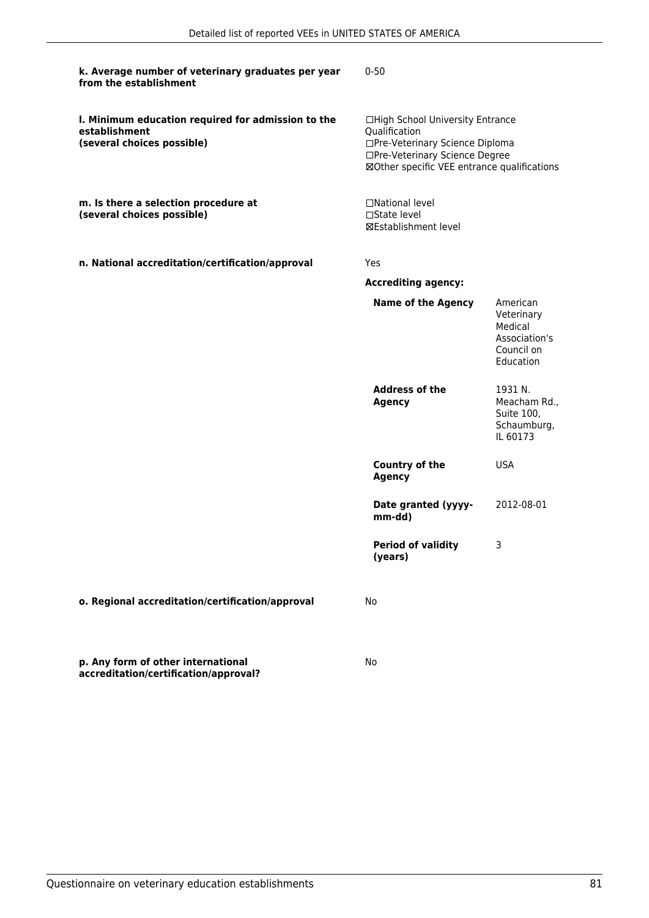**k. Average number of veterinary graduates per year from the establishment**

0-50

**l. Minimum education required for admission to the establishment (several choices possible)**

☐High School University Entrance Qualification
☐Pre-Veterinary Science Diploma
☐Pre-Veterinary Science Degree
☒Other specific VEE entrance qualifications

**m. Is there a selection procedure at (several choices possible)**

☐National level
☐State level
☒Establishment level

**n. National accreditation/certification/approval**

Yes

**Accrediting agency:**

| | |
|---|---|
| **Name of the Agency** | American Veterinary Medical Association's Council on Education |
| **Address of the Agency** | 1931 N. Meacham Rd., Suite 100, Schaumburg, IL 60173 |
| **Country of the Agency** | USA |
| **Date granted (yyyy-mm-dd)** | 2012-08-01 |
| **Period of validity (years)** | 3 |

**o. Regional accreditation/certification/approval**

No

**p. Any form of other international accreditation/certification/approval?**

No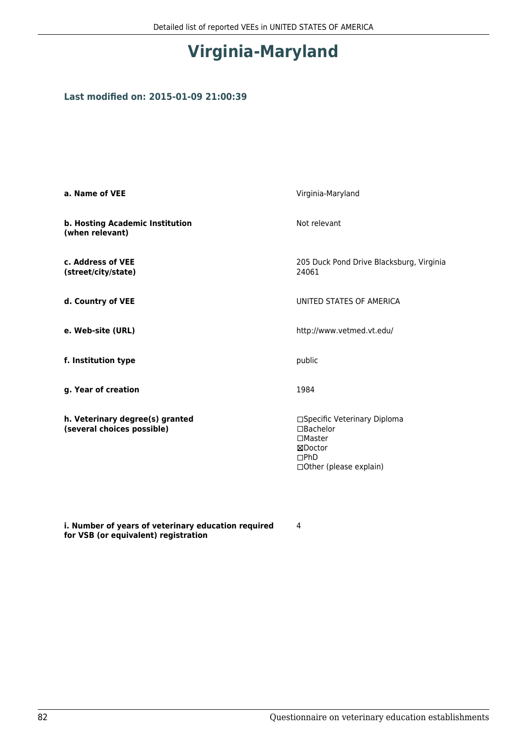# Virginia-Maryland

**Last modified on: 2015-01-09 21:00:39**

| | |
|---|---|
| **a. Name of VEE** | Virginia-Maryland |
| **b. Hosting Academic Institution (when relevant)** | Not relevant |
| **c. Address of VEE (street/city/state)** | 205 Duck Pond Drive Blacksburg, Virginia 24061 |
| **d. Country of VEE** | UNITED STATES OF AMERICA |
| **e. Web-site (URL)** | http://www.vetmed.vt.edu/ |
| **f. Institution type** | public |
| **g. Year of creation** | 1984 |
| **h. Veterinary degree(s) granted (several choices possible)** | ☐Specific Veterinary Diploma<br>☐Bachelor<br>☐Master<br>☒Doctor<br>☐PhD<br>☐Other (please explain) |
| **i. Number of years of veterinary education required for VSB (or equivalent) registration** | 4 |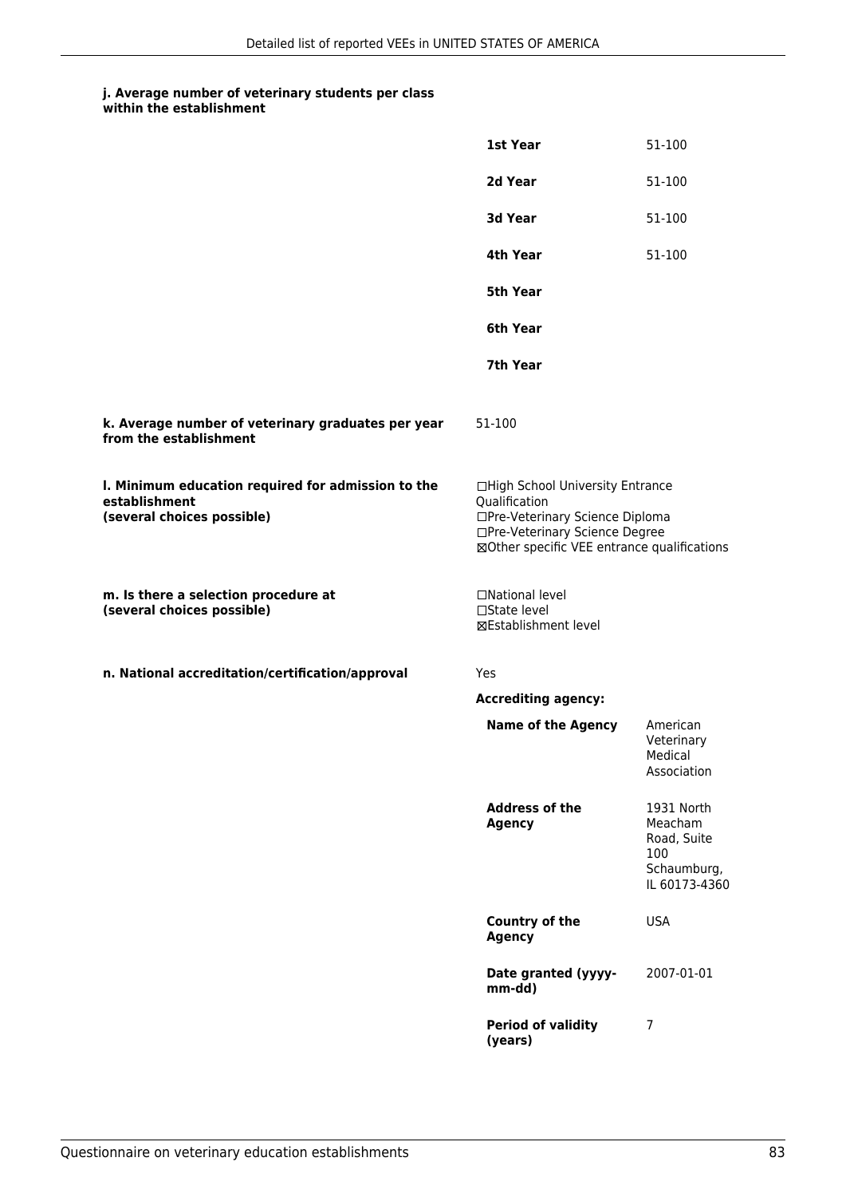**j. Average number of veterinary students per class within the establishment**

| | |
|---|---|
| **1st Year** | 51-100 |
| **2d Year** | 51-100 |
| **3d Year** | 51-100 |
| **4th Year** | 51-100 |
| **5th Year** | |
| **6th Year** | |
| **7th Year** | |

**k. Average number of veterinary graduates per year from the establishment**

51-100

**l. Minimum education required for admission to the establishment (several choices possible)**

☐High School University Entrance Qualification
☐Pre-Veterinary Science Diploma
☐Pre-Veterinary Science Degree
☒Other specific VEE entrance qualifications

**m. Is there a selection procedure at (several choices possible)**

☐National level
☐State level
☒Establishment level

**n. National accreditation/certification/approval**

Yes

**Accrediting agency:**

| | |
|---|---|
| **Name of the Agency** | American Veterinary Medical Association |
| **Address of the Agency** | 1931 North Meacham Road, Suite 100 Schaumburg, IL 60173-4360 |
| **Country of the Agency** | USA |
| **Date granted (yyyy-mm-dd)** | 2007-01-01 |
| **Period of validity (years)** | 7 |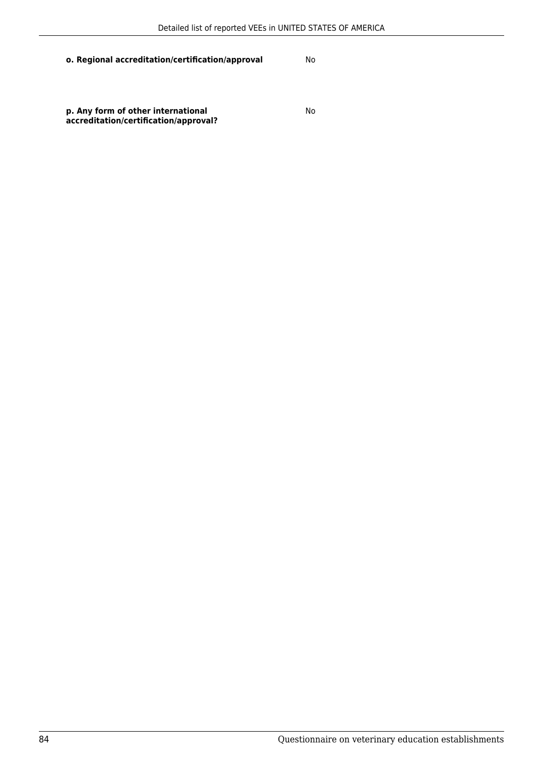**o. Regional accreditation/certification/approval** No

**p. Any form of other international accreditation/certification/approval?** No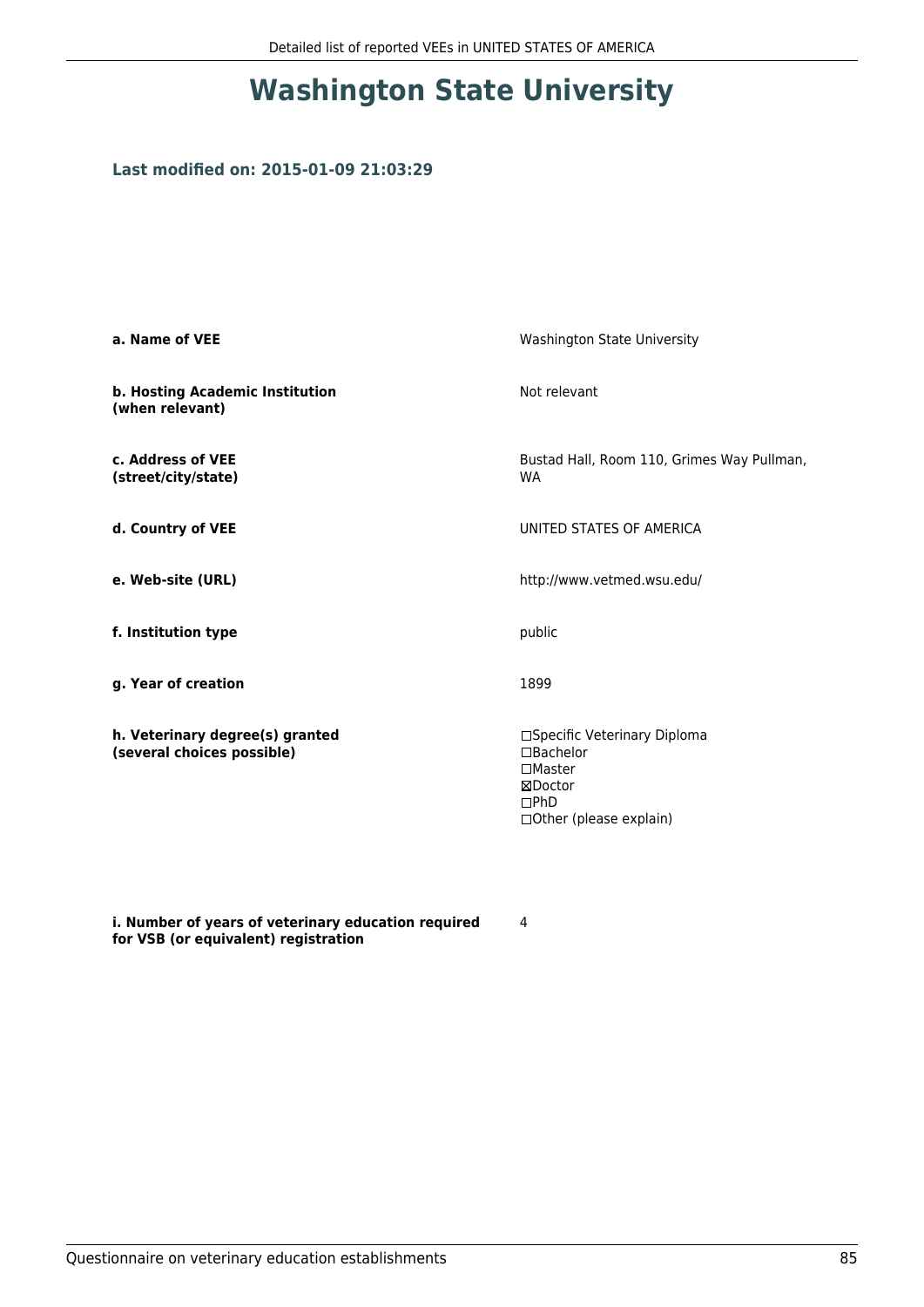# Washington State University

### Last modified on: 2015-01-09 21:03:29

| | |
|---|---|
| **a. Name of VEE** | Washington State University |
| **b. Hosting Academic Institution (when relevant)** | Not relevant |
| **c. Address of VEE (street/city/state)** | Bustad Hall, Room 110, Grimes Way Pullman, WA |
| **d. Country of VEE** | UNITED STATES OF AMERICA |
| **e. Web-site (URL)** | http://www.vetmed.wsu.edu/ |
| **f. Institution type** | public |
| **g. Year of creation** | 1899 |
| **h. Veterinary degree(s) granted (several choices possible)** | ☐Specific Veterinary Diploma<br>☐Bachelor<br>☐Master<br>☒Doctor<br>☐PhD<br>☐Other (please explain) |
| **i. Number of years of veterinary education required for VSB (or equivalent) registration** | 4 |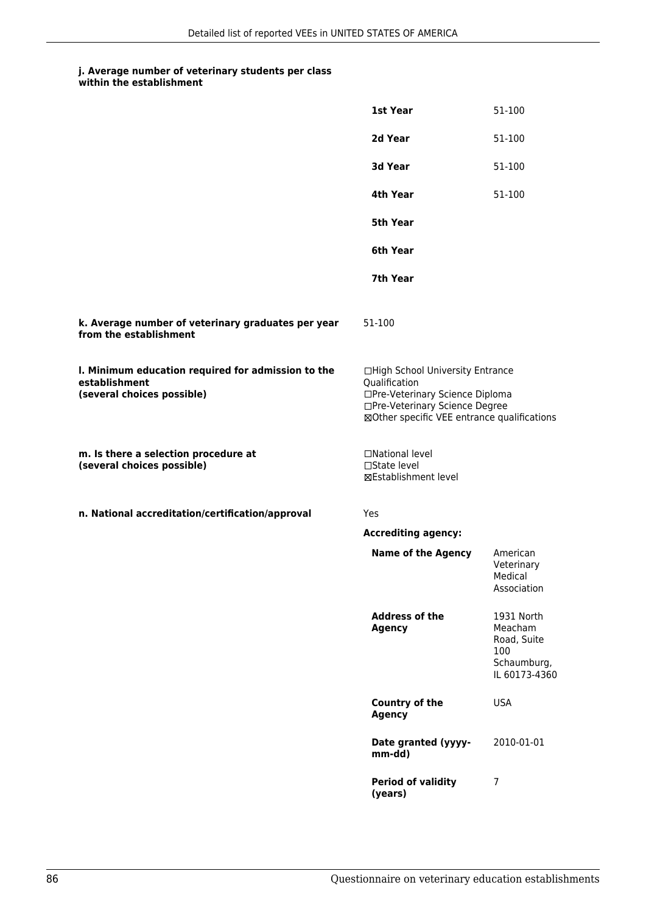#### j. Average number of veterinary students per class within the establishment

| | |
|---|---|
| **1st Year** | 51-100 |
| **2d Year** | 51-100 |
| **3d Year** | 51-100 |
| **4th Year** | 51-100 |
| **5th Year** | |
| **6th Year** | |
| **7th Year** | |

**k. Average number of veterinary graduates per year from the establishment**

51-100

**l. Minimum education required for admission to the establishment (several choices possible)**

☐High School University Entrance Qualification
☐Pre-Veterinary Science Diploma
☐Pre-Veterinary Science Degree
☒Other specific VEE entrance qualifications

**m. Is there a selection procedure at (several choices possible)**

☐National level
☐State level
☒Establishment level

**n. National accreditation/certification/approval**

Yes

**Accrediting agency:**

| | |
|---|---|
| **Name of the Agency** | American Veterinary Medical Association |
| **Address of the Agency** | 1931 North Meacham Road, Suite 100 Schaumburg, IL 60173-4360 |
| **Country of the Agency** | USA |
| **Date granted (yyyy-mm-dd)** | 2010-01-01 |
| **Period of validity (years)** | 7 |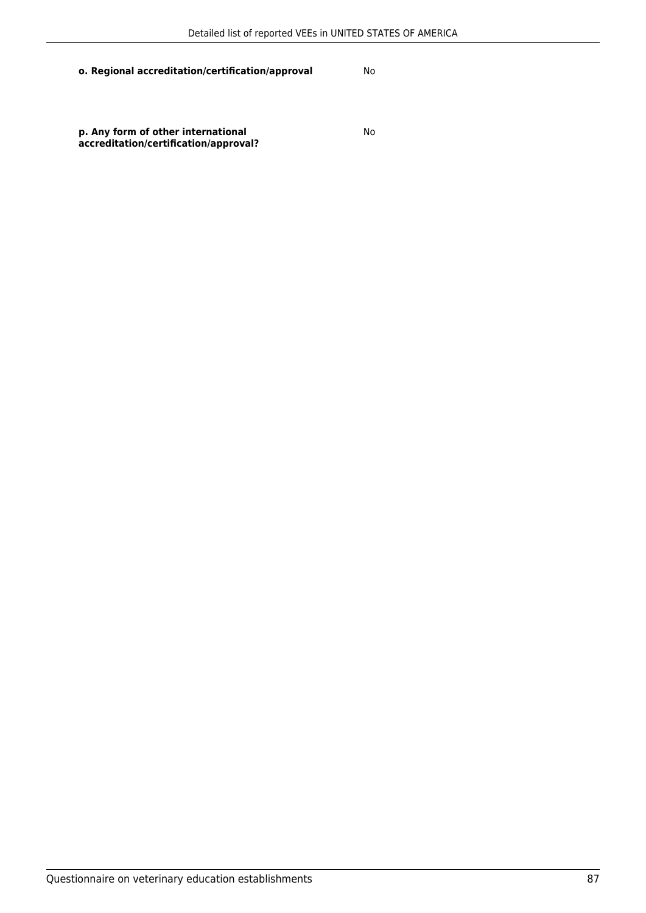**o. Regional accreditation/certification/approval** No

**p. Any form of other international accreditation/certification/approval?** No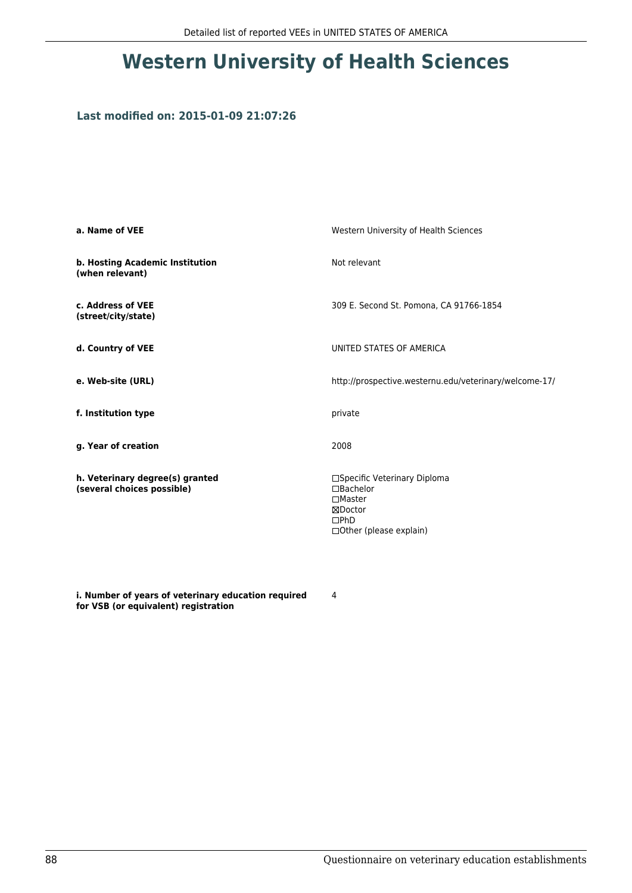# Western University of Health Sciences

### Last modified on: 2015-01-09 21:07:26

| | |
|---|---|
| **a. Name of VEE** | Western University of Health Sciences |
| **b. Hosting Academic Institution (when relevant)** | Not relevant |
| **c. Address of VEE (street/city/state)** | 309 E. Second St. Pomona, CA 91766-1854 |
| **d. Country of VEE** | UNITED STATES OF AMERICA |
| **e. Web-site (URL)** | http://prospective.westernu.edu/veterinary/welcome-17/ |
| **f. Institution type** | private |
| **g. Year of creation** | 2008 |
| **h. Veterinary degree(s) granted (several choices possible)** | ☐Specific Veterinary Diploma<br>☐Bachelor<br>☐Master<br>☒Doctor<br>☐PhD<br>☐Other (please explain) |
| **i. Number of years of veterinary education required for VSB (or equivalent) registration** | 4 |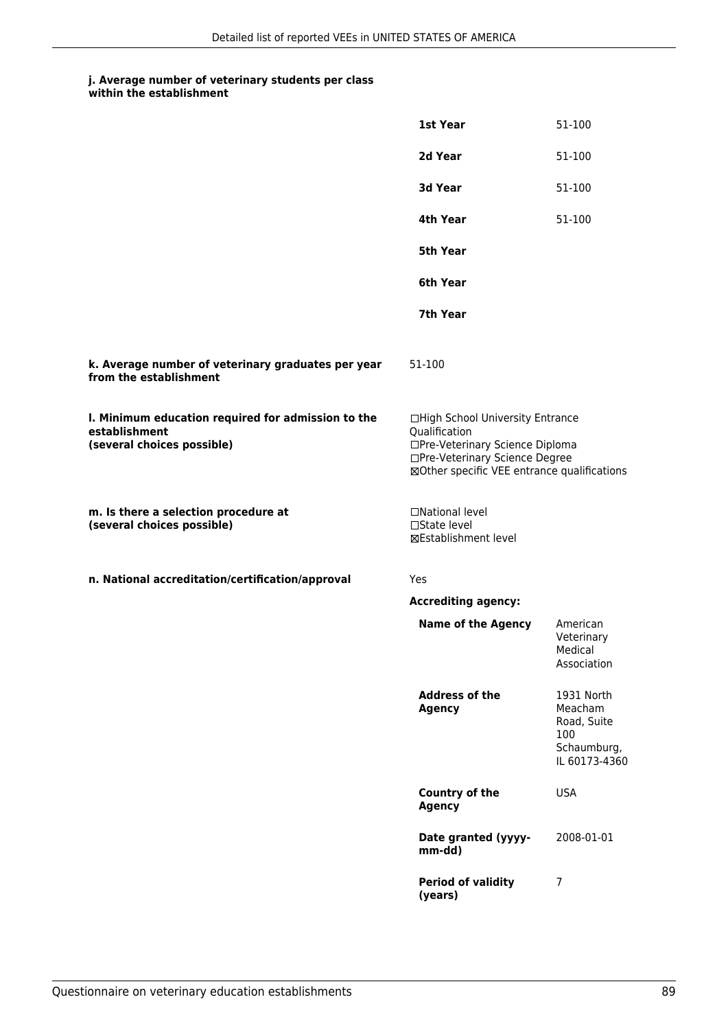**j. Average number of veterinary students per class within the establishment**

| | |
|---|---|
| **1st Year** | 51-100 |
| **2d Year** | 51-100 |
| **3d Year** | 51-100 |
| **4th Year** | 51-100 |
| **5th Year** | |
| **6th Year** | |
| **7th Year** | |

**k. Average number of veterinary graduates per year from the establishment**

51-100

**l. Minimum education required for admission to the establishment (several choices possible)**

☐High School University Entrance Qualification
☐Pre-Veterinary Science Diploma
☐Pre-Veterinary Science Degree
☒Other specific VEE entrance qualifications

**m. Is there a selection procedure at (several choices possible)**

☐National level
☐State level
☒Establishment level

**n. National accreditation/certification/approval**

Yes

**Accrediting agency:**

| | |
|---|---|
| **Name of the Agency** | American Veterinary Medical Association |
| **Address of the Agency** | 1931 North Meacham Road, Suite 100 Schaumburg, IL 60173-4360 |
| **Country of the Agency** | USA |
| **Date granted (yyyy-mm-dd)** | 2008-01-01 |
| **Period of validity (years)** | 7 |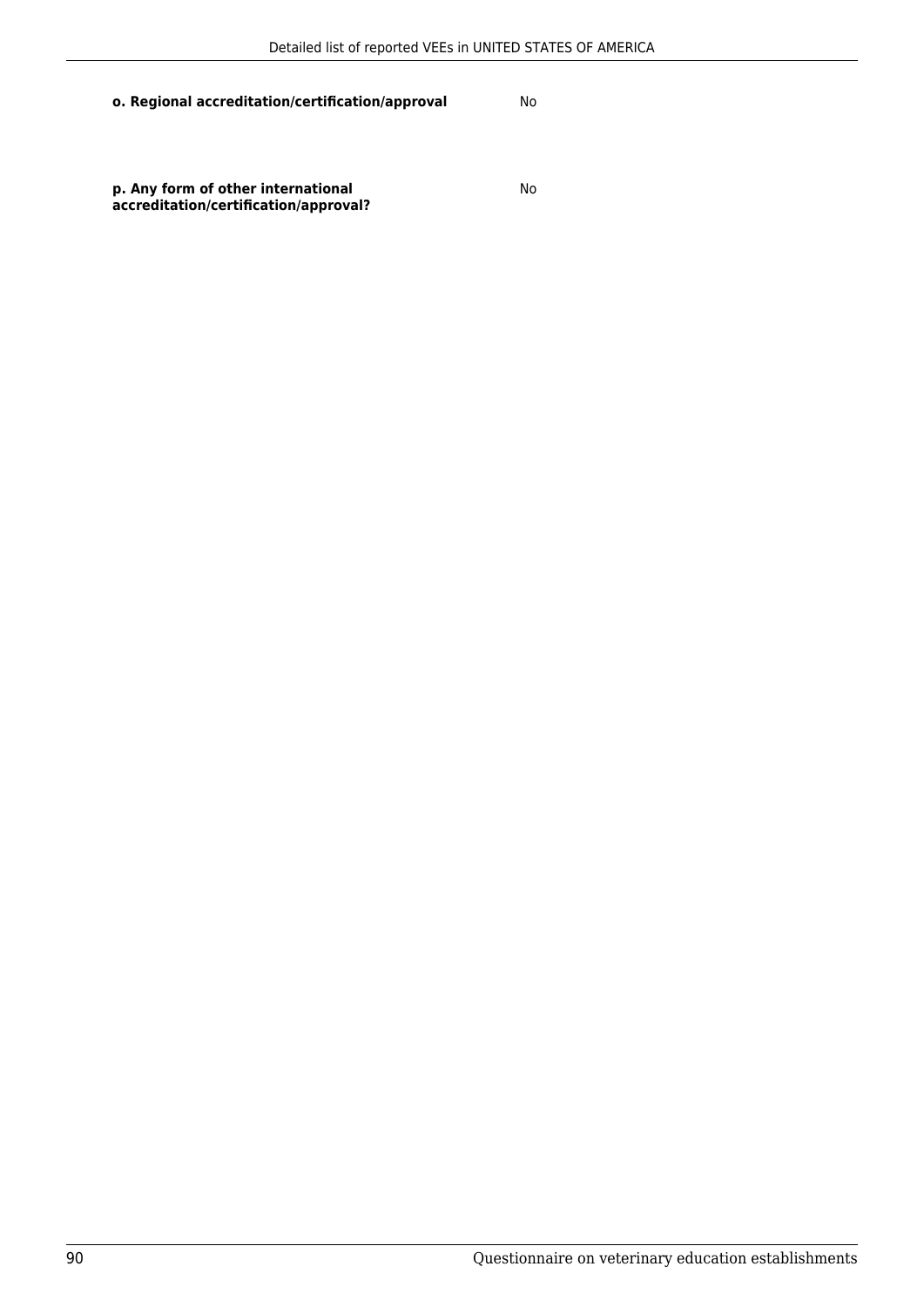**o. Regional accreditation/certification/approval** No

**p. Any form of other international accreditation/certification/approval?** No